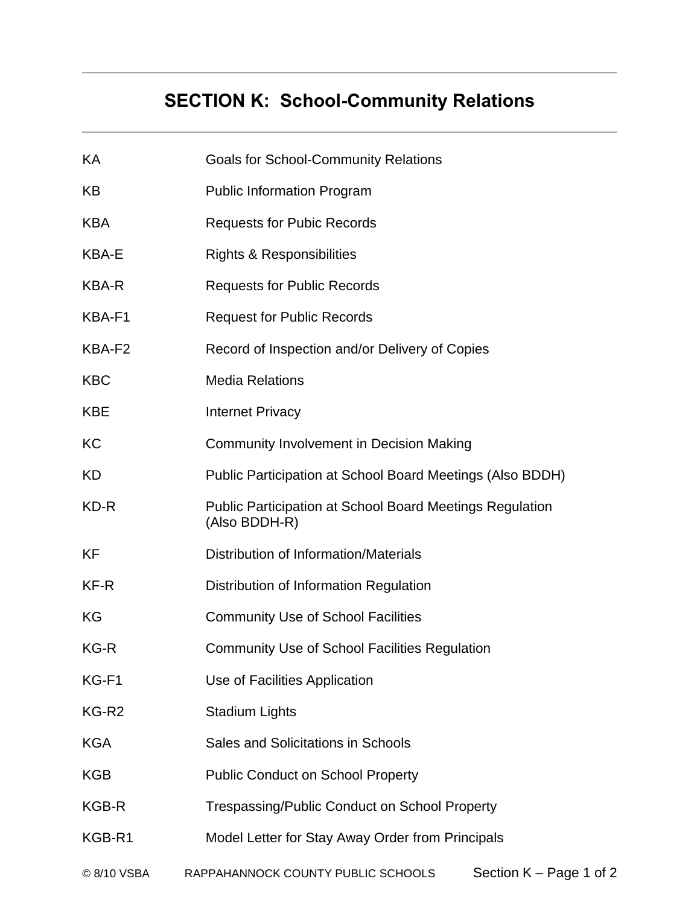# SECTION K: School-Community Relations

| | |
|---|---|
| KA | Goals for School-Community Relations |
| KB | Public Information Program |
| KBA | Requests for Pubic Records |
| KBA-E | Rights & Responsibilities |
| KBA-R | Requests for Public Records |
| KBA-F1 | Request for Public Records |
| KBA-F2 | Record of Inspection and/or Delivery of Copies |
| KBC | Media Relations |
| KBE | Internet Privacy |
| KC | Community Involvement in Decision Making |
| KD | Public Participation at School Board Meetings (Also BDDH) |
| KD-R | Public Participation at School Board Meetings Regulation (Also BDDH-R) |
| KF | Distribution of Information/Materials |
| KF-R | Distribution of Information Regulation |
| KG | Community Use of School Facilities |
| KG-R | Community Use of School Facilities Regulation |
| KG-F1 | Use of Facilities Application |
| KG-R2 | Stadium Lights |
| KGA | Sales and Solicitations in Schools |
| KGB | Public Conduct on School Property |
| KGB-R | Trespassing/Public Conduct on School Property |
| KGB-R1 | Model Letter for Stay Away Order from Principals |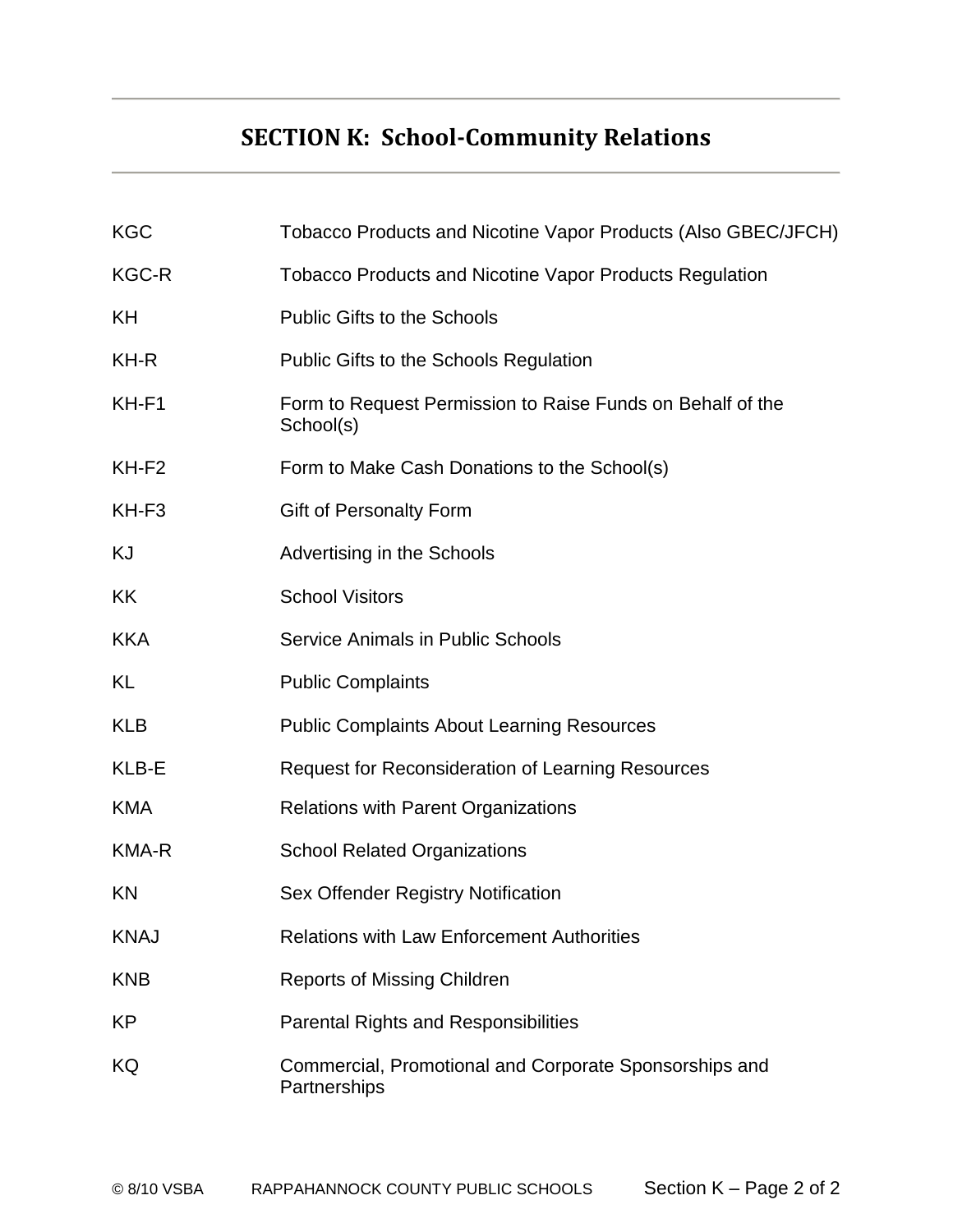# SECTION K: School-Community Relations

| | |
|---|---|
| KGC | Tobacco Products and Nicotine Vapor Products (Also GBEC/JFCH) |
| KGC-R | Tobacco Products and Nicotine Vapor Products Regulation |
| KH | Public Gifts to the Schools |
| KH-R | Public Gifts to the Schools Regulation |
| KH-F1 | Form to Request Permission to Raise Funds on Behalf of the School(s) |
| KH-F2 | Form to Make Cash Donations to the School(s) |
| KH-F3 | Gift of Personalty Form |
| KJ | Advertising in the Schools |
| KK | School Visitors |
| KKA | Service Animals in Public Schools |
| KL | Public Complaints |
| KLB | Public Complaints About Learning Resources |
| KLB-E | Request for Reconsideration of Learning Resources |
| KMA | Relations with Parent Organizations |
| KMA-R | School Related Organizations |
| KN | Sex Offender Registry Notification |
| KNAJ | Relations with Law Enforcement Authorities |
| KNB | Reports of Missing Children |
| KP | Parental Rights and Responsibilities |
| KQ | Commercial, Promotional and Corporate Sponsorships and Partnerships |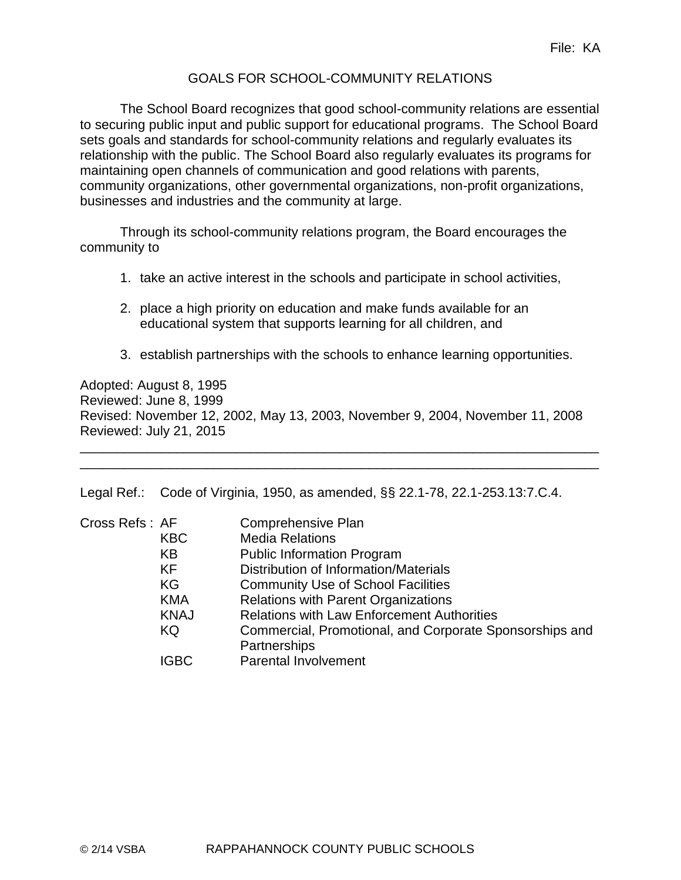File: KA

# GOALS FOR SCHOOL-COMMUNITY RELATIONS

The School Board recognizes that good school-community relations are essential to securing public input and public support for educational programs. The School Board sets goals and standards for school-community relations and regularly evaluates its relationship with the public. The School Board also regularly evaluates its programs for maintaining open channels of communication and good relations with parents, community organizations, other governmental organizations, non-profit organizations, businesses and industries and the community at large.

Through its school-community relations program, the Board encourages the community to

1. take an active interest in the schools and participate in school activities,

2. place a high priority on education and make funds available for an educational system that supports learning for all children, and

3. establish partnerships with the schools to enhance learning opportunities.

Adopted: August 8, 1995
Reviewed: June 8, 1999
Revised: November 12, 2002, May 13, 2003, November 9, 2004, November 11, 2008
Reviewed: July 21, 2015

---

Legal Ref.: Code of Virginia, 1950, as amended, §§ 22.1-78, 22.1-253.13:7.C.4.

Cross Refs :

| | |
|---|---|
| AF | Comprehensive Plan |
| KBC | Media Relations |
| KB | Public Information Program |
| KF | Distribution of Information/Materials |
| KG | Community Use of School Facilities |
| KMA | Relations with Parent Organizations |
| KNAJ | Relations with Law Enforcement Authorities |
| KQ | Commercial, Promotional, and Corporate Sponsorships and Partnerships |
| IGBC | Parental Involvement |

© 2/14 VSBA RAPPAHANNOCK COUNTY PUBLIC SCHOOLS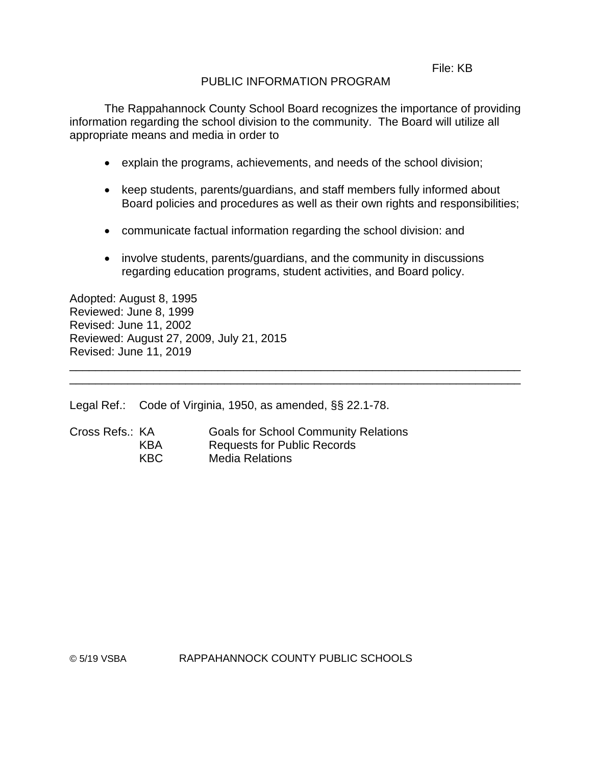File: KB

# PUBLIC INFORMATION PROGRAM

The Rappahannock County School Board recognizes the importance of providing information regarding the school division to the community. The Board will utilize all appropriate means and media in order to

- explain the programs, achievements, and needs of the school division;
- keep students, parents/guardians, and staff members fully informed about Board policies and procedures as well as their own rights and responsibilities;
- communicate factual information regarding the school division: and
- involve students, parents/guardians, and the community in discussions regarding education programs, student activities, and Board policy.

Adopted: August 8, 1995
Reviewed: June 8, 1999
Revised: June 11, 2002
Reviewed: August 27, 2009, July 21, 2015
Revised: June 11, 2019

---

Legal Ref.: Code of Virginia, 1950, as amended, §§ 22.1-78.

Cross Refs.: KA Goals for School Community Relations
KBA Requests for Public Records
KBC Media Relations

© 5/19 VSBA RAPPAHANNOCK COUNTY PUBLIC SCHOOLS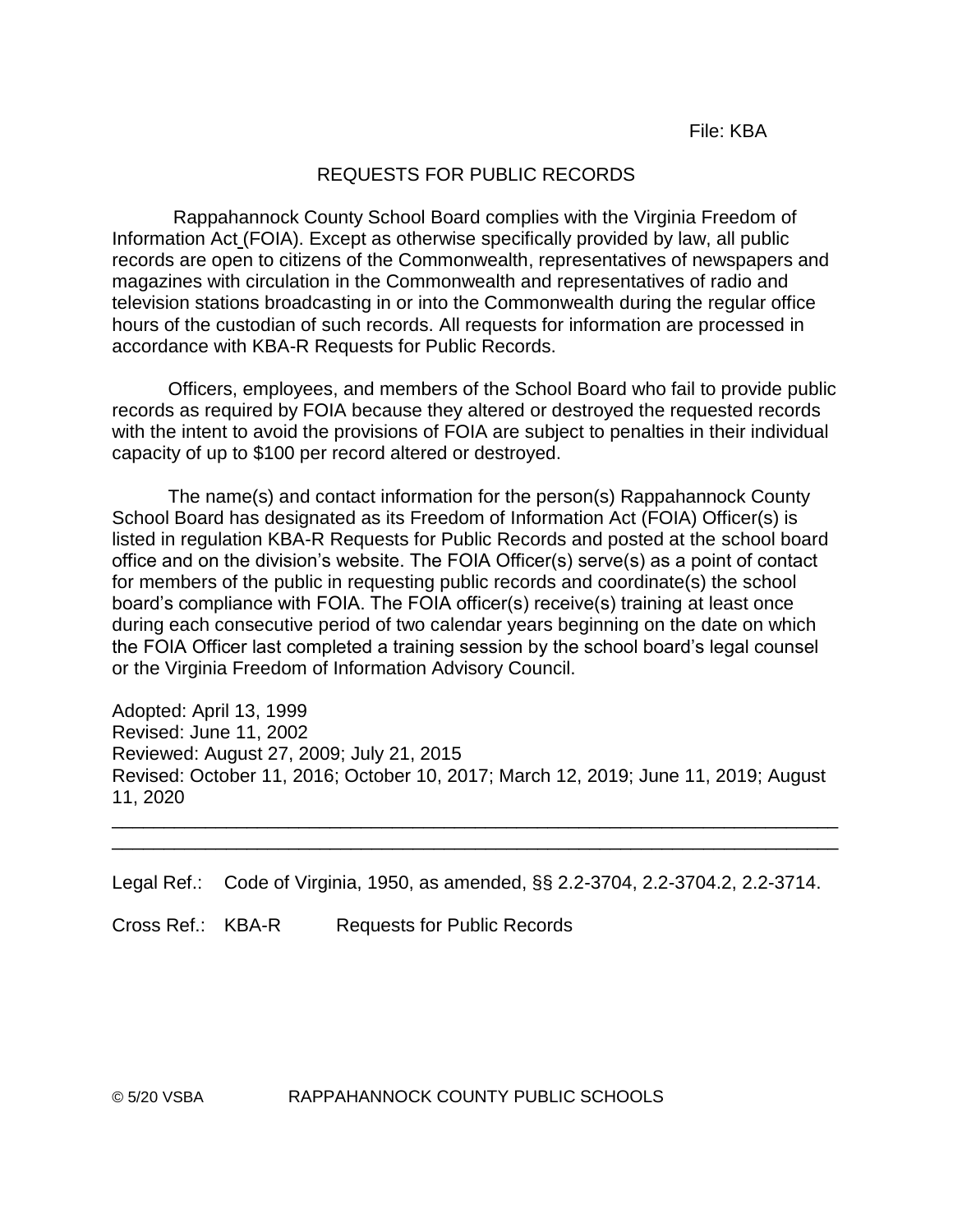File: KBA

# REQUESTS FOR PUBLIC RECORDS

Rappahannock County School Board complies with the Virginia Freedom of Information Act (FOIA). Except as otherwise specifically provided by law, all public records are open to citizens of the Commonwealth, representatives of newspapers and magazines with circulation in the Commonwealth and representatives of radio and television stations broadcasting in or into the Commonwealth during the regular office hours of the custodian of such records. All requests for information are processed in accordance with KBA-R Requests for Public Records.

Officers, employees, and members of the School Board who fail to provide public records as required by FOIA because they altered or destroyed the requested records with the intent to avoid the provisions of FOIA are subject to penalties in their individual capacity of up to $100 per record altered or destroyed.

The name(s) and contact information for the person(s) Rappahannock County School Board has designated as its Freedom of Information Act (FOIA) Officer(s) is listed in regulation KBA-R Requests for Public Records and posted at the school board office and on the division's website. The FOIA Officer(s) serve(s) as a point of contact for members of the public in requesting public records and coordinate(s) the school board's compliance with FOIA. The FOIA officer(s) receive(s) training at least once during each consecutive period of two calendar years beginning on the date on which the FOIA Officer last completed a training session by the school board's legal counsel or the Virginia Freedom of Information Advisory Council.

Adopted: April 13, 1999
Revised: June 11, 2002
Reviewed: August 27, 2009; July 21, 2015
Revised: October 11, 2016; October 10, 2017; March 12, 2019; June 11, 2019; August 11, 2020

---

Legal Ref.: Code of Virginia, 1950, as amended, §§ 2.2-3704, 2.2-3704.2, 2.2-3714.

Cross Ref.: KBA-R Requests for Public Records

© 5/20 VSBA RAPPAHANNOCK COUNTY PUBLIC SCHOOLS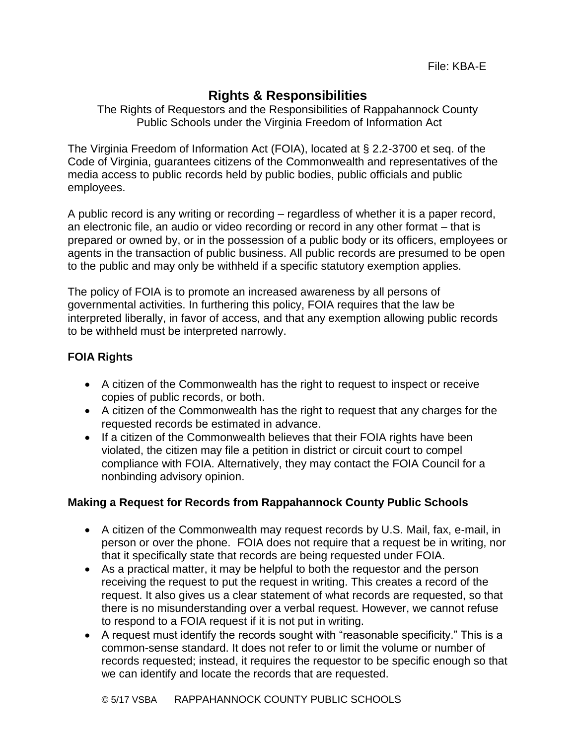File: KBA-E

# Rights & Responsibilities

The Rights of Requestors and the Responsibilities of Rappahannock County Public Schools under the Virginia Freedom of Information Act

The Virginia Freedom of Information Act (FOIA), located at § 2.2-3700 et seq. of the Code of Virginia, guarantees citizens of the Commonwealth and representatives of the media access to public records held by public bodies, public officials and public employees.

A public record is any writing or recording – regardless of whether it is a paper record, an electronic file, an audio or video recording or record in any other format – that is prepared or owned by, or in the possession of a public body or its officers, employees or agents in the transaction of public business. All public records are presumed to be open to the public and may only be withheld if a specific statutory exemption applies.

The policy of FOIA is to promote an increased awareness by all persons of governmental activities. In furthering this policy, FOIA requires that the law be interpreted liberally, in favor of access, and that any exemption allowing public records to be withheld must be interpreted narrowly.

## FOIA Rights

- A citizen of the Commonwealth has the right to request to inspect or receive copies of public records, or both.
- A citizen of the Commonwealth has the right to request that any charges for the requested records be estimated in advance.
- If a citizen of the Commonwealth believes that their FOIA rights have been violated, the citizen may file a petition in district or circuit court to compel compliance with FOIA. Alternatively, they may contact the FOIA Council for a nonbinding advisory opinion.

## Making a Request for Records from Rappahannock County Public Schools

- A citizen of the Commonwealth may request records by U.S. Mail, fax, e-mail, in person or over the phone. FOIA does not require that a request be in writing, nor that it specifically state that records are being requested under FOIA.
- As a practical matter, it may be helpful to both the requestor and the person receiving the request to put the request in writing. This creates a record of the request. It also gives us a clear statement of what records are requested, so that there is no misunderstanding over a verbal request. However, we cannot refuse to respond to a FOIA request if it is not put in writing.
- A request must identify the records sought with "reasonable specificity." This is a common-sense standard. It does not refer to or limit the volume or number of records requested; instead, it requires the requestor to be specific enough so that we can identify and locate the records that are requested.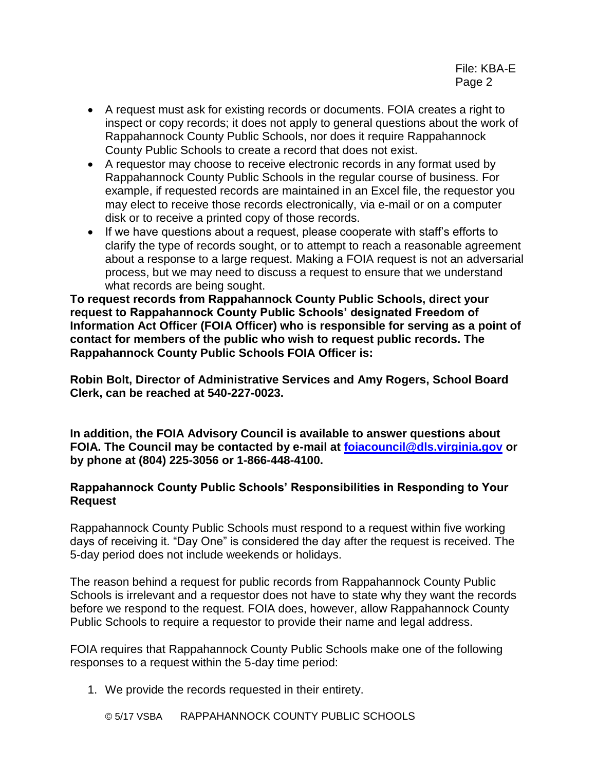- A request must ask for existing records or documents. FOIA creates a right to inspect or copy records; it does not apply to general questions about the work of Rappahannock County Public Schools, nor does it require Rappahannock County Public Schools to create a record that does not exist.
- A requestor may choose to receive electronic records in any format used by Rappahannock County Public Schools in the regular course of business. For example, if requested records are maintained in an Excel file, the requestor you may elect to receive those records electronically, via e-mail or on a computer disk or to receive a printed copy of those records.
- If we have questions about a request, please cooperate with staff's efforts to clarify the type of records sought, or to attempt to reach a reasonable agreement about a response to a large request. Making a FOIA request is not an adversarial process, but we may need to discuss a request to ensure that we understand what records are being sought.

**To request records from Rappahannock County Public Schools, direct your request to Rappahannock County Public Schools' designated Freedom of Information Act Officer (FOIA Officer) who is responsible for serving as a point of contact for members of the public who wish to request public records. The Rappahannock County Public Schools FOIA Officer is:**

**Robin Bolt, Director of Administrative Services and Amy Rogers, School Board Clerk, can be reached at 540-227-0023.**

**In addition, the FOIA Advisory Council is available to answer questions about FOIA. The Council may be contacted by e-mail at foiacouncil@dls.virginia.gov or by phone at (804) 225-3056 or 1-866-448-4100.**

### Rappahannock County Public Schools' Responsibilities in Responding to Your Request

Rappahannock County Public Schools must respond to a request within five working days of receiving it. "Day One" is considered the day after the request is received. The 5-day period does not include weekends or holidays.

The reason behind a request for public records from Rappahannock County Public Schools is irrelevant and a requestor does not have to state why they want the records before we respond to the request. FOIA does, however, allow Rappahannock County Public Schools to require a requestor to provide their name and legal address.

FOIA requires that Rappahannock County Public Schools make one of the following responses to a request within the 5-day time period:

1. We provide the records requested in their entirety.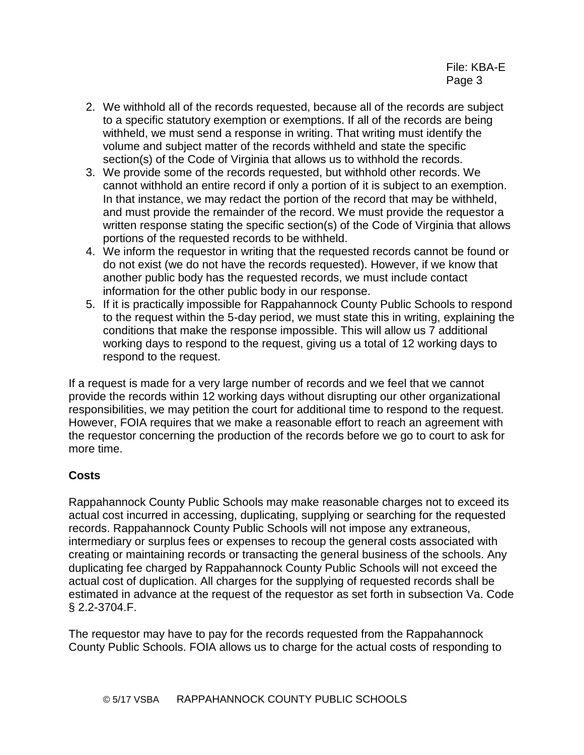2. We withhold all of the records requested, because all of the records are subject to a specific statutory exemption or exemptions. If all of the records are being withheld, we must send a response in writing. That writing must identify the volume and subject matter of the records withheld and state the specific section(s) of the Code of Virginia that allows us to withhold the records.
3. We provide some of the records requested, but withhold other records. We cannot withhold an entire record if only a portion of it is subject to an exemption. In that instance, we may redact the portion of the record that may be withheld, and must provide the remainder of the record. We must provide the requestor a written response stating the specific section(s) of the Code of Virginia that allows portions of the requested records to be withheld.
4. We inform the requestor in writing that the requested records cannot be found or do not exist (we do not have the records requested). However, if we know that another public body has the requested records, we must include contact information for the other public body in our response.
5. If it is practically impossible for Rappahannock County Public Schools to respond to the request within the 5-day period, we must state this in writing, explaining the conditions that make the response impossible. This will allow us 7 additional working days to respond to the request, giving us a total of 12 working days to respond to the request.

If a request is made for a very large number of records and we feel that we cannot provide the records within 12 working days without disrupting our other organizational responsibilities, we may petition the court for additional time to respond to the request. However, FOIA requires that we make a reasonable effort to reach an agreement with the requestor concerning the production of the records before we go to court to ask for more time.

**Costs**

Rappahannock County Public Schools may make reasonable charges not to exceed its actual cost incurred in accessing, duplicating, supplying or searching for the requested records. Rappahannock County Public Schools will not impose any extraneous, intermediary or surplus fees or expenses to recoup the general costs associated with creating or maintaining records or transacting the general business of the schools. Any duplicating fee charged by Rappahannock County Public Schools will not exceed the actual cost of duplication. All charges for the supplying of requested records shall be estimated in advance at the request of the requestor as set forth in subsection Va. Code § 2.2-3704.F.

The requestor may have to pay for the records requested from the Rappahannock County Public Schools. FOIA allows us to charge for the actual costs of responding to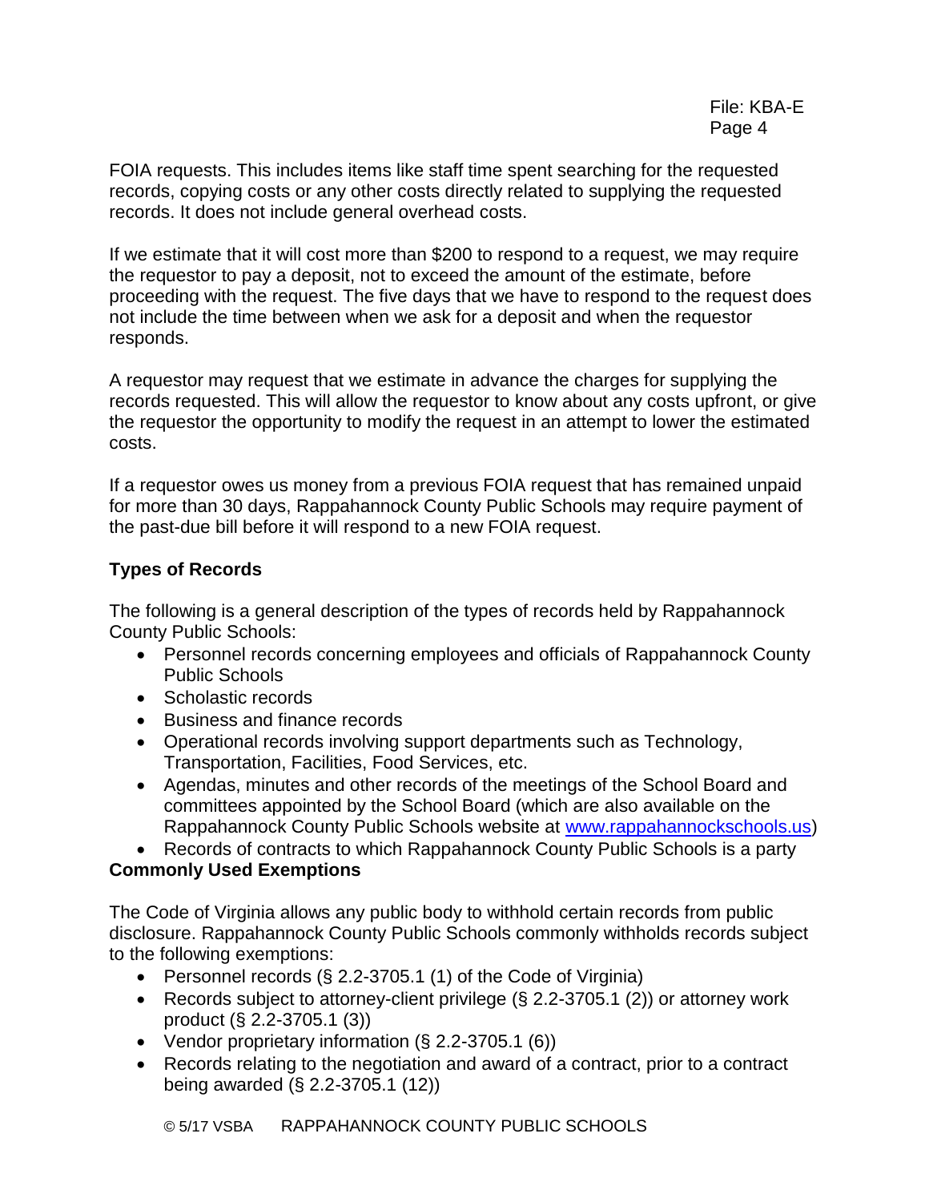FOIA requests. This includes items like staff time spent searching for the requested records, copying costs or any other costs directly related to supplying the requested records. It does not include general overhead costs.

If we estimate that it will cost more than $200 to respond to a request, we may require the requestor to pay a deposit, not to exceed the amount of the estimate, before proceeding with the request. The five days that we have to respond to the request does not include the time between when we ask for a deposit and when the requestor responds.

A requestor may request that we estimate in advance the charges for supplying the records requested. This will allow the requestor to know about any costs upfront, or give the requestor the opportunity to modify the request in an attempt to lower the estimated costs.

If a requestor owes us money from a previous FOIA request that has remained unpaid for more than 30 days, Rappahannock County Public Schools may require payment of the past-due bill before it will respond to a new FOIA request.

**Types of Records**

The following is a general description of the types of records held by Rappahannock County Public Schools:

- Personnel records concerning employees and officials of Rappahannock County Public Schools
- Scholastic records
- Business and finance records
- Operational records involving support departments such as Technology, Transportation, Facilities, Food Services, etc.
- Agendas, minutes and other records of the meetings of the School Board and committees appointed by the School Board (which are also available on the Rappahannock County Public Schools website at www.rappahannockschools.us)
- Records of contracts to which Rappahannock County Public Schools is a party

**Commonly Used Exemptions**

The Code of Virginia allows any public body to withhold certain records from public disclosure. Rappahannock County Public Schools commonly withholds records subject to the following exemptions:

- Personnel records (§ 2.2-3705.1 (1) of the Code of Virginia)
- Records subject to attorney-client privilege (§ 2.2-3705.1 (2)) or attorney work product (§ 2.2-3705.1 (3))
- Vendor proprietary information (§ 2.2-3705.1 (6))
- Records relating to the negotiation and award of a contract, prior to a contract being awarded (§ 2.2-3705.1 (12))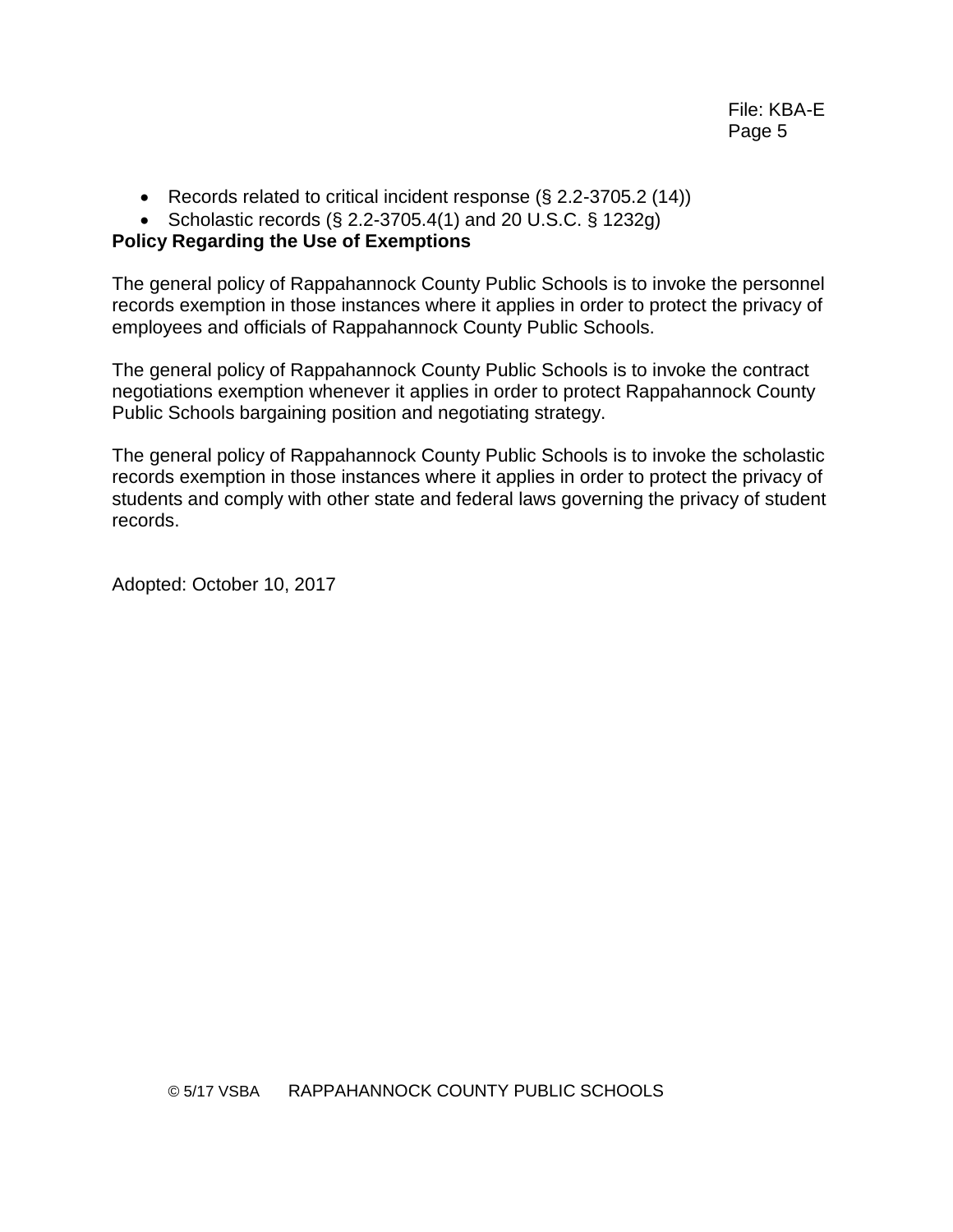- Records related to critical incident response (§ 2.2-3705.2 (14))
- Scholastic records (§ 2.2-3705.4(1) and 20 U.S.C. § 1232g)

**Policy Regarding the Use of Exemptions**

The general policy of Rappahannock County Public Schools is to invoke the personnel records exemption in those instances where it applies in order to protect the privacy of employees and officials of Rappahannock County Public Schools.

The general policy of Rappahannock County Public Schools is to invoke the contract negotiations exemption whenever it applies in order to protect Rappahannock County Public Schools bargaining position and negotiating strategy.

The general policy of Rappahannock County Public Schools is to invoke the scholastic records exemption in those instances where it applies in order to protect the privacy of students and comply with other state and federal laws governing the privacy of student records.

Adopted: October 10, 2017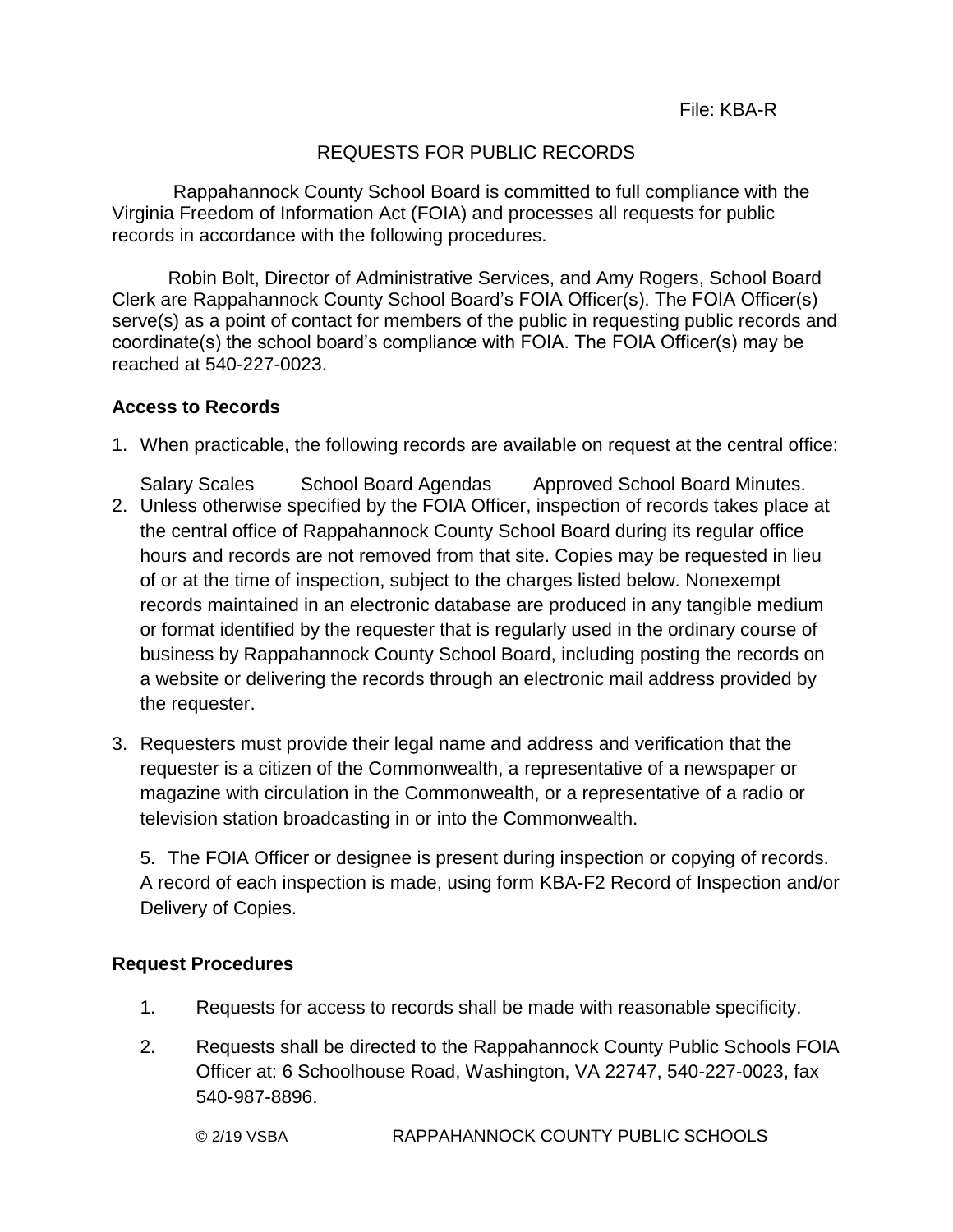File: KBA-R

# REQUESTS FOR PUBLIC RECORDS

Rappahannock County School Board is committed to full compliance with the Virginia Freedom of Information Act (FOIA) and processes all requests for public records in accordance with the following procedures.

Robin Bolt, Director of Administrative Services, and Amy Rogers, School Board Clerk are Rappahannock County School Board's FOIA Officer(s). The FOIA Officer(s) serve(s) as a point of contact for members of the public in requesting public records and coordinate(s) the school board's compliance with FOIA. The FOIA Officer(s) may be reached at 540-227-0023.

## Access to Records

1. When practicable, the following records are available on request at the central office:

   Salary Scales School Board Agendas Approved School Board Minutes.

2. Unless otherwise specified by the FOIA Officer, inspection of records takes place at the central office of Rappahannock County School Board during its regular office hours and records are not removed from that site. Copies may be requested in lieu of or at the time of inspection, subject to the charges listed below. Nonexempt records maintained in an electronic database are produced in any tangible medium or format identified by the requester that is regularly used in the ordinary course of business by Rappahannock County School Board, including posting the records on a website or delivering the records through an electronic mail address provided by the requester.

3. Requesters must provide their legal name and address and verification that the requester is a citizen of the Commonwealth, a representative of a newspaper or magazine with circulation in the Commonwealth, or a representative of a radio or television station broadcasting in or into the Commonwealth.

5. The FOIA Officer or designee is present during inspection or copying of records. A record of each inspection is made, using form KBA-F2 Record of Inspection and/or Delivery of Copies.

## Request Procedures

1. Requests for access to records shall be made with reasonable specificity.

2. Requests shall be directed to the Rappahannock County Public Schools FOIA Officer at: 6 Schoolhouse Road, Washington, VA 22747, 540-227-0023, fax 540-987-8896.

© 2/19 VSBA RAPPAHANNOCK COUNTY PUBLIC SCHOOLS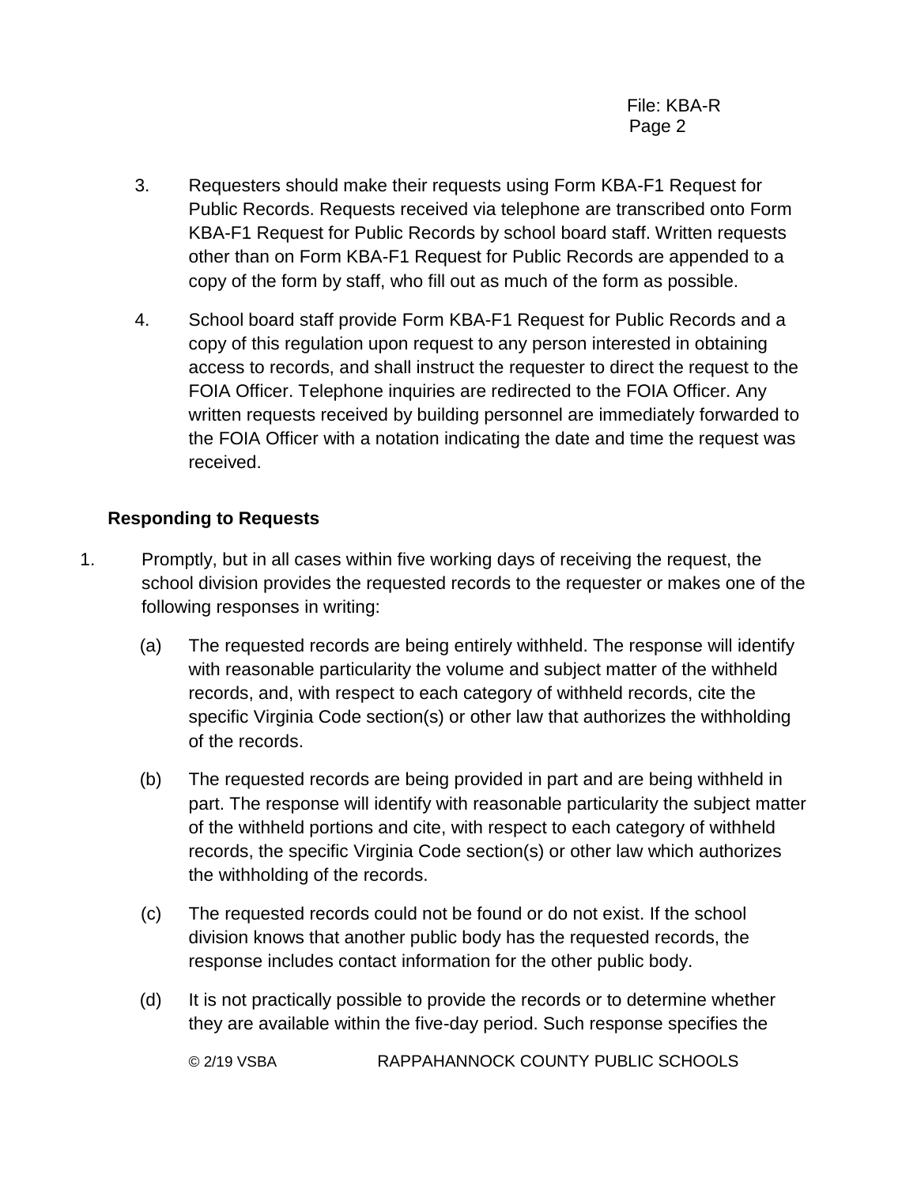3. Requesters should make their requests using Form KBA-F1 Request for Public Records. Requests received via telephone are transcribed onto Form KBA-F1 Request for Public Records by school board staff. Written requests other than on Form KBA-F1 Request for Public Records are appended to a copy of the form by staff, who fill out as much of the form as possible.

4. School board staff provide Form KBA-F1 Request for Public Records and a copy of this regulation upon request to any person interested in obtaining access to records, and shall instruct the requester to direct the request to the FOIA Officer. Telephone inquiries are redirected to the FOIA Officer. Any written requests received by building personnel are immediately forwarded to the FOIA Officer with a notation indicating the date and time the request was received.

**Responding to Requests**

1. Promptly, but in all cases within five working days of receiving the request, the school division provides the requested records to the requester or makes one of the following responses in writing:

   (a) The requested records are being entirely withheld. The response will identify with reasonable particularity the volume and subject matter of the withheld records, and, with respect to each category of withheld records, cite the specific Virginia Code section(s) or other law that authorizes the withholding of the records.

   (b) The requested records are being provided in part and are being withheld in part. The response will identify with reasonable particularity the subject matter of the withheld portions and cite, with respect to each category of withheld records, the specific Virginia Code section(s) or other law which authorizes the withholding of the records.

   (c) The requested records could not be found or do not exist. If the school division knows that another public body has the requested records, the response includes contact information for the other public body.

   (d) It is not practically possible to provide the records or to determine whether they are available within the five-day period. Such response specifies the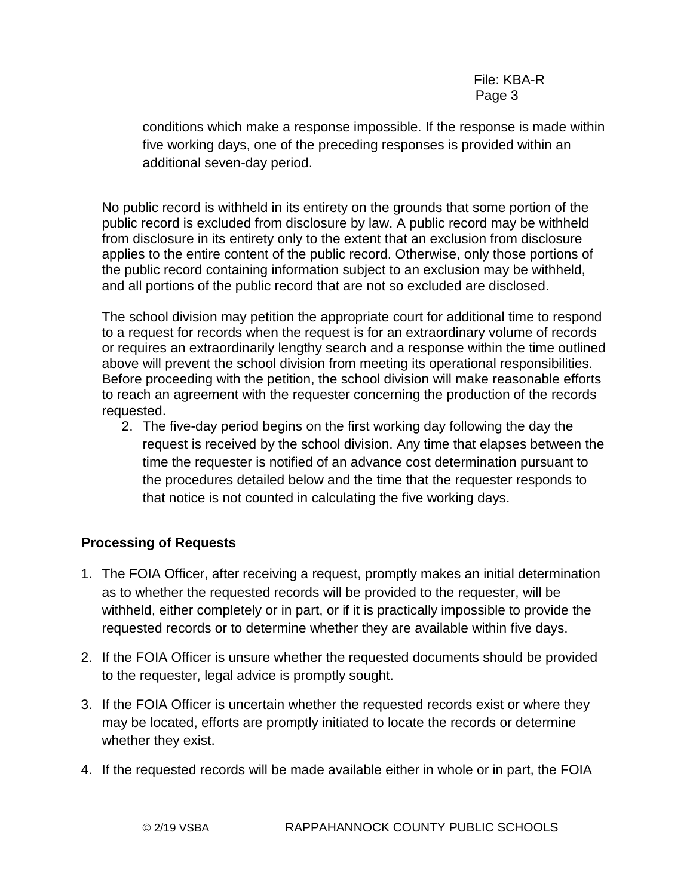conditions which make a response impossible. If the response is made within five working days, one of the preceding responses is provided within an additional seven-day period.

No public record is withheld in its entirety on the grounds that some portion of the public record is excluded from disclosure by law. A public record may be withheld from disclosure in its entirety only to the extent that an exclusion from disclosure applies to the entire content of the public record. Otherwise, only those portions of the public record containing information subject to an exclusion may be withheld, and all portions of the public record that are not so excluded are disclosed.

The school division may petition the appropriate court for additional time to respond to a request for records when the request is for an extraordinary volume of records or requires an extraordinarily lengthy search and a response within the time outlined above will prevent the school division from meeting its operational responsibilities. Before proceeding with the petition, the school division will make reasonable efforts to reach an agreement with the requester concerning the production of the records requested.

2. The five-day period begins on the first working day following the day the request is received by the school division. Any time that elapses between the time the requester is notified of an advance cost determination pursuant to the procedures detailed below and the time that the requester responds to that notice is not counted in calculating the five working days.

**Processing of Requests**

1. The FOIA Officer, after receiving a request, promptly makes an initial determination as to whether the requested records will be provided to the requester, will be withheld, either completely or in part, or if it is practically impossible to provide the requested records or to determine whether they are available within five days.

2. If the FOIA Officer is unsure whether the requested documents should be provided to the requester, legal advice is promptly sought.

3. If the FOIA Officer is uncertain whether the requested records exist or where they may be located, efforts are promptly initiated to locate the records or determine whether they exist.

4. If the requested records will be made available either in whole or in part, the FOIA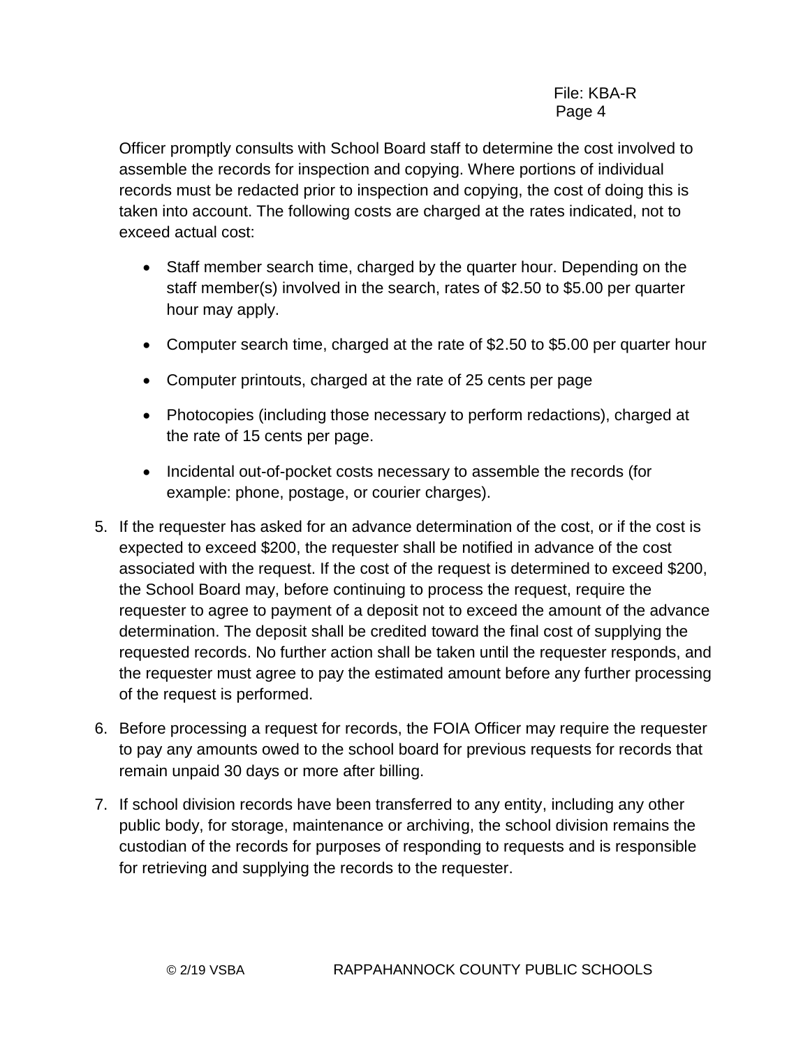Officer promptly consults with School Board staff to determine the cost involved to assemble the records for inspection and copying. Where portions of individual records must be redacted prior to inspection and copying, the cost of doing this is taken into account. The following costs are charged at the rates indicated, not to exceed actual cost:

- Staff member search time, charged by the quarter hour. Depending on the staff member(s) involved in the search, rates of $2.50 to $5.00 per quarter hour may apply.
- Computer search time, charged at the rate of $2.50 to $5.00 per quarter hour
- Computer printouts, charged at the rate of 25 cents per page
- Photocopies (including those necessary to perform redactions), charged at the rate of 15 cents per page.
- Incidental out-of-pocket costs necessary to assemble the records (for example: phone, postage, or courier charges).

5. If the requester has asked for an advance determination of the cost, or if the cost is expected to exceed $200, the requester shall be notified in advance of the cost associated with the request. If the cost of the request is determined to exceed $200, the School Board may, before continuing to process the request, require the requester to agree to payment of a deposit not to exceed the amount of the advance determination. The deposit shall be credited toward the final cost of supplying the requested records. No further action shall be taken until the requester responds, and the requester must agree to pay the estimated amount before any further processing of the request is performed.
6. Before processing a request for records, the FOIA Officer may require the requester to pay any amounts owed to the school board for previous requests for records that remain unpaid 30 days or more after billing.
7. If school division records have been transferred to any entity, including any other public body, for storage, maintenance or archiving, the school division remains the custodian of the records for purposes of responding to requests and is responsible for retrieving and supplying the records to the requester.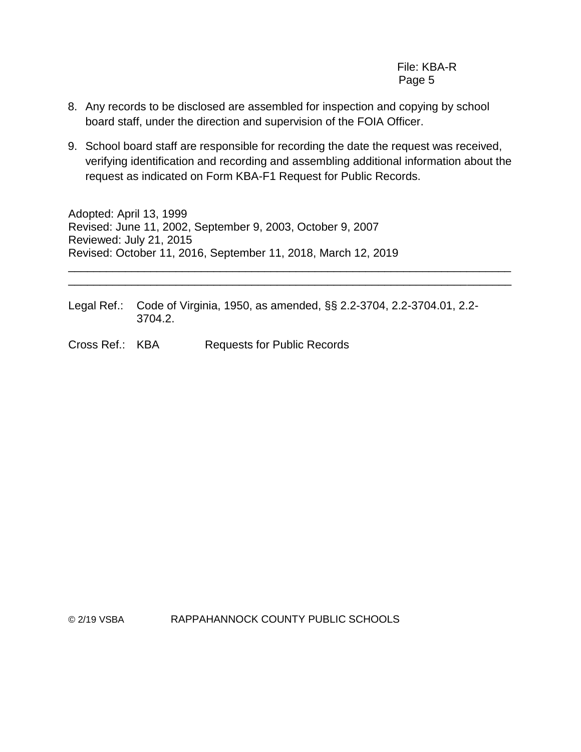8. Any records to be disclosed are assembled for inspection and copying by school board staff, under the direction and supervision of the FOIA Officer.

9. School board staff are responsible for recording the date the request was received, verifying identification and recording and assembling additional information about the request as indicated on Form KBA-F1 Request for Public Records.

Adopted: April 13, 1999
Revised: June 11, 2002, September 9, 2003, October 9, 2007
Reviewed: July 21, 2015
Revised: October 11, 2016, September 11, 2018, March 12, 2019

---

Legal Ref.: Code of Virginia, 1950, as amended, §§ 2.2-3704, 2.2-3704.01, 2.2-3704.2.

Cross Ref.: KBA Requests for Public Records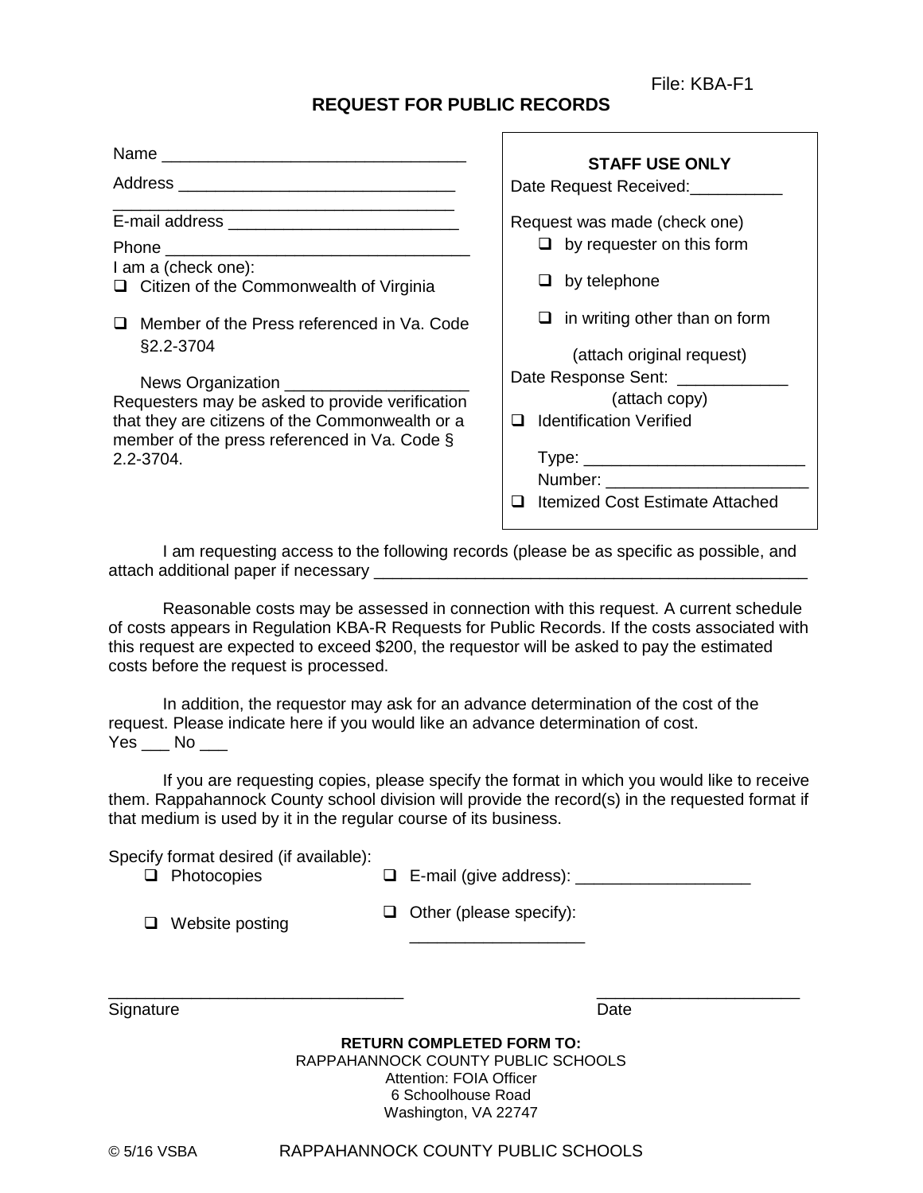File: KBA-F1

## REQUEST FOR PUBLIC RECORDS

Name ________________________________

Address ______________________________

_____________________________________

E-mail address ________________________

Phone _________________________________

I am a (check one):

- ❑ Citizen of the Commonwealth of Virginia
- ❑ Member of the Press referenced in Va. Code §2.2-3704

  News Organization ____________________

Requesters may be asked to provide verification that they are citizens of the Commonwealth or a member of the press referenced in Va. Code § 2.2-3704.

**STAFF USE ONLY**

Date Request Received:__________

Request was made (check one)

- ❑ by requester on this form
- ❑ by telephone
- ❑ in writing other than on form

  (attach original request)

Date Response Sent: ____________

(attach copy)

- ❑ Identification Verified

  Type: ________________________

  Number: ______________________
- ❑ Itemized Cost Estimate Attached

I am requesting access to the following records (please be as specific as possible, and attach additional paper if necessary _________________________________________________

Reasonable costs may be assessed in connection with this request. A current schedule of costs appears in Regulation KBA-R Requests for Public Records. If the costs associated with this request are expected to exceed $200, the requestor will be asked to pay the estimated costs before the request is processed.

In addition, the requestor may ask for an advance determination of the cost of the request. Please indicate here if you would like an advance determination of cost. Yes ___ No ___

If you are requesting copies, please specify the format in which you would like to receive them. Rappahannock County school division will provide the record(s) in the requested format if that medium is used by it in the regular course of its business.

Specify format desired (if available):

- ❑ Photocopies
- ❑ E-mail (give address): ___________________
- ❑ Website posting
- ❑ Other (please specify): ___________________

_______________________________ Signature

______________________ Date

**RETURN COMPLETED FORM TO:**

RAPPAHANNOCK COUNTY PUBLIC SCHOOLS

Attention: FOIA Officer

6 Schoolhouse Road

Washington, VA 22747

© 5/16 VSBA RAPPAHANNOCK COUNTY PUBLIC SCHOOLS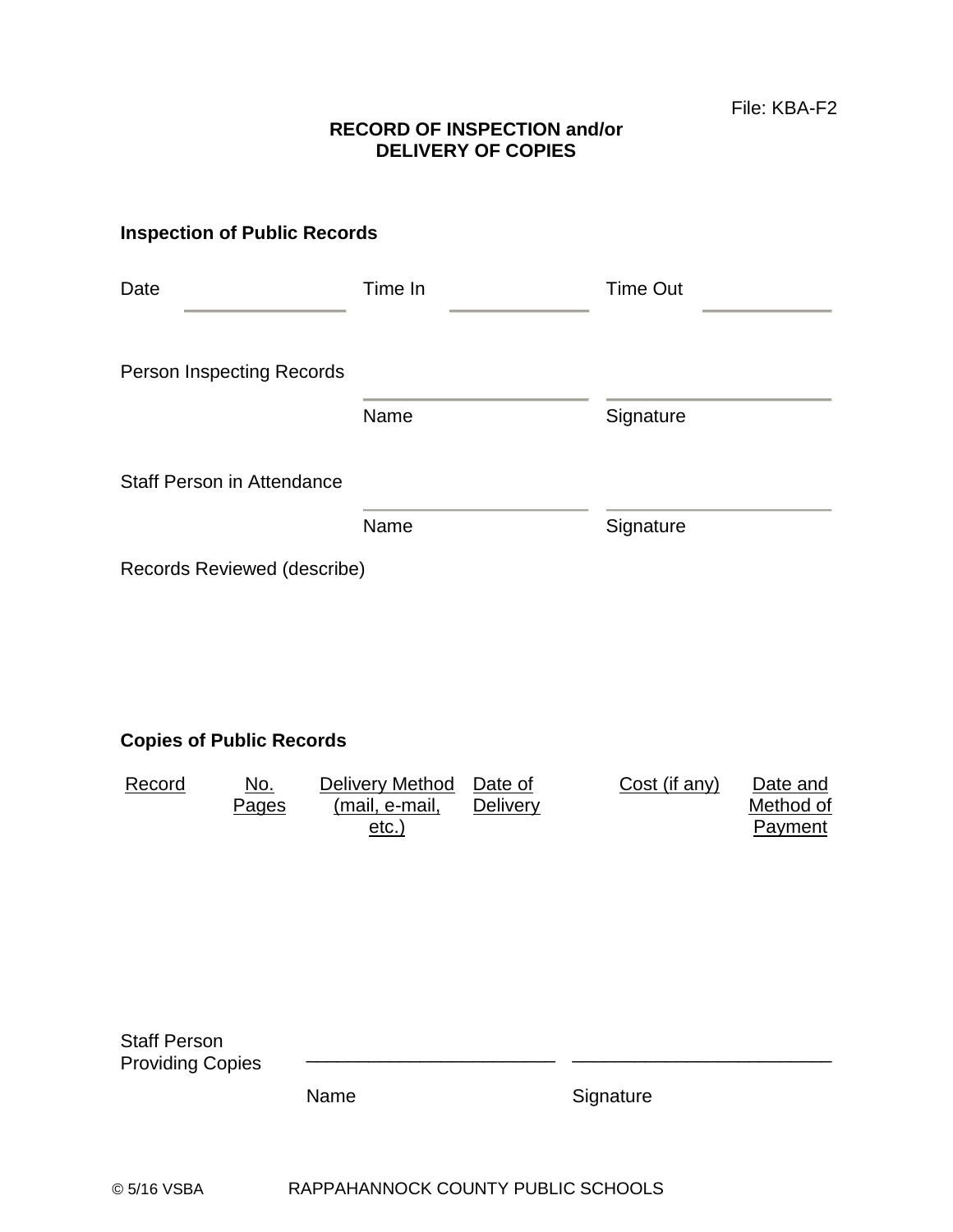File: KBA-F2

**RECORD OF INSPECTION and/or
DELIVERY OF COPIES**

**Inspection of Public Records**

Date \_\_\_\_\_\_\_\_\_\_\_\_ Time In \_\_\_\_\_\_\_\_\_\_\_\_ Time Out \_\_\_\_\_\_\_\_\_\_\_\_

Person Inspecting Records \_\_\_\_\_\_\_\_\_\_\_\_\_\_\_\_\_\_ \_\_\_\_\_\_\_\_\_\_\_\_\_\_\_\_\_\_

Name Signature

Staff Person in Attendance \_\_\_\_\_\_\_\_\_\_\_\_\_\_\_\_\_\_ \_\_\_\_\_\_\_\_\_\_\_\_\_\_\_\_\_\_

Name Signature

Records Reviewed (describe)

**Copies of Public Records**

| Record | No. Pages | Delivery Method (mail, e-mail, etc.) | Date of Delivery | Cost (if any) | Date and Method of Payment |
|---|---|---|---|---|---|
| | | | | | |

Staff Person Providing Copies \_\_\_\_\_\_\_\_\_\_\_\_\_\_\_\_\_\_\_\_\_\_\_\_ \_\_\_\_\_\_\_\_\_\_\_\_\_\_\_\_\_\_\_\_\_\_\_\_

Name Signature

© 5/16 VSBA RAPPAHANNOCK COUNTY PUBLIC SCHOOLS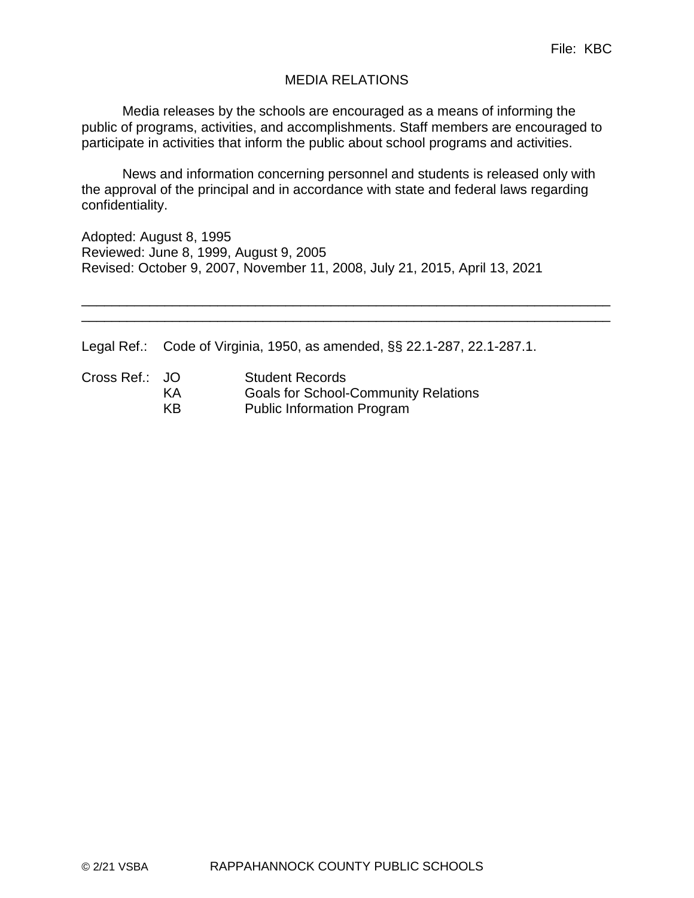File: KBC

# MEDIA RELATIONS

Media releases by the schools are encouraged as a means of informing the public of programs, activities, and accomplishments. Staff members are encouraged to participate in activities that inform the public about school programs and activities.

News and information concerning personnel and students is released only with the approval of the principal and in accordance with state and federal laws regarding confidentiality.

Adopted: August 8, 1995
Reviewed: June 8, 1999, August 9, 2005
Revised: October 9, 2007, November 11, 2008, July 21, 2015, April 13, 2021

---

Legal Ref.: Code of Virginia, 1950, as amended, §§ 22.1-287, 22.1-287.1.

Cross Ref.:
- JO Student Records
- KA Goals for School-Community Relations
- KB Public Information Program

© 2/21 VSBA RAPPAHANNOCK COUNTY PUBLIC SCHOOLS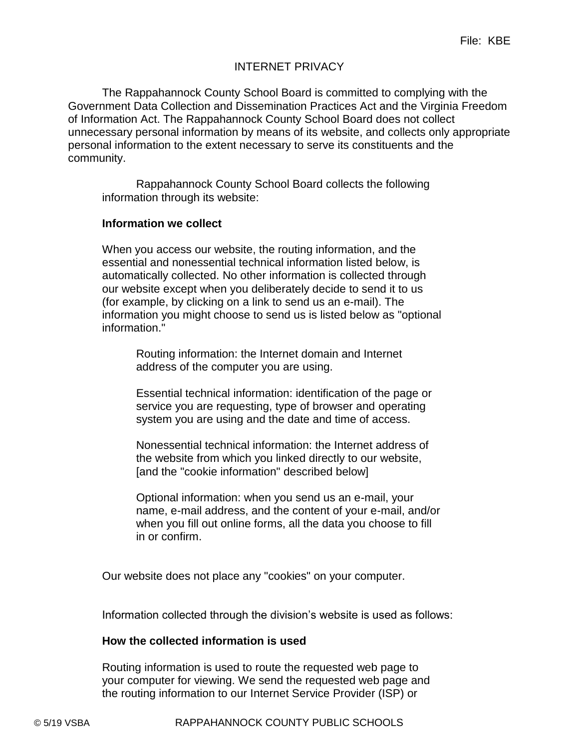File: KBE

# INTERNET PRIVACY

The Rappahannock County School Board is committed to complying with the Government Data Collection and Dissemination Practices Act and the Virginia Freedom of Information Act. The Rappahannock County School Board does not collect unnecessary personal information by means of its website, and collects only appropriate personal information to the extent necessary to serve its constituents and the community.

Rappahannock County School Board collects the following information through its website:

**Information we collect**

When you access our website, the routing information, and the essential and nonessential technical information listed below, is automatically collected. No other information is collected through our website except when you deliberately decide to send it to us (for example, by clicking on a link to send us an e-mail). The information you might choose to send us is listed below as "optional information."

Routing information: the Internet domain and Internet address of the computer you are using.

Essential technical information: identification of the page or service you are requesting, type of browser and operating system you are using and the date and time of access.

Nonessential technical information: the Internet address of the website from which you linked directly to our website, [and the "cookie information" described below]

Optional information: when you send us an e-mail, your name, e-mail address, and the content of your e-mail, and/or when you fill out online forms, all the data you choose to fill in or confirm.

Our website does not place any "cookies" on your computer.

Information collected through the division's website is used as follows:

**How the collected information is used**

Routing information is used to route the requested web page to your computer for viewing. We send the requested web page and the routing information to our Internet Service Provider (ISP) or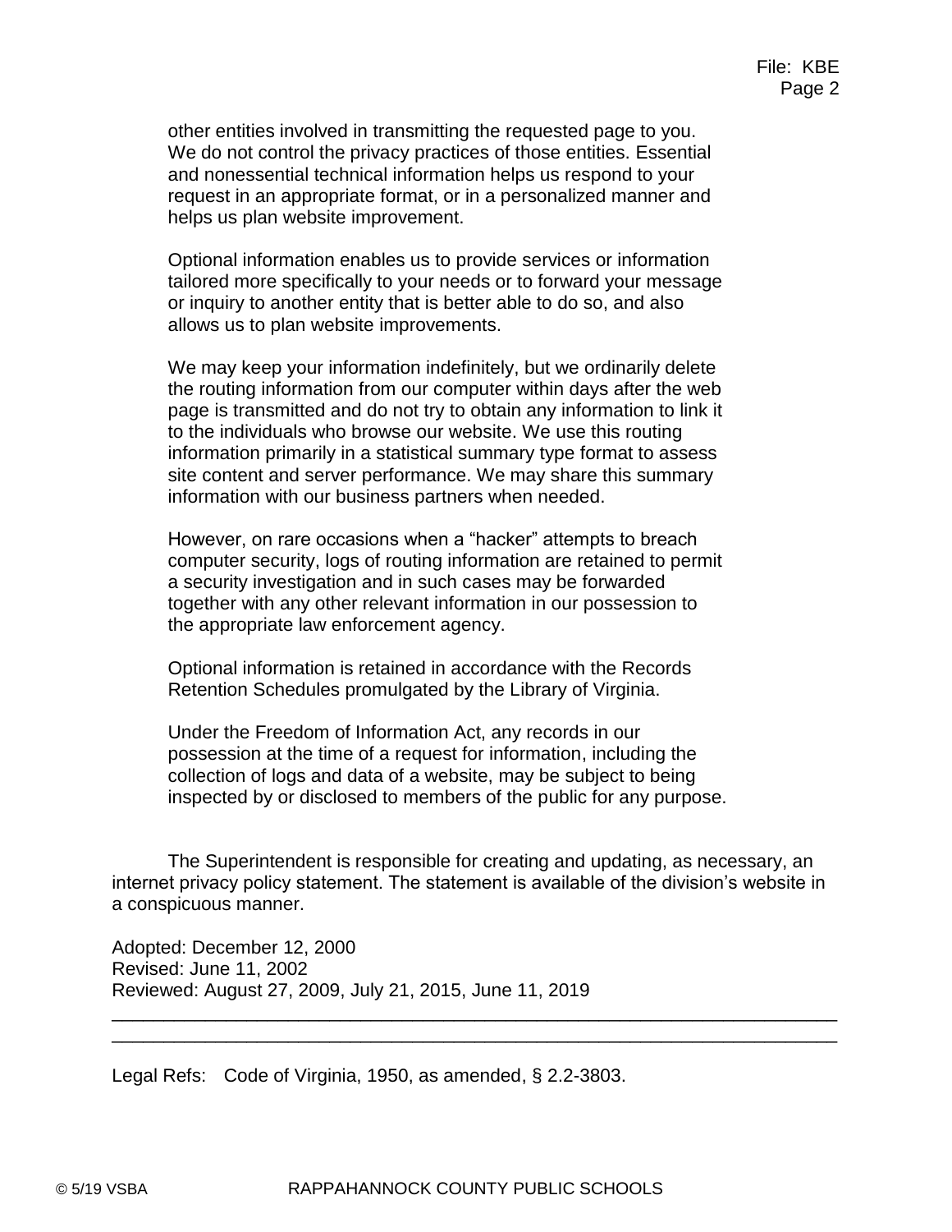other entities involved in transmitting the requested page to you. We do not control the privacy practices of those entities. Essential and nonessential technical information helps us respond to your request in an appropriate format, or in a personalized manner and helps us plan website improvement.

Optional information enables us to provide services or information tailored more specifically to your needs or to forward your message or inquiry to another entity that is better able to do so, and also allows us to plan website improvements.

We may keep your information indefinitely, but we ordinarily delete the routing information from our computer within days after the web page is transmitted and do not try to obtain any information to link it to the individuals who browse our website. We use this routing information primarily in a statistical summary type format to assess site content and server performance. We may share this summary information with our business partners when needed.

However, on rare occasions when a "hacker" attempts to breach computer security, logs of routing information are retained to permit a security investigation and in such cases may be forwarded together with any other relevant information in our possession to the appropriate law enforcement agency.

Optional information is retained in accordance with the Records Retention Schedules promulgated by the Library of Virginia.

Under the Freedom of Information Act, any records in our possession at the time of a request for information, including the collection of logs and data of a website, may be subject to being inspected by or disclosed to members of the public for any purpose.

The Superintendent is responsible for creating and updating, as necessary, an internet privacy policy statement. The statement is available of the division's website in a conspicuous manner.

Adopted: December 12, 2000
Revised: June 11, 2002
Reviewed: August 27, 2009, July 21, 2015, June 11, 2019

---

Legal Refs: Code of Virginia, 1950, as amended, § 2.2-3803.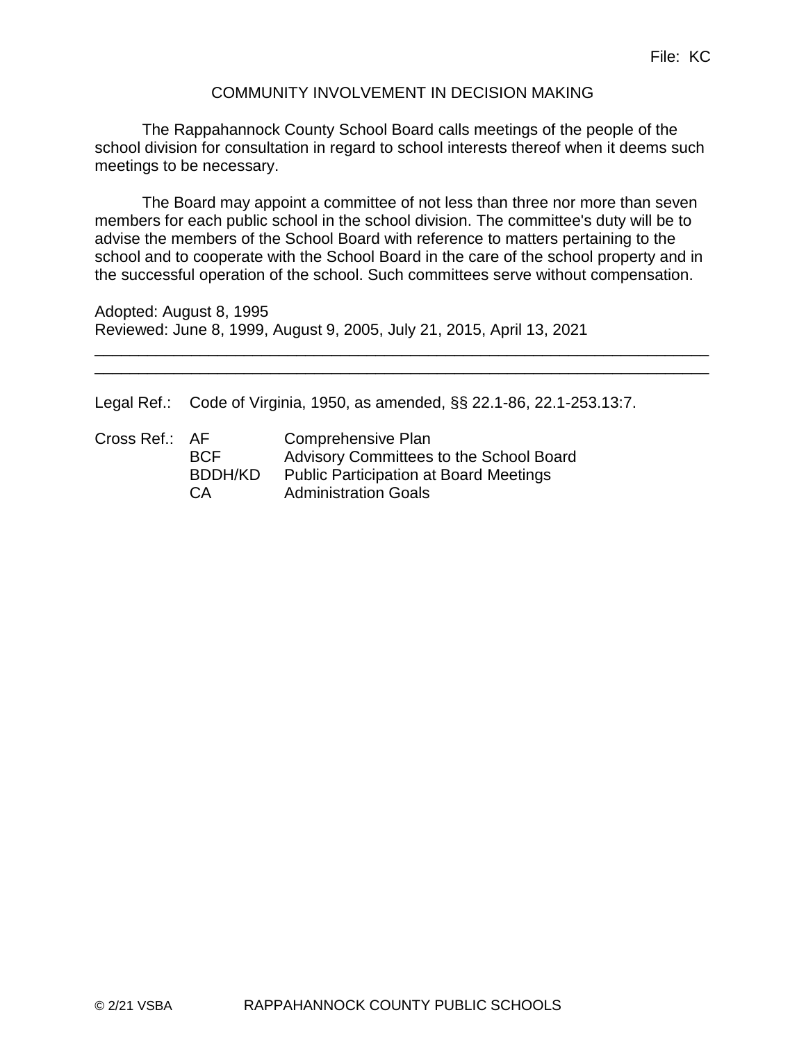File: KC

# COMMUNITY INVOLVEMENT IN DECISION MAKING

The Rappahannock County School Board calls meetings of the people of the school division for consultation in regard to school interests thereof when it deems such meetings to be necessary.

The Board may appoint a committee of not less than three nor more than seven members for each public school in the school division. The committee's duty will be to advise the members of the School Board with reference to matters pertaining to the school and to cooperate with the School Board in the care of the school property and in the successful operation of the school. Such committees serve without compensation.

Adopted: August 8, 1995
Reviewed: June 8, 1999, August 9, 2005, July 21, 2015, April 13, 2021

---

Legal Ref.: Code of Virginia, 1950, as amended, §§ 22.1-86, 22.1-253.13:7.

| Cross Ref.: | | |
|---|---|---|
| | AF | Comprehensive Plan |
| | BCF | Advisory Committees to the School Board |
| | BDDH/KD | Public Participation at Board Meetings |
| | CA | Administration Goals |

© 2/21 VSBA RAPPAHANNOCK COUNTY PUBLIC SCHOOLS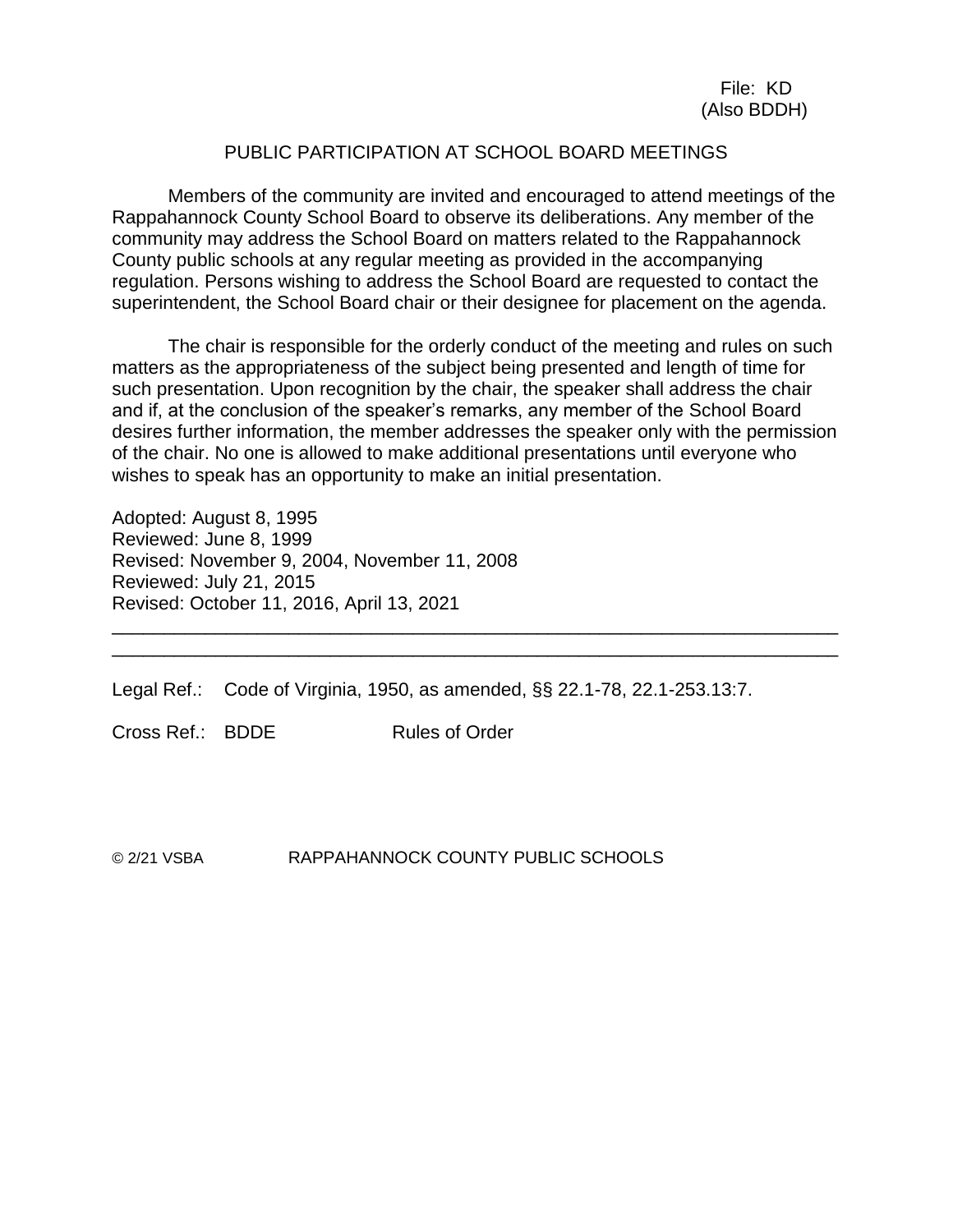File: KD
(Also BDDH)

# PUBLIC PARTICIPATION AT SCHOOL BOARD MEETINGS

Members of the community are invited and encouraged to attend meetings of the Rappahannock County School Board to observe its deliberations. Any member of the community may address the School Board on matters related to the Rappahannock County public schools at any regular meeting as provided in the accompanying regulation. Persons wishing to address the School Board are requested to contact the superintendent, the School Board chair or their designee for placement on the agenda.

The chair is responsible for the orderly conduct of the meeting and rules on such matters as the appropriateness of the subject being presented and length of time for such presentation. Upon recognition by the chair, the speaker shall address the chair and if, at the conclusion of the speaker's remarks, any member of the School Board desires further information, the member addresses the speaker only with the permission of the chair. No one is allowed to make additional presentations until everyone who wishes to speak has an opportunity to make an initial presentation.

Adopted: August 8, 1995
Reviewed: June 8, 1999
Revised: November 9, 2004, November 11, 2008
Reviewed: July 21, 2015
Revised: October 11, 2016, April 13, 2021

---

Legal Ref.: Code of Virginia, 1950, as amended, §§ 22.1-78, 22.1-253.13:7.

Cross Ref.: BDDE Rules of Order

© 2/21 VSBA RAPPAHANNOCK COUNTY PUBLIC SCHOOLS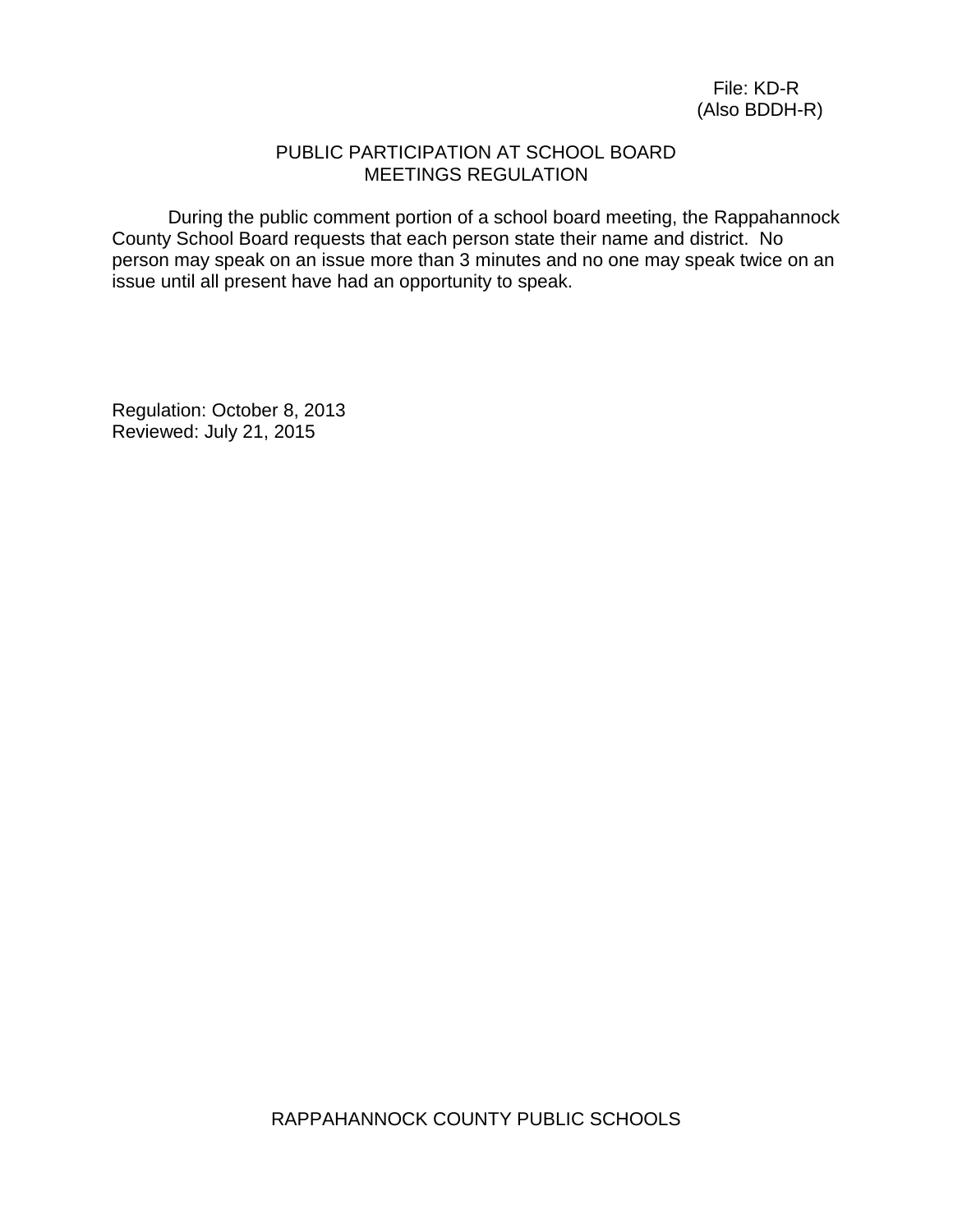File: KD-R
(Also BDDH-R)

# PUBLIC PARTICIPATION AT SCHOOL BOARD MEETINGS REGULATION

During the public comment portion of a school board meeting, the Rappahannock County School Board requests that each person state their name and district. No person may speak on an issue more than 3 minutes and no one may speak twice on an issue until all present have had an opportunity to speak.

Regulation: October 8, 2013
Reviewed: July 21, 2015

RAPPAHANNOCK COUNTY PUBLIC SCHOOLS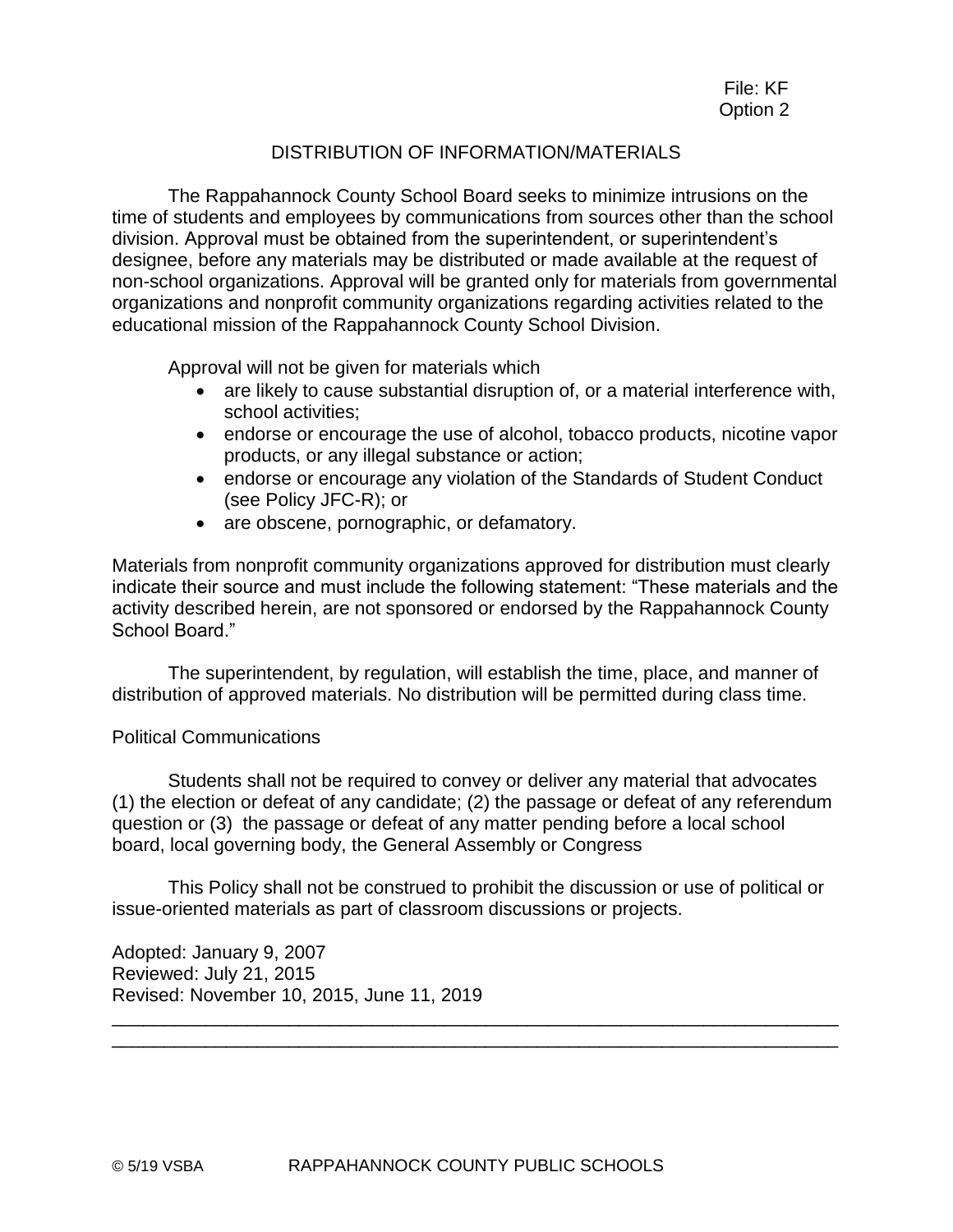File: KF
Option 2

# DISTRIBUTION OF INFORMATION/MATERIALS

The Rappahannock County School Board seeks to minimize intrusions on the time of students and employees by communications from sources other than the school division. Approval must be obtained from the superintendent, or superintendent's designee, before any materials may be distributed or made available at the request of non-school organizations. Approval will be granted only for materials from governmental organizations and nonprofit community organizations regarding activities related to the educational mission of the Rappahannock County School Division.

Approval will not be given for materials which

- are likely to cause substantial disruption of, or a material interference with, school activities;
- endorse or encourage the use of alcohol, tobacco products, nicotine vapor products, or any illegal substance or action;
- endorse or encourage any violation of the Standards of Student Conduct (see Policy JFC-R); or
- are obscene, pornographic, or defamatory.

Materials from nonprofit community organizations approved for distribution must clearly indicate their source and must include the following statement: "These materials and the activity described herein, are not sponsored or endorsed by the Rappahannock County School Board."

The superintendent, by regulation, will establish the time, place, and manner of distribution of approved materials. No distribution will be permitted during class time.

## Political Communications

Students shall not be required to convey or deliver any material that advocates (1) the election or defeat of any candidate; (2) the passage or defeat of any referendum question or (3) the passage or defeat of any matter pending before a local school board, local governing body, the General Assembly or Congress

This Policy shall not be construed to prohibit the discussion or use of political or issue-oriented materials as part of classroom discussions or projects.

Adopted: January 9, 2007
Reviewed: July 21, 2015
Revised: November 10, 2015, June 11, 2019

---

© 5/19 VSBA RAPPAHANNOCK COUNTY PUBLIC SCHOOLS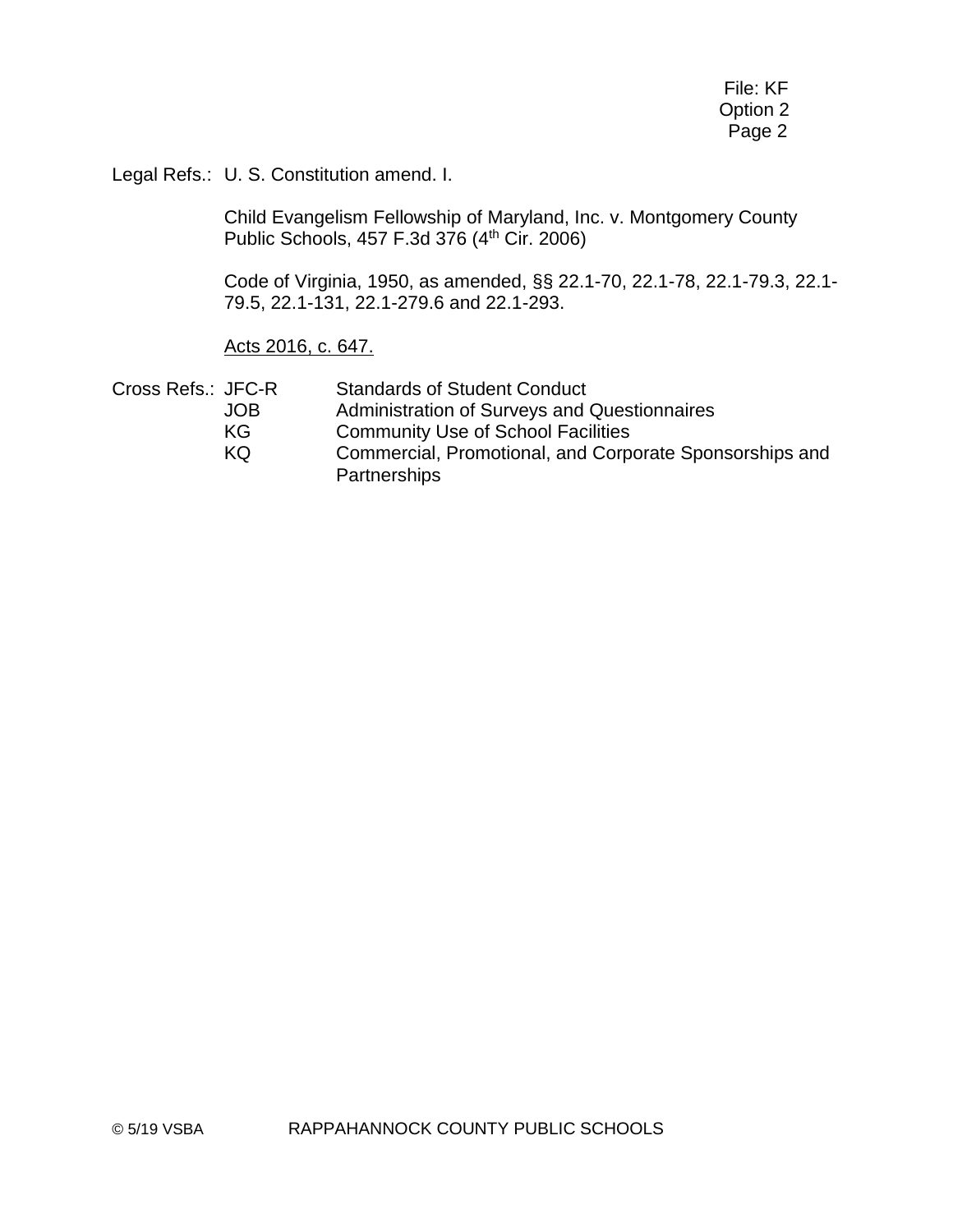Legal Refs.: U. S. Constitution amend. I.

Child Evangelism Fellowship of Maryland, Inc. v. Montgomery County Public Schools, 457 F.3d 376 (4th Cir. 2006)

Code of Virginia, 1950, as amended, §§ 22.1-70, 22.1-78, 22.1-79.3, 22.1-79.5, 22.1-131, 22.1-279.6 and 22.1-293.

Acts 2016, c. 647.

Cross Refs.:

| | |
|---|---|
| JFC-R | Standards of Student Conduct |
| JOB | Administration of Surveys and Questionnaires |
| KG | Community Use of School Facilities |
| KQ | Commercial, Promotional, and Corporate Sponsorships and Partnerships |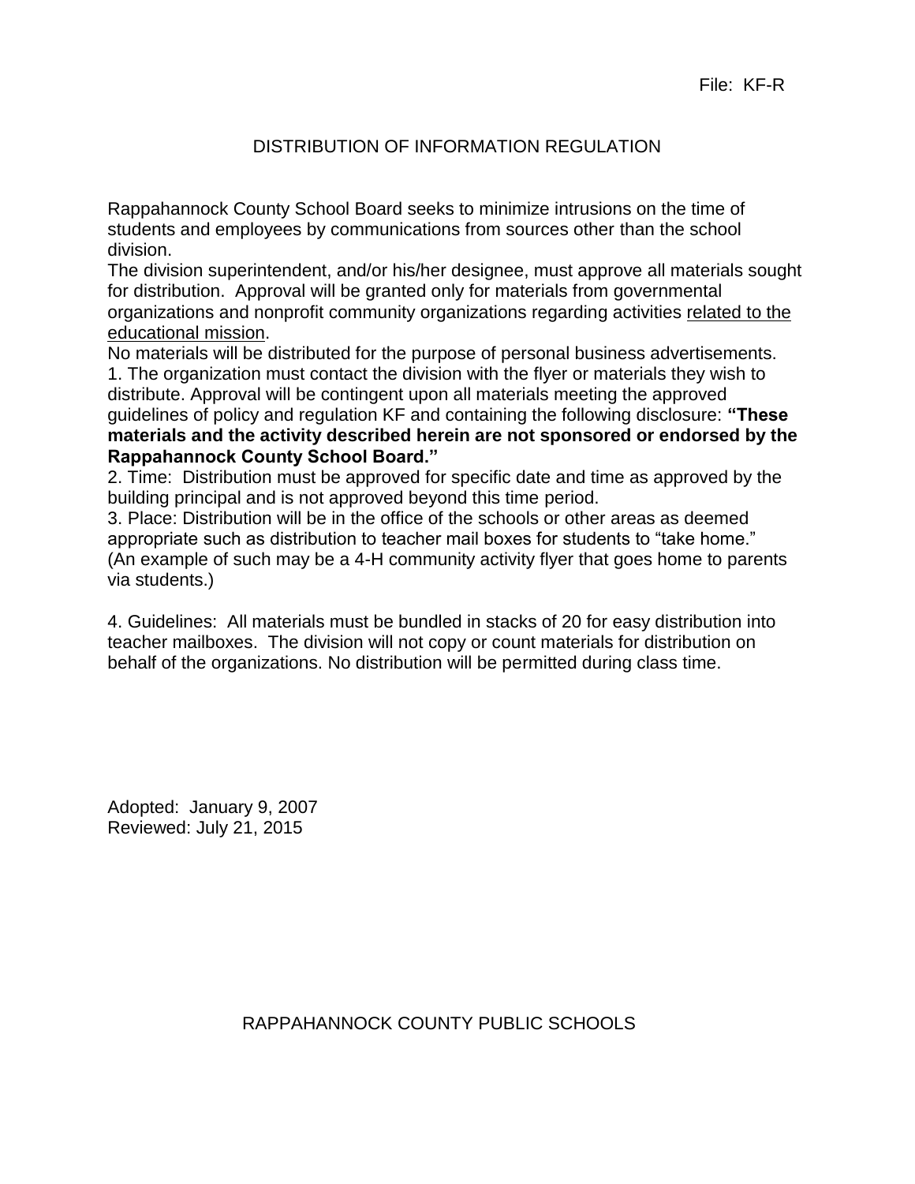File: KF-R

# DISTRIBUTION OF INFORMATION REGULATION

Rappahannock County School Board seeks to minimize intrusions on the time of students and employees by communications from sources other than the school division.

The division superintendent, and/or his/her designee, must approve all materials sought for distribution. Approval will be granted only for materials from governmental organizations and nonprofit community organizations regarding activities <u>related to the educational mission</u>.

No materials will be distributed for the purpose of personal business advertisements.

1. The organization must contact the division with the flyer or materials they wish to distribute. Approval will be contingent upon all materials meeting the approved guidelines of policy and regulation KF and containing the following disclosure: **"These materials and the activity described herein are not sponsored or endorsed by the Rappahannock County School Board."**
2. Time: Distribution must be approved for specific date and time as approved by the building principal and is not approved beyond this time period.
3. Place: Distribution will be in the office of the schools or other areas as deemed appropriate such as distribution to teacher mail boxes for students to "take home." (An example of such may be a 4-H community activity flyer that goes home to parents via students.)

4. Guidelines: All materials must be bundled in stacks of 20 for easy distribution into teacher mailboxes. The division will not copy or count materials for distribution on behalf of the organizations. No distribution will be permitted during class time.

Adopted: January 9, 2007
Reviewed: July 21, 2015

RAPPAHANNOCK COUNTY PUBLIC SCHOOLS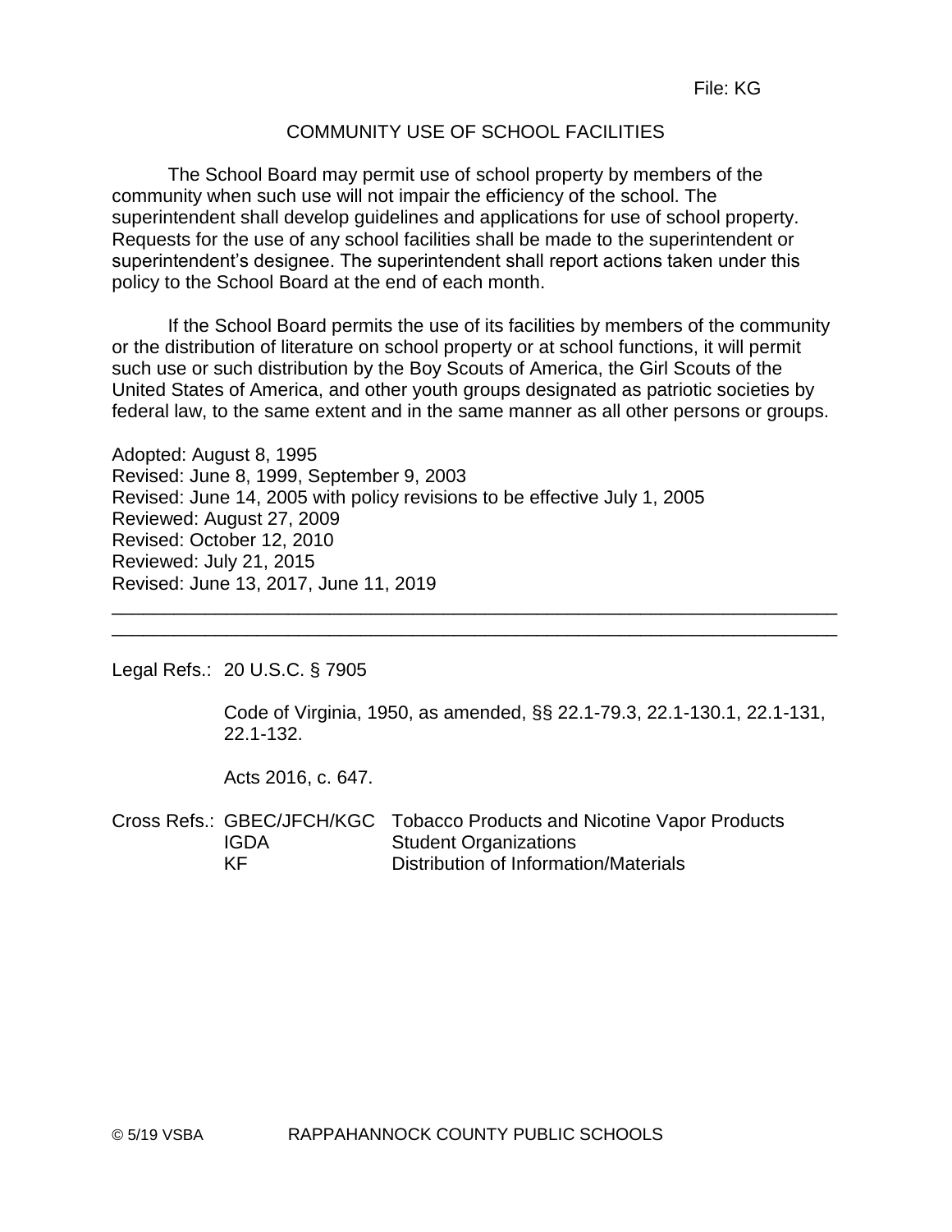File: KG

# COMMUNITY USE OF SCHOOL FACILITIES

The School Board may permit use of school property by members of the community when such use will not impair the efficiency of the school. The superintendent shall develop guidelines and applications for use of school property. Requests for the use of any school facilities shall be made to the superintendent or superintendent's designee. The superintendent shall report actions taken under this policy to the School Board at the end of each month.

If the School Board permits the use of its facilities by members of the community or the distribution of literature on school property or at school functions, it will permit such use or such distribution by the Boy Scouts of America, the Girl Scouts of the United States of America, and other youth groups designated as patriotic societies by federal law, to the same extent and in the same manner as all other persons or groups.

Adopted: August 8, 1995
Revised: June 8, 1999, September 9, 2003
Revised: June 14, 2005 with policy revisions to be effective July 1, 2005
Reviewed: August 27, 2009
Revised: October 12, 2010
Reviewed: July 21, 2015
Revised: June 13, 2017, June 11, 2019

---

Legal Refs.: 20 U.S.C. § 7905

Code of Virginia, 1950, as amended, §§ 22.1-79.3, 22.1-130.1, 22.1-131, 22.1-132.

Acts 2016, c. 647.

Cross Refs.:

| | |
|---|---|
| GBEC/JFCH/KGC | Tobacco Products and Nicotine Vapor Products |
| IGDA | Student Organizations |
| KF | Distribution of Information/Materials |

© 5/19 VSBA RAPPAHANNOCK COUNTY PUBLIC SCHOOLS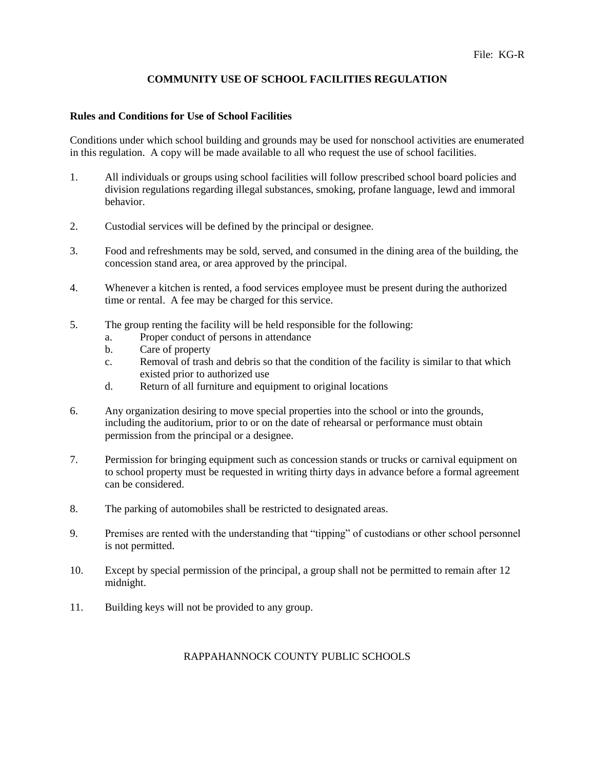File: KG-R

# COMMUNITY USE OF SCHOOL FACILITIES REGULATION

**Rules and Conditions for Use of School Facilities**

Conditions under which school building and grounds may be used for nonschool activities are enumerated in this regulation. A copy will be made available to all who request the use of school facilities.

1. All individuals or groups using school facilities will follow prescribed school board policies and division regulations regarding illegal substances, smoking, profane language, lewd and immoral behavior.

2. Custodial services will be defined by the principal or designee.

3. Food and refreshments may be sold, served, and consumed in the dining area of the building, the concession stand area, or area approved by the principal.

4. Whenever a kitchen is rented, a food services employee must be present during the authorized time or rental. A fee may be charged for this service.

5. The group renting the facility will be held responsible for the following:
   a. Proper conduct of persons in attendance
   b. Care of property
   c. Removal of trash and debris so that the condition of the facility is similar to that which existed prior to authorized use
   d. Return of all furniture and equipment to original locations

6. Any organization desiring to move special properties into the school or into the grounds, including the auditorium, prior to or on the date of rehearsal or performance must obtain permission from the principal or a designee.

7. Permission for bringing equipment such as concession stands or trucks or carnival equipment on to school property must be requested in writing thirty days in advance before a formal agreement can be considered.

8. The parking of automobiles shall be restricted to designated areas.

9. Premises are rented with the understanding that "tipping" of custodians or other school personnel is not permitted.

10. Except by special permission of the principal, a group shall not be permitted to remain after 12 midnight.

11. Building keys will not be provided to any group.

RAPPAHANNOCK COUNTY PUBLIC SCHOOLS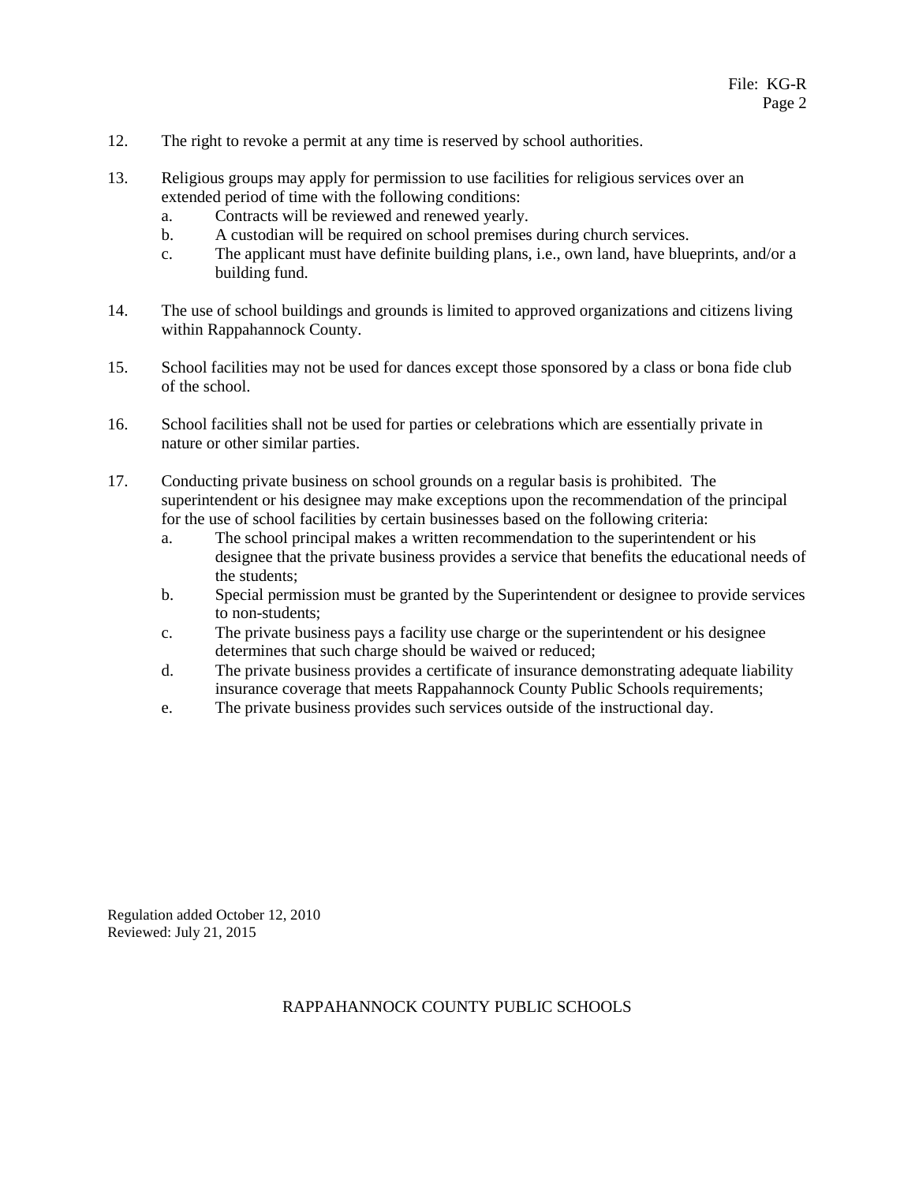12. The right to revoke a permit at any time is reserved by school authorities.

13. Religious groups may apply for permission to use facilities for religious services over an extended period of time with the following conditions:
    a. Contracts will be reviewed and renewed yearly.
    b. A custodian will be required on school premises during church services.
    c. The applicant must have definite building plans, i.e., own land, have blueprints, and/or a building fund.

14. The use of school buildings and grounds is limited to approved organizations and citizens living within Rappahannock County.

15. School facilities may not be used for dances except those sponsored by a class or bona fide club of the school.

16. School facilities shall not be used for parties or celebrations which are essentially private in nature or other similar parties.

17. Conducting private business on school grounds on a regular basis is prohibited. The superintendent or his designee may make exceptions upon the recommendation of the principal for the use of school facilities by certain businesses based on the following criteria:
    a. The school principal makes a written recommendation to the superintendent or his designee that the private business provides a service that benefits the educational needs of the students;
    b. Special permission must be granted by the Superintendent or designee to provide services to non-students;
    c. The private business pays a facility use charge or the superintendent or his designee determines that such charge should be waived or reduced;
    d. The private business provides a certificate of insurance demonstrating adequate liability insurance coverage that meets Rappahannock County Public Schools requirements;
    e. The private business provides such services outside of the instructional day.

Regulation added October 12, 2010
Reviewed: July 21, 2015

RAPPAHANNOCK COUNTY PUBLIC SCHOOLS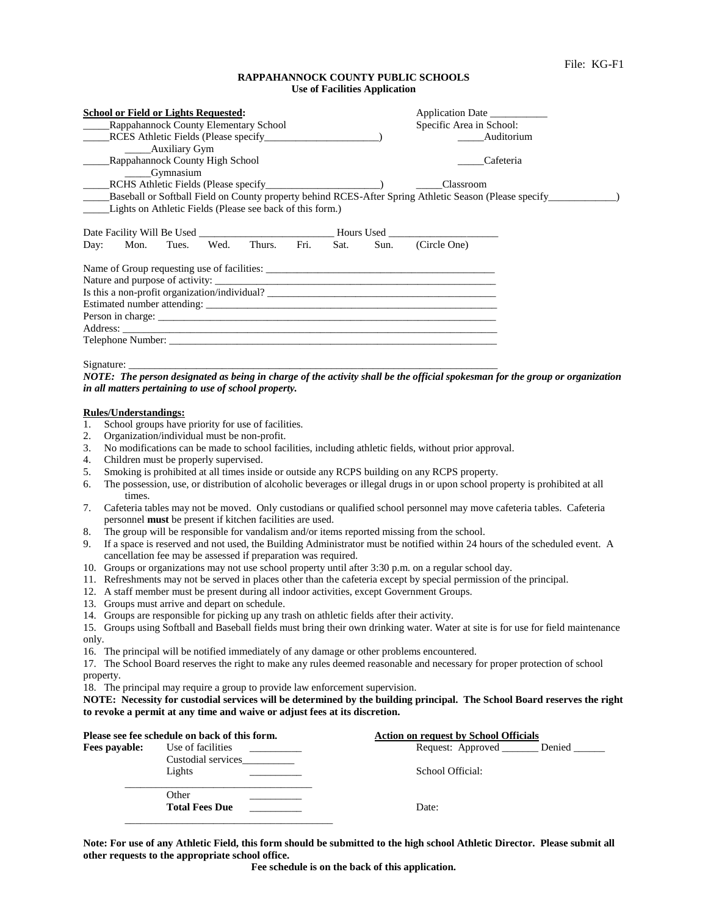File: KG-F1

**RAPPAHANNOCK COUNTY PUBLIC SCHOOLS**
**Use of Facilities Application**

**School or Field or Lights Requested:**

_____Rappahannock County Elementary School
_____RCES Athletic Fields (Please specify______________________)
_____Auxiliary Gym
_____Rappahannock County High School
_____Gymnasium
_____RCHS Athletic Fields (Please specify______________________)
_____Baseball or Softball Field on County property behind RCES-After Spring Athletic Season (Please specify_____________)
_____Lights on Athletic Fields (Please see back of this form.)

Application Date ___________
Specific Area in School:
_____Auditorium
_____Cafeteria
_____Classroom

Date Facility Will Be Used __________________________ Hours Used _____________________

Day: Mon. Tues. Wed. Thurs. Fri. Sat. Sun. (Circle One)

Name of Group requesting use of facilities: ____________________________________________
Nature and purpose of activity: ______________________________________________________
Is this a non-profit organization/individual? ____________________________________________
Estimated number attending: ________________________________________________________
Person in charge: _________________________________________________________________
Address: ________________________________________________________________________
Telephone Number: _______________________________________________________________

Signature: _______________________________________________________________________

***NOTE: The person designated as being in charge of the activity shall be the official spokesman for the group or organization in all matters pertaining to use of school property.***

**Rules/Understandings:**

1. School groups have priority for use of facilities.
2. Organization/individual must be non-profit.
3. No modifications can be made to school facilities, including athletic fields, without prior approval.
4. Children must be properly supervised.
5. Smoking is prohibited at all times inside or outside any RCPS building on any RCPS property.
6. The possession, use, or distribution of alcoholic beverages or illegal drugs in or upon school property is prohibited at all times.
7. Cafeteria tables may not be moved. Only custodians or qualified school personnel may move cafeteria tables. Cafeteria personnel **must** be present if kitchen facilities are used.
8. The group will be responsible for vandalism and/or items reported missing from the school.
9. If a space is reserved and not used, the Building Administrator must be notified within 24 hours of the scheduled event. A cancellation fee may be assessed if preparation was required.
10. Groups or organizations may not use school property until after 3:30 p.m. on a regular school day.
11. Refreshments may not be served in places other than the cafeteria except by special permission of the principal.
12. A staff member must be present during all indoor activities, except Government Groups.
13. Groups must arrive and depart on schedule.
14. Groups are responsible for picking up any trash on athletic fields after their activity.
15. Groups using Softball and Baseball fields must bring their own drinking water. Water at site is for use for field maintenance only.
16. The principal will be notified immediately of any damage or other problems encountered.
17. The School Board reserves the right to make any rules deemed reasonable and necessary for proper protection of school property.
18. The principal may require a group to provide law enforcement supervision.

**NOTE: Necessity for custodial services will be determined by the building principal. The School Board reserves the right to revoke a permit at any time and waive or adjust fees at its discretion.**

**Please see fee schedule on back of this form.**

**Fees payable:**
Use of facilities __________
Custodial services__________
Lights __________
Other __________
**Total Fees Due** __________

**Action on request by School Officials**

Request: Approved _______ Denied ______

School Official:

Date:

**Note: For use of any Athletic Field, this form should be submitted to the high school Athletic Director. Please submit all other requests to the appropriate school office.**

**Fee schedule is on the back of this application.**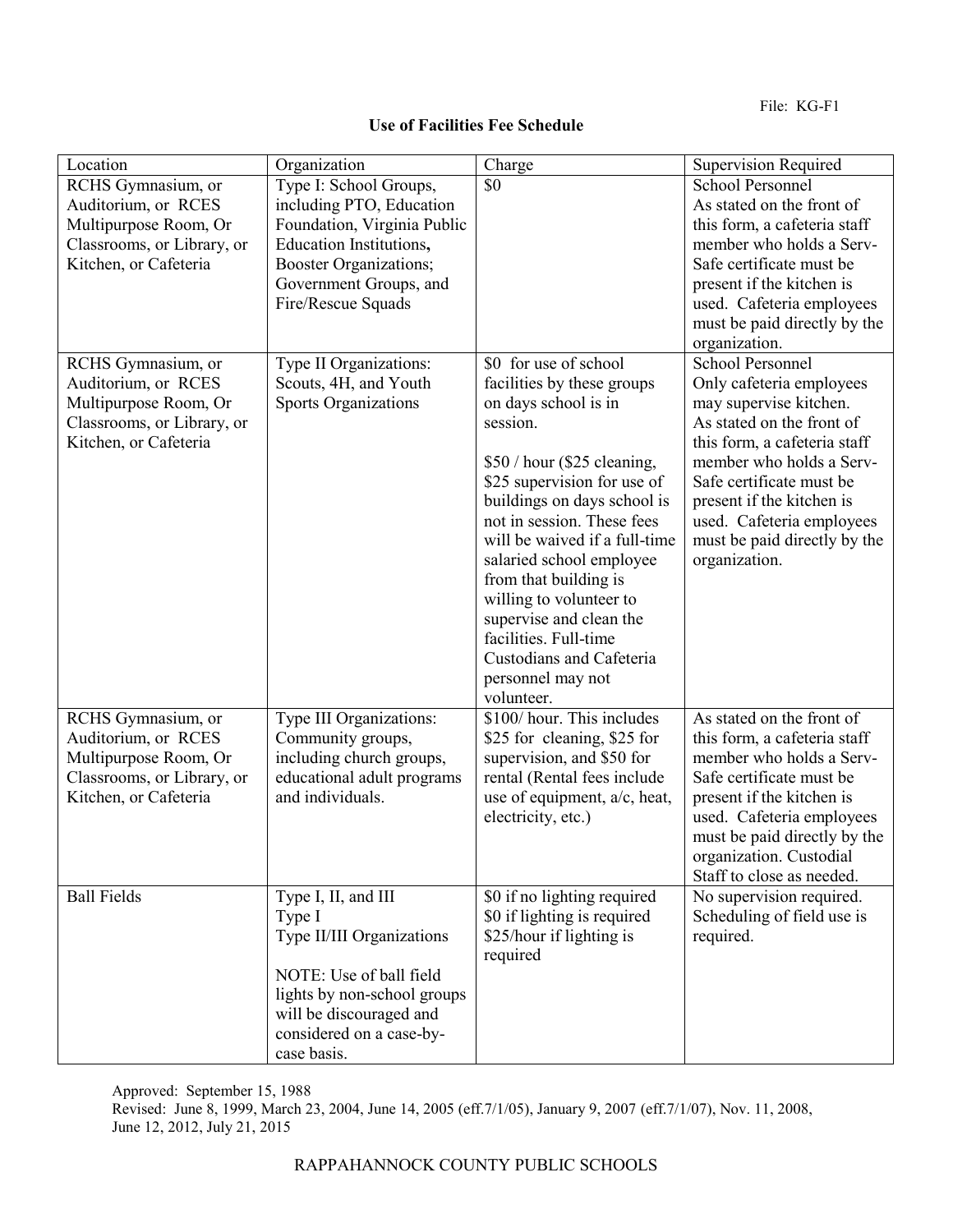File: KG-F1

## Use of Facilities Fee Schedule

| Location | Organization | Charge | Supervision Required |
|---|---|---|---|
| RCHS Gymnasium, or Auditorium, or RCES Multipurpose Room, Or Classrooms, or Library, or Kitchen, or Cafeteria | Type I: School Groups, including PTO, Education Foundation, Virginia Public Education Institutions**,** Booster Organizations; Government Groups, and Fire/Rescue Squads | $0 | School Personnel<br>As stated on the front of this form, a cafeteria staff member who holds a Serv-Safe certificate must be present if the kitchen is used. Cafeteria employees must be paid directly by the organization. |
| RCHS Gymnasium, or Auditorium, or RCES Multipurpose Room, Or Classrooms, or Library, or Kitchen, or Cafeteria | Type II Organizations: Scouts, 4H, and Youth Sports Organizations | $0 for use of school facilities by these groups on days school is in session.<br><br>$50 / hour ($25 cleaning, $25 supervision for use of buildings on days school is not in session. These fees will be waived if a full-time salaried school employee from that building is willing to volunteer to supervise and clean the facilities. Full-time Custodians and Cafeteria personnel may not volunteer. | School Personnel<br>Only cafeteria employees may supervise kitchen.<br>As stated on the front of this form, a cafeteria staff member who holds a Serv-Safe certificate must be present if the kitchen is used. Cafeteria employees must be paid directly by the organization. |
| RCHS Gymnasium, or Auditorium, or RCES Multipurpose Room, Or Classrooms, or Library, or Kitchen, or Cafeteria | Type III Organizations: Community groups, including church groups, educational adult programs and individuals. | $100/ hour. This includes $25 for cleaning, $25 for supervision, and $50 for rental (Rental fees include use of equipment, a/c, heat, electricity, etc.) | As stated on the front of this form, a cafeteria staff member who holds a Serv-Safe certificate must be present if the kitchen is used. Cafeteria employees must be paid directly by the organization. Custodial Staff to close as needed. |
| Ball Fields | Type I, II, and III<br>Type I<br>Type II/III Organizations<br><br>NOTE: Use of ball field lights by non-school groups will be discouraged and considered on a case-by-case basis. | $0 if no lighting required<br>$0 if lighting is required<br>$25/hour if lighting is required | No supervision required. Scheduling of field use is required. |

Approved: September 15, 1988
Revised: June 8, 1999, March 23, 2004, June 14, 2005 (eff.7/1/05), January 9, 2007 (eff.7/1/07), Nov. 11, 2008, June 12, 2012, July 21, 2015

RAPPAHANNOCK COUNTY PUBLIC SCHOOLS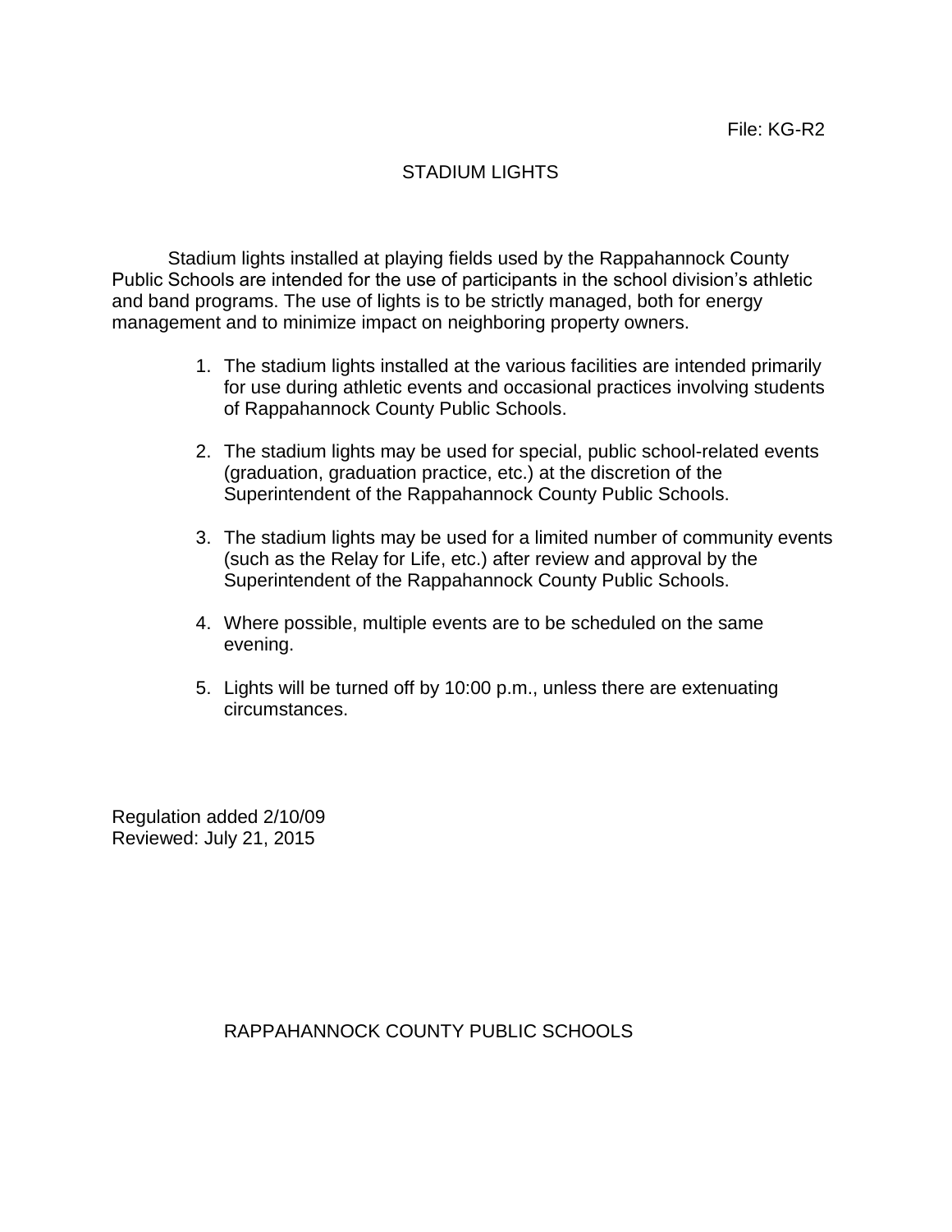File: KG-R2

# STADIUM LIGHTS

Stadium lights installed at playing fields used by the Rappahannock County Public Schools are intended for the use of participants in the school division's athletic and band programs. The use of lights is to be strictly managed, both for energy management and to minimize impact on neighboring property owners.

1. The stadium lights installed at the various facilities are intended primarily for use during athletic events and occasional practices involving students of Rappahannock County Public Schools.

2. The stadium lights may be used for special, public school-related events (graduation, graduation practice, etc.) at the discretion of the Superintendent of the Rappahannock County Public Schools.

3. The stadium lights may be used for a limited number of community events (such as the Relay for Life, etc.) after review and approval by the Superintendent of the Rappahannock County Public Schools.

4. Where possible, multiple events are to be scheduled on the same evening.

5. Lights will be turned off by 10:00 p.m., unless there are extenuating circumstances.

Regulation added 2/10/09
Reviewed: July 21, 2015

RAPPAHANNOCK COUNTY PUBLIC SCHOOLS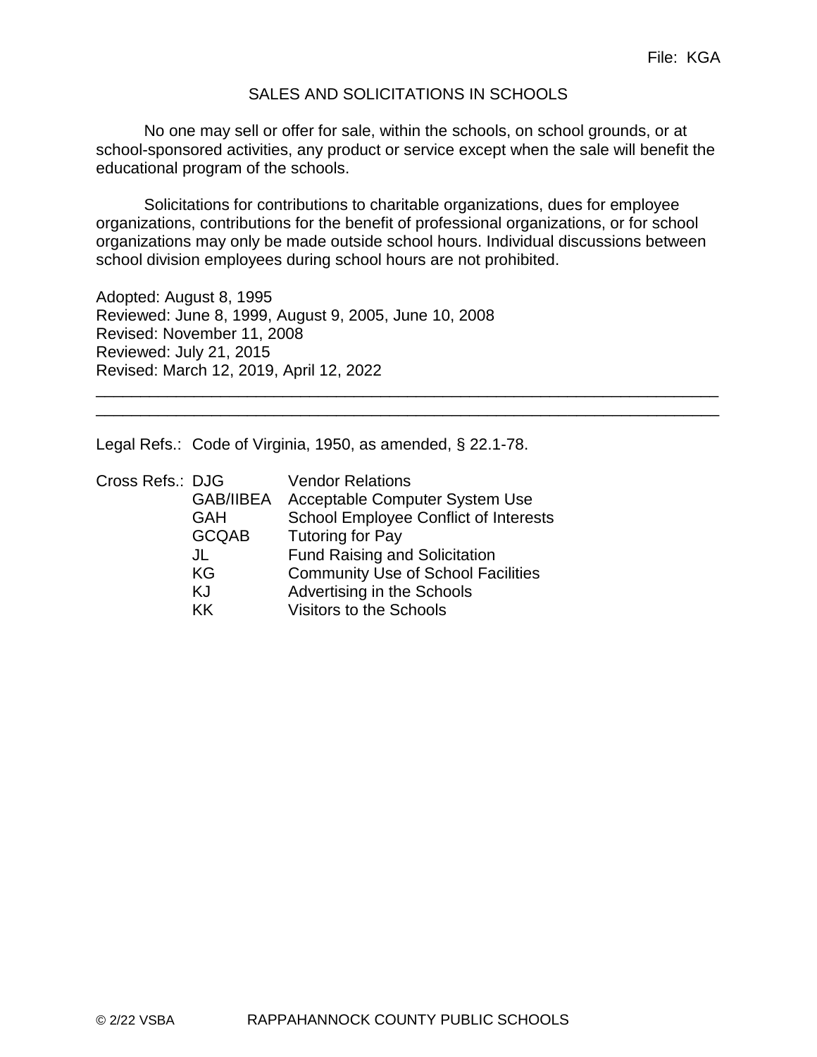File: KGA

# SALES AND SOLICITATIONS IN SCHOOLS

No one may sell or offer for sale, within the schools, on school grounds, or at school-sponsored activities, any product or service except when the sale will benefit the educational program of the schools.

Solicitations for contributions to charitable organizations, dues for employee organizations, contributions for the benefit of professional organizations, or for school organizations may only be made outside school hours. Individual discussions between school division employees during school hours are not prohibited.

Adopted: August 8, 1995
Reviewed: June 8, 1999, August 9, 2005, June 10, 2008
Revised: November 11, 2008
Reviewed: July 21, 2015
Revised: March 12, 2019, April 12, 2022

---

Legal Refs.: Code of Virginia, 1950, as amended, § 22.1-78.

Cross Refs.:

| | |
|---|---|
| DJG | Vendor Relations |
| GAB/IIBEA | Acceptable Computer System Use |
| GAH | School Employee Conflict of Interests |
| GCQAB | Tutoring for Pay |
| JL | Fund Raising and Solicitation |
| KG | Community Use of School Facilities |
| KJ | Advertising in the Schools |
| KK | Visitors to the Schools |

© 2/22 VSBA RAPPAHANNOCK COUNTY PUBLIC SCHOOLS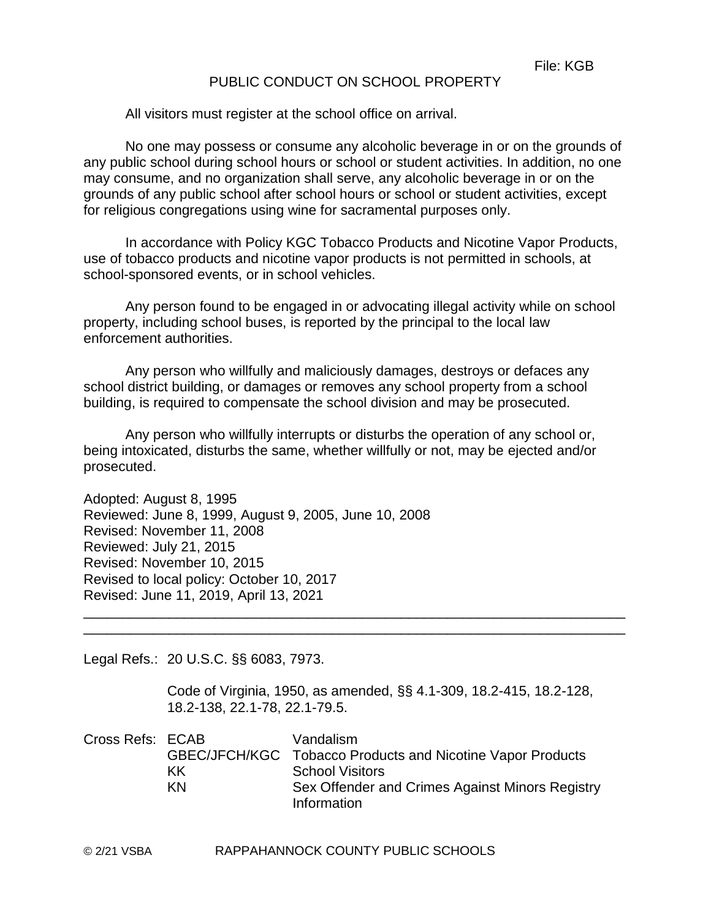File: KGB

# PUBLIC CONDUCT ON SCHOOL PROPERTY

All visitors must register at the school office on arrival.

No one may possess or consume any alcoholic beverage in or on the grounds of any public school during school hours or school or student activities. In addition, no one may consume, and no organization shall serve, any alcoholic beverage in or on the grounds of any public school after school hours or school or student activities, except for religious congregations using wine for sacramental purposes only.

In accordance with Policy KGC Tobacco Products and Nicotine Vapor Products, use of tobacco products and nicotine vapor products is not permitted in schools, at school-sponsored events, or in school vehicles.

Any person found to be engaged in or advocating illegal activity while on school property, including school buses, is reported by the principal to the local law enforcement authorities.

Any person who willfully and maliciously damages, destroys or defaces any school district building, or damages or removes any school property from a school building, is required to compensate the school division and may be prosecuted.

Any person who willfully interrupts or disturbs the operation of any school or, being intoxicated, disturbs the same, whether willfully or not, may be ejected and/or prosecuted.

Adopted: August 8, 1995
Reviewed: June 8, 1999, August 9, 2005, June 10, 2008
Revised: November 11, 2008
Reviewed: July 21, 2015
Revised: November 10, 2015
Revised to local policy: October 10, 2017
Revised: June 11, 2019, April 13, 2021

---

Legal Refs.: 20 U.S.C. §§ 6083, 7973.

Code of Virginia, 1950, as amended, §§ 4.1-309, 18.2-415, 18.2-128, 18.2-138, 22.1-78, 22.1-79.5.

| Cross Refs: | | |
|---|---|---|
| | ECAB | Vandalism |
| | GBEC/JFCH/KGC | Tobacco Products and Nicotine Vapor Products |
| | KK | School Visitors |
| | KN | Sex Offender and Crimes Against Minors Registry Information |

© 2/21 VSBA RAPPAHANNOCK COUNTY PUBLIC SCHOOLS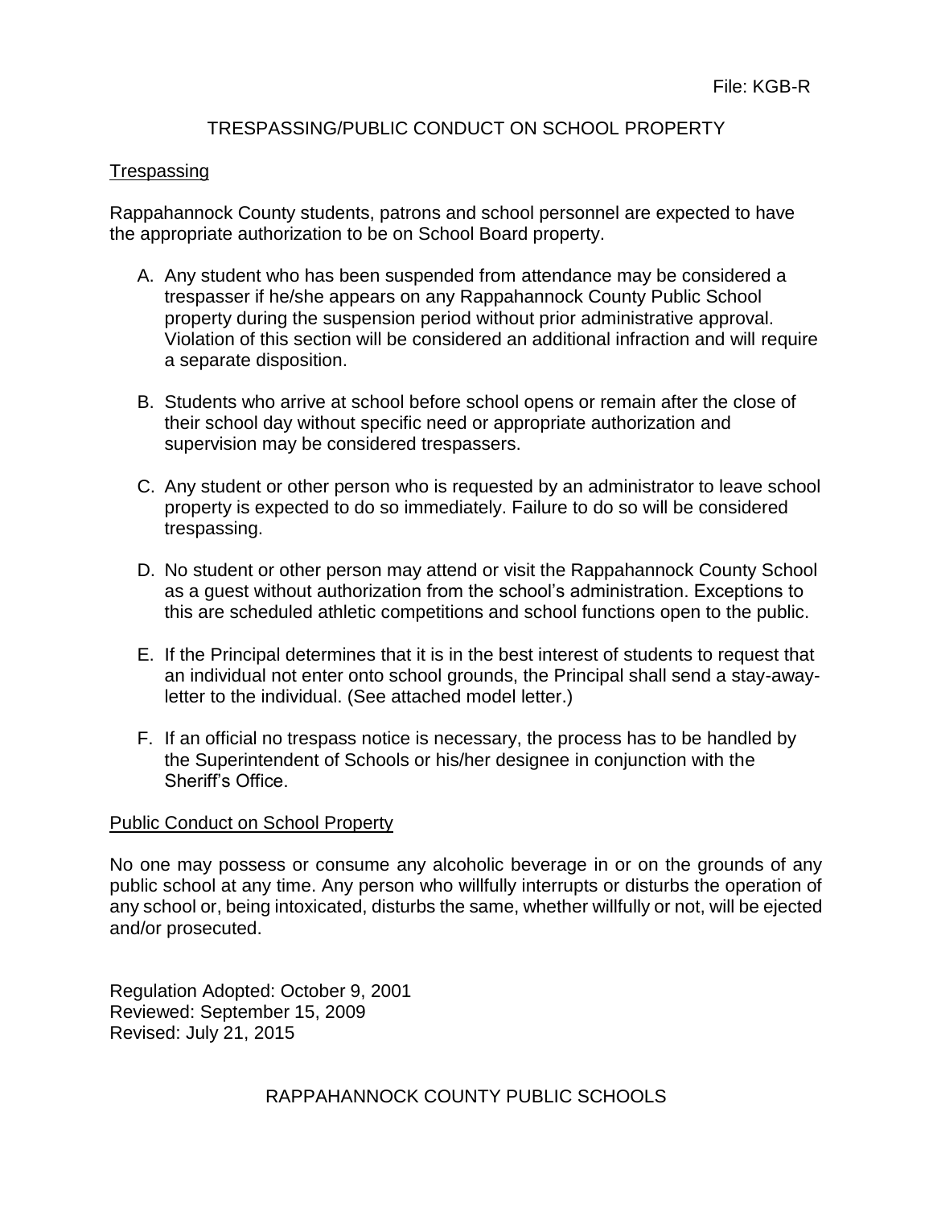File: KGB-R

# TRESPASSING/PUBLIC CONDUCT ON SCHOOL PROPERTY

## Trespassing

Rappahannock County students, patrons and school personnel are expected to have the appropriate authorization to be on School Board property.

A. Any student who has been suspended from attendance may be considered a trespasser if he/she appears on any Rappahannock County Public School property during the suspension period without prior administrative approval. Violation of this section will be considered an additional infraction and will require a separate disposition.

B. Students who arrive at school before school opens or remain after the close of their school day without specific need or appropriate authorization and supervision may be considered trespassers.

C. Any student or other person who is requested by an administrator to leave school property is expected to do so immediately. Failure to do so will be considered trespassing.

D. No student or other person may attend or visit the Rappahannock County School as a guest without authorization from the school's administration. Exceptions to this are scheduled athletic competitions and school functions open to the public.

E. If the Principal determines that it is in the best interest of students to request that an individual not enter onto school grounds, the Principal shall send a stay-away-letter to the individual. (See attached model letter.)

F. If an official no trespass notice is necessary, the process has to be handled by the Superintendent of Schools or his/her designee in conjunction with the Sheriff's Office.

## Public Conduct on School Property

No one may possess or consume any alcoholic beverage in or on the grounds of any public school at any time. Any person who willfully interrupts or disturbs the operation of any school or, being intoxicated, disturbs the same, whether willfully or not, will be ejected and/or prosecuted.

Regulation Adopted: October 9, 2001
Reviewed: September 15, 2009
Revised: July 21, 2015

RAPPAHANNOCK COUNTY PUBLIC SCHOOLS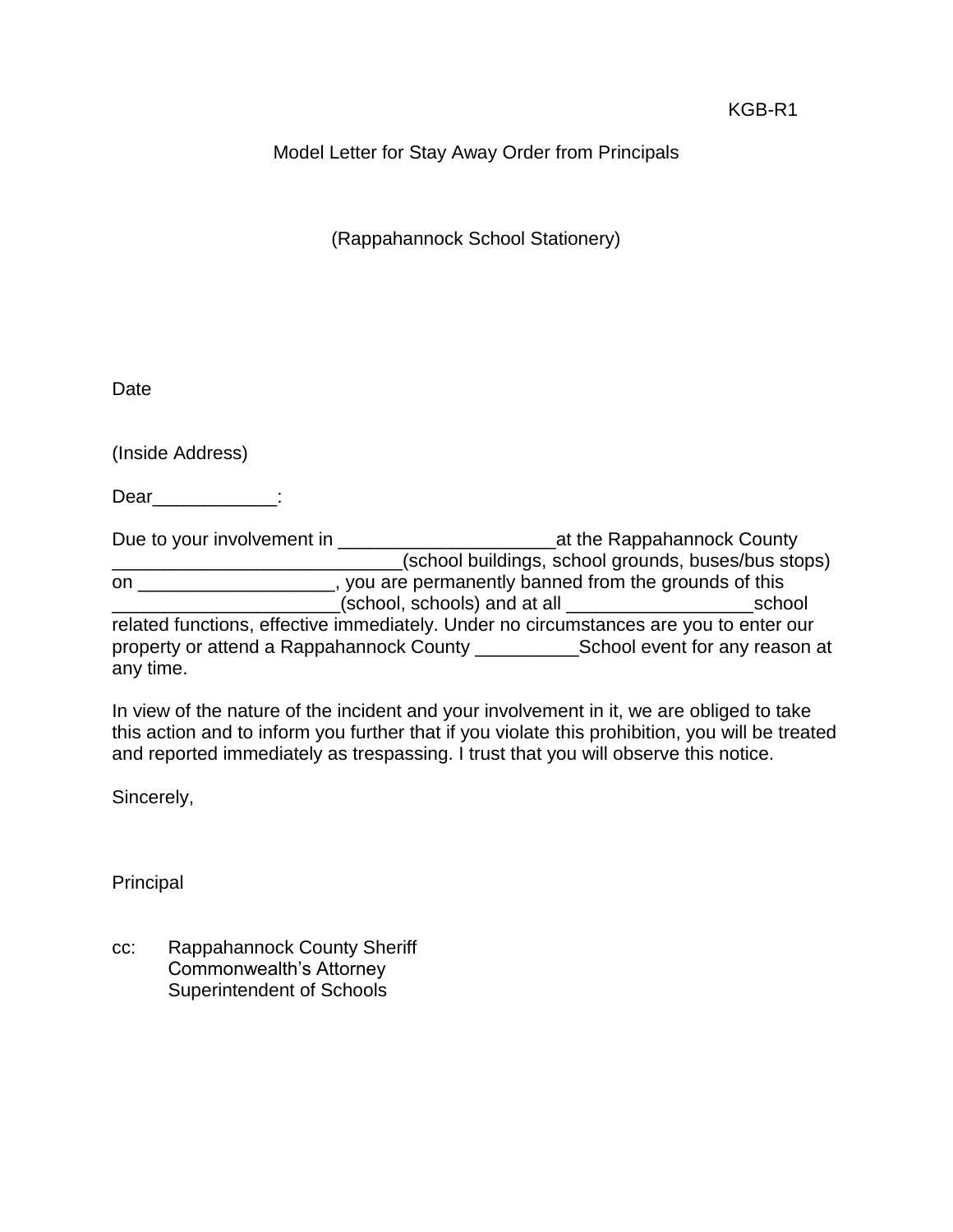KGB-R1

Model Letter for Stay Away Order from Principals

(Rappahannock School Stationery)

Date

(Inside Address)

Dear____________:

Due to your involvement in _____________________at the Rappahannock County ____________________________(school buildings, school grounds, buses/bus stops) on ___________________, you are permanently banned from the grounds of this ______________________(school, schools) and at all __________________school related functions, effective immediately. Under no circumstances are you to enter our property or attend a Rappahannock County __________School event for any reason at any time.

In view of the nature of the incident and your involvement in it, we are obliged to take this action and to inform you further that if you violate this prohibition, you will be treated and reported immediately as trespassing. I trust that you will observe this notice.

Sincerely,

Principal

cc: Rappahannock County Sheriff
Commonwealth's Attorney
Superintendent of Schools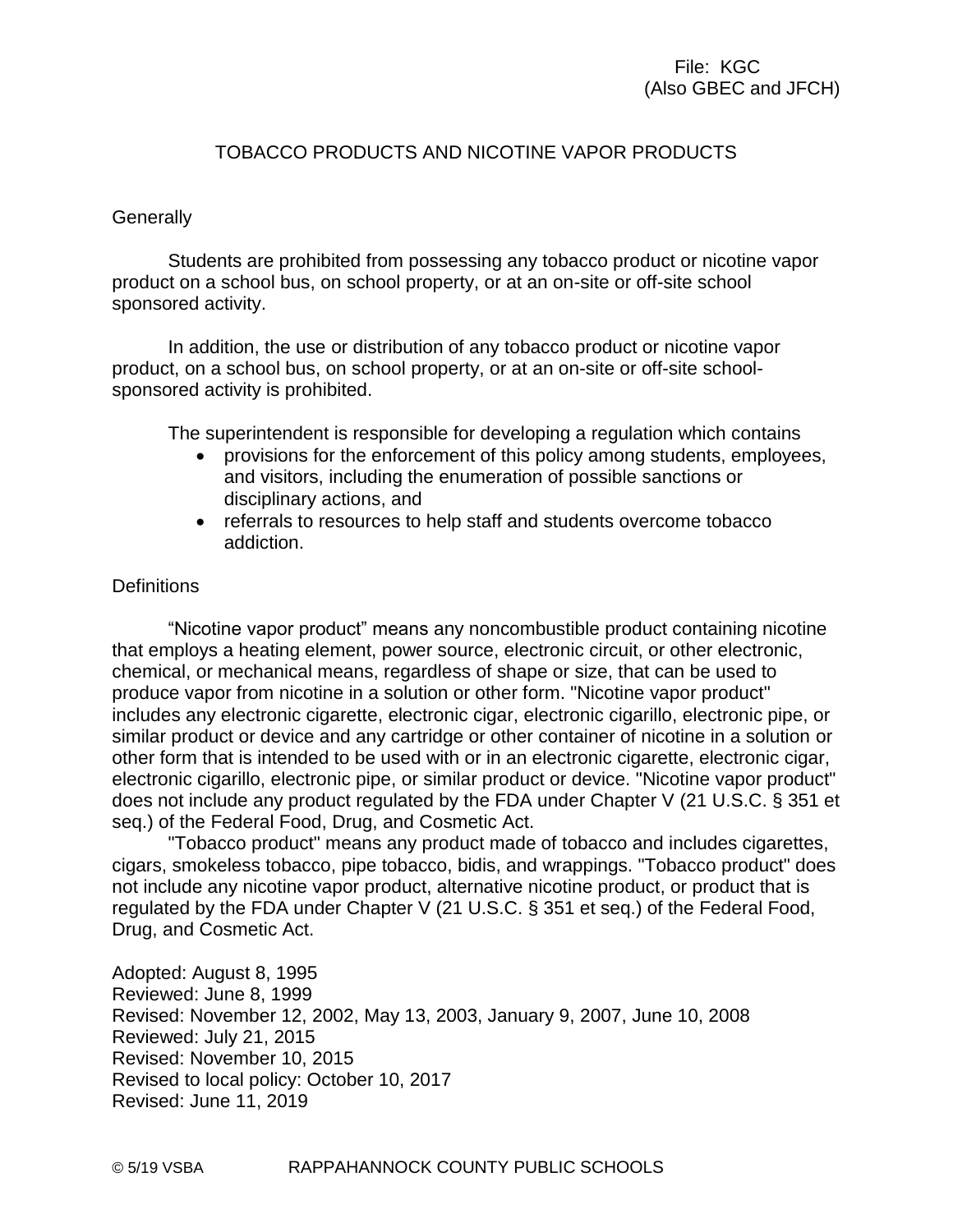File: KGC
(Also GBEC and JFCH)

# TOBACCO PRODUCTS AND NICOTINE VAPOR PRODUCTS

## Generally

Students are prohibited from possessing any tobacco product or nicotine vapor product on a school bus, on school property, or at an on-site or off-site school sponsored activity.

In addition, the use or distribution of any tobacco product or nicotine vapor product, on a school bus, on school property, or at an on-site or off-site school-sponsored activity is prohibited.

The superintendent is responsible for developing a regulation which contains

- provisions for the enforcement of this policy among students, employees, and visitors, including the enumeration of possible sanctions or disciplinary actions, and
- referrals to resources to help staff and students overcome tobacco addiction.

## Definitions

"Nicotine vapor product" means any noncombustible product containing nicotine that employs a heating element, power source, electronic circuit, or other electronic, chemical, or mechanical means, regardless of shape or size, that can be used to produce vapor from nicotine in a solution or other form. "Nicotine vapor product" includes any electronic cigarette, electronic cigar, electronic cigarillo, electronic pipe, or similar product or device and any cartridge or other container of nicotine in a solution or other form that is intended to be used with or in an electronic cigarette, electronic cigar, electronic cigarillo, electronic pipe, or similar product or device. "Nicotine vapor product" does not include any product regulated by the FDA under Chapter V (21 U.S.C. § 351 et seq.) of the Federal Food, Drug, and Cosmetic Act.

"Tobacco product" means any product made of tobacco and includes cigarettes, cigars, smokeless tobacco, pipe tobacco, bidis, and wrappings. "Tobacco product" does not include any nicotine vapor product, alternative nicotine product, or product that is regulated by the FDA under Chapter V (21 U.S.C. § 351 et seq.) of the Federal Food, Drug, and Cosmetic Act.

Adopted: August 8, 1995
Reviewed: June 8, 1999
Revised: November 12, 2002, May 13, 2003, January 9, 2007, June 10, 2008
Reviewed: July 21, 2015
Revised: November 10, 2015
Revised to local policy: October 10, 2017
Revised: June 11, 2019

© 5/19 VSBA RAPPAHANNOCK COUNTY PUBLIC SCHOOLS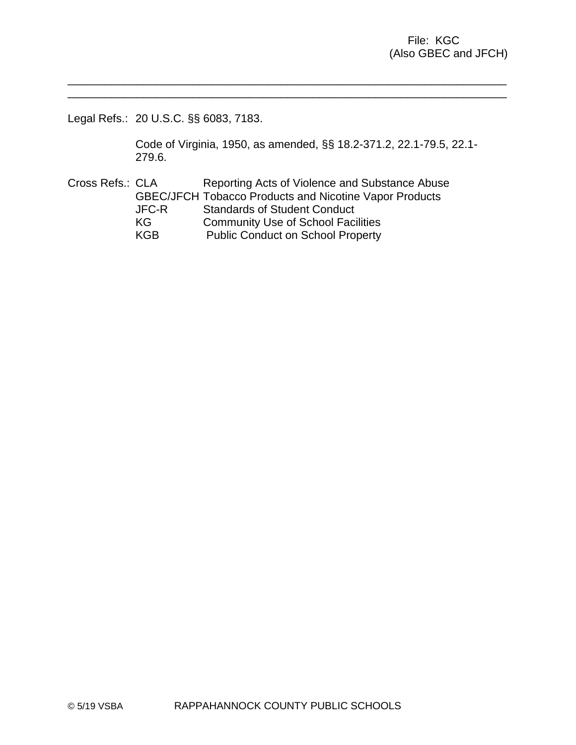File: KGC
(Also GBEC and JFCH)

---

---

Legal Refs.: 20 U.S.C. §§ 6083, 7183.

Code of Virginia, 1950, as amended, §§ 18.2-371.2, 22.1-79.5, 22.1-279.6.

Cross Refs.: CLA Reporting Acts of Violence and Substance Abuse
GBEC/JFCH Tobacco Products and Nicotine Vapor Products
JFC-R Standards of Student Conduct
KG Community Use of School Facilities
KGB Public Conduct on School Property

© 5/19 VSBA RAPPAHANNOCK COUNTY PUBLIC SCHOOLS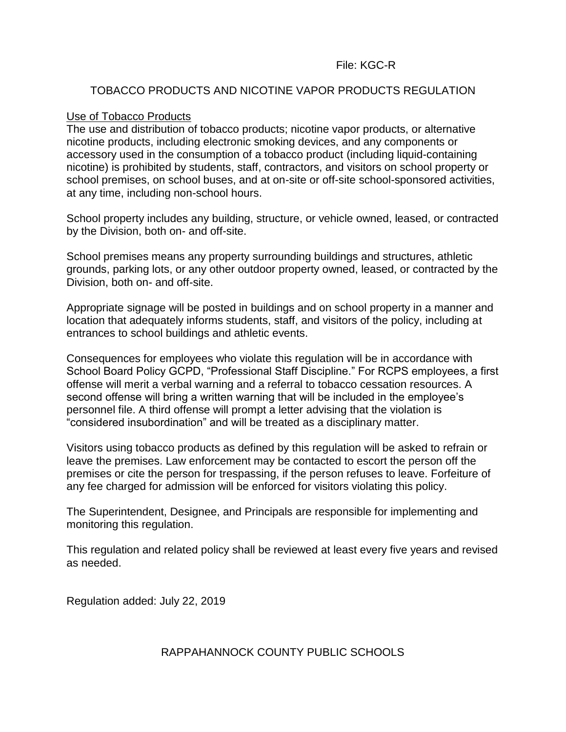File: KGC-R

# TOBACCO PRODUCTS AND NICOTINE VAPOR PRODUCTS REGULATION

## Use of Tobacco Products

The use and distribution of tobacco products; nicotine vapor products, or alternative nicotine products, including electronic smoking devices, and any components or accessory used in the consumption of a tobacco product (including liquid-containing nicotine) is prohibited by students, staff, contractors, and visitors on school property or school premises, on school buses, and at on-site or off-site school-sponsored activities, at any time, including non-school hours.

School property includes any building, structure, or vehicle owned, leased, or contracted by the Division, both on- and off-site.

School premises means any property surrounding buildings and structures, athletic grounds, parking lots, or any other outdoor property owned, leased, or contracted by the Division, both on- and off-site.

Appropriate signage will be posted in buildings and on school property in a manner and location that adequately informs students, staff, and visitors of the policy, including at entrances to school buildings and athletic events.

Consequences for employees who violate this regulation will be in accordance with School Board Policy GCPD, "Professional Staff Discipline." For RCPS employees, a first offense will merit a verbal warning and a referral to tobacco cessation resources. A second offense will bring a written warning that will be included in the employee's personnel file. A third offense will prompt a letter advising that the violation is "considered insubordination" and will be treated as a disciplinary matter.

Visitors using tobacco products as defined by this regulation will be asked to refrain or leave the premises. Law enforcement may be contacted to escort the person off the premises or cite the person for trespassing, if the person refuses to leave. Forfeiture of any fee charged for admission will be enforced for visitors violating this policy.

The Superintendent, Designee, and Principals are responsible for implementing and monitoring this regulation.

This regulation and related policy shall be reviewed at least every five years and revised as needed.

Regulation added: July 22, 2019

RAPPAHANNOCK COUNTY PUBLIC SCHOOLS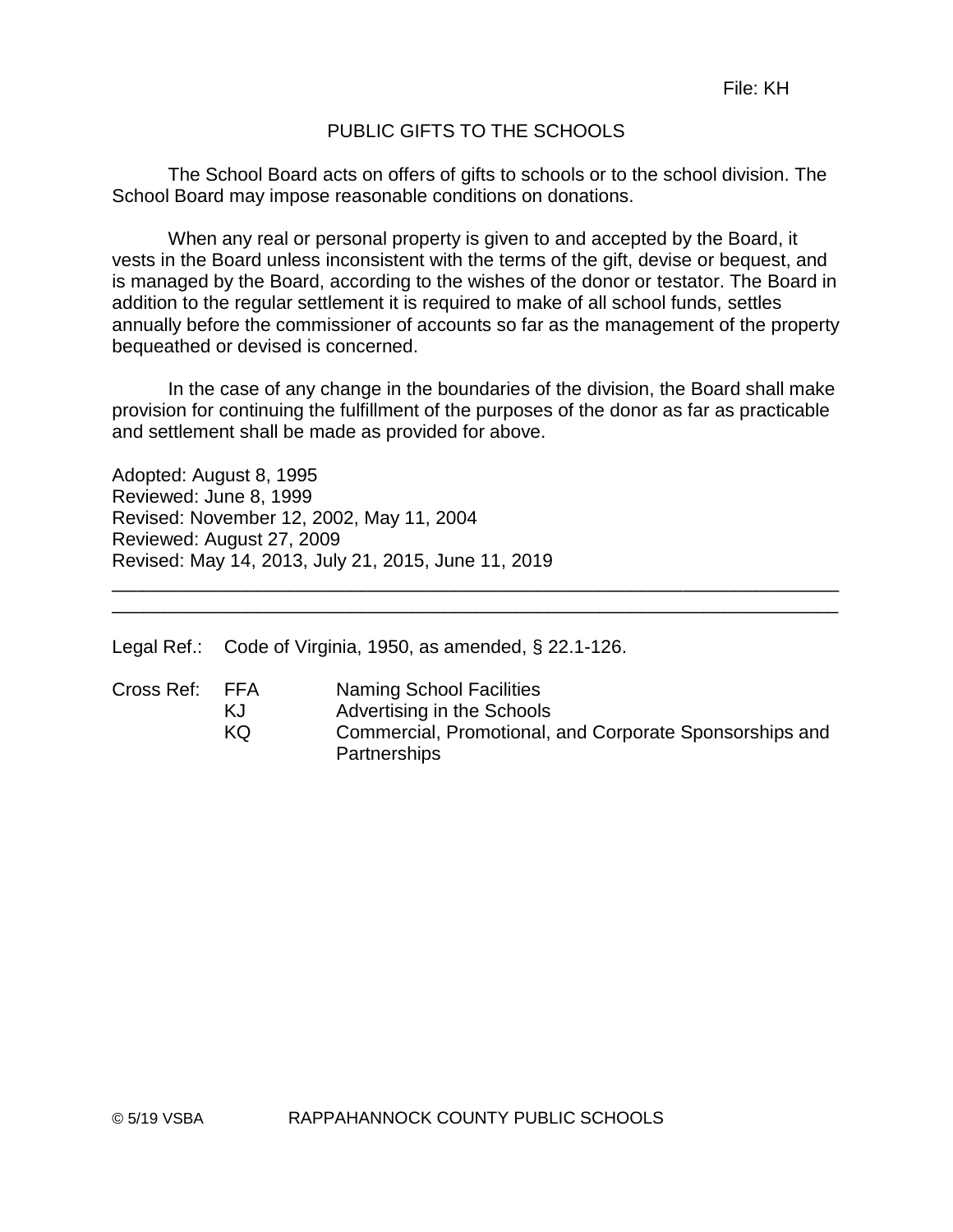File: KH

# PUBLIC GIFTS TO THE SCHOOLS

The School Board acts on offers of gifts to schools or to the school division. The School Board may impose reasonable conditions on donations.

When any real or personal property is given to and accepted by the Board, it vests in the Board unless inconsistent with the terms of the gift, devise or bequest, and is managed by the Board, according to the wishes of the donor or testator. The Board in addition to the regular settlement it is required to make of all school funds, settles annually before the commissioner of accounts so far as the management of the property bequeathed or devised is concerned.

In the case of any change in the boundaries of the division, the Board shall make provision for continuing the fulfillment of the purposes of the donor as far as practicable and settlement shall be made as provided for above.

Adopted: August 8, 1995
Reviewed: June 8, 1999
Revised: November 12, 2002, May 11, 2004
Reviewed: August 27, 2009
Revised: May 14, 2013, July 21, 2015, June 11, 2019

---

Legal Ref.: Code of Virginia, 1950, as amended, § 22.1-126.

Cross Ref.:
- FFA — Naming School Facilities
- KJ — Advertising in the Schools
- KQ — Commercial, Promotional, and Corporate Sponsorships and Partnerships

© 5/19 VSBA RAPPAHANNOCK COUNTY PUBLIC SCHOOLS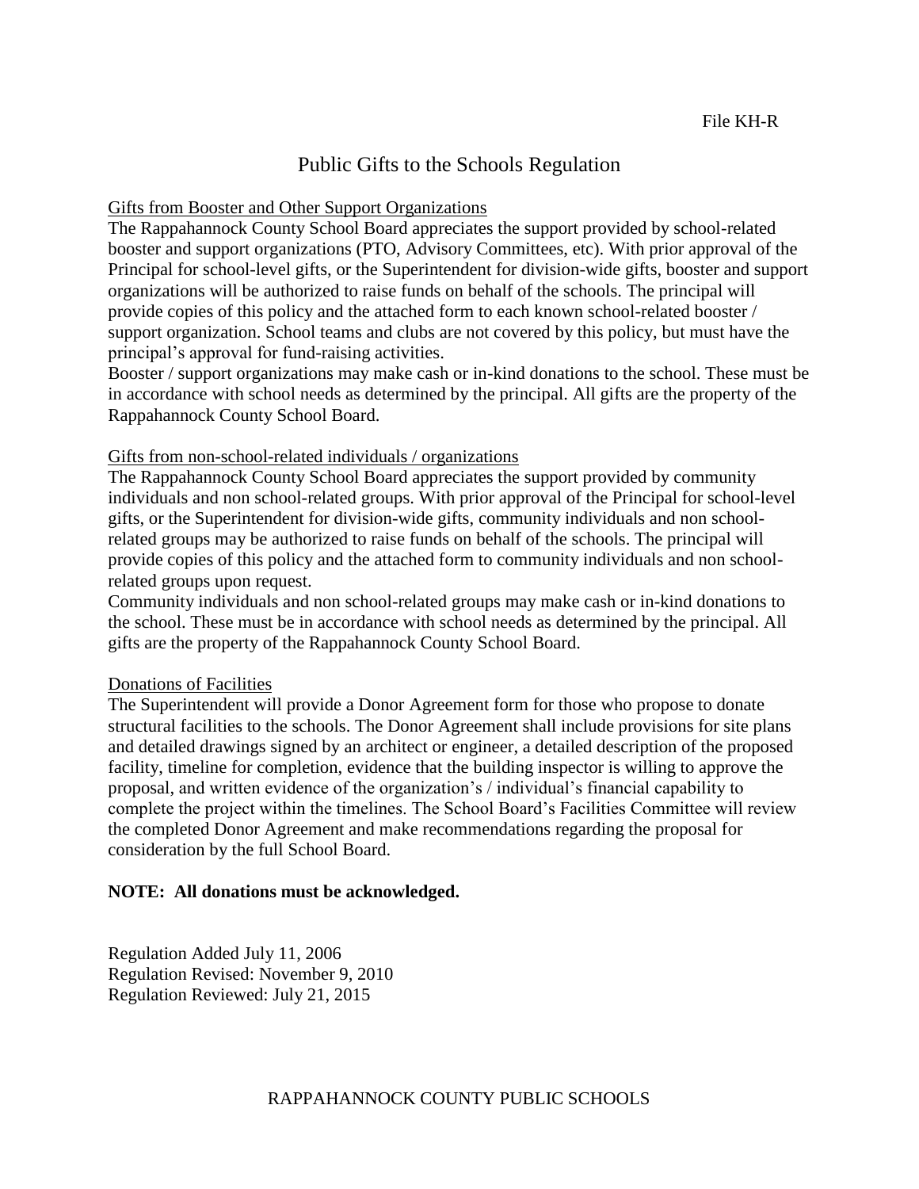File KH-R

# Public Gifts to the Schools Regulation

<u>Gifts from Booster and Other Support Organizations</u>

The Rappahannock County School Board appreciates the support provided by school-related booster and support organizations (PTO, Advisory Committees, etc). With prior approval of the Principal for school-level gifts, or the Superintendent for division-wide gifts, booster and support organizations will be authorized to raise funds on behalf of the schools. The principal will provide copies of this policy and the attached form to each known school-related booster / support organization. School teams and clubs are not covered by this policy, but must have the principal's approval for fund-raising activities.

Booster / support organizations may make cash or in-kind donations to the school. These must be in accordance with school needs as determined by the principal. All gifts are the property of the Rappahannock County School Board.

<u>Gifts from non-school-related individuals / organizations</u>

The Rappahannock County School Board appreciates the support provided by community individuals and non school-related groups. With prior approval of the Principal for school-level gifts, or the Superintendent for division-wide gifts, community individuals and non school-related groups may be authorized to raise funds on behalf of the schools. The principal will provide copies of this policy and the attached form to community individuals and non school-related groups upon request.

Community individuals and non school-related groups may make cash or in-kind donations to the school. These must be in accordance with school needs as determined by the principal. All gifts are the property of the Rappahannock County School Board.

<u>Donations of Facilities</u>

The Superintendent will provide a Donor Agreement form for those who propose to donate structural facilities to the schools. The Donor Agreement shall include provisions for site plans and detailed drawings signed by an architect or engineer, a detailed description of the proposed facility, timeline for completion, evidence that the building inspector is willing to approve the proposal, and written evidence of the organization's / individual's financial capability to complete the project within the timelines. The School Board's Facilities Committee will review the completed Donor Agreement and make recommendations regarding the proposal for consideration by the full School Board.

**NOTE: All donations must be acknowledged.**

Regulation Added July 11, 2006
Regulation Revised: November 9, 2010
Regulation Reviewed: July 21, 2015

RAPPAHANNOCK COUNTY PUBLIC SCHOOLS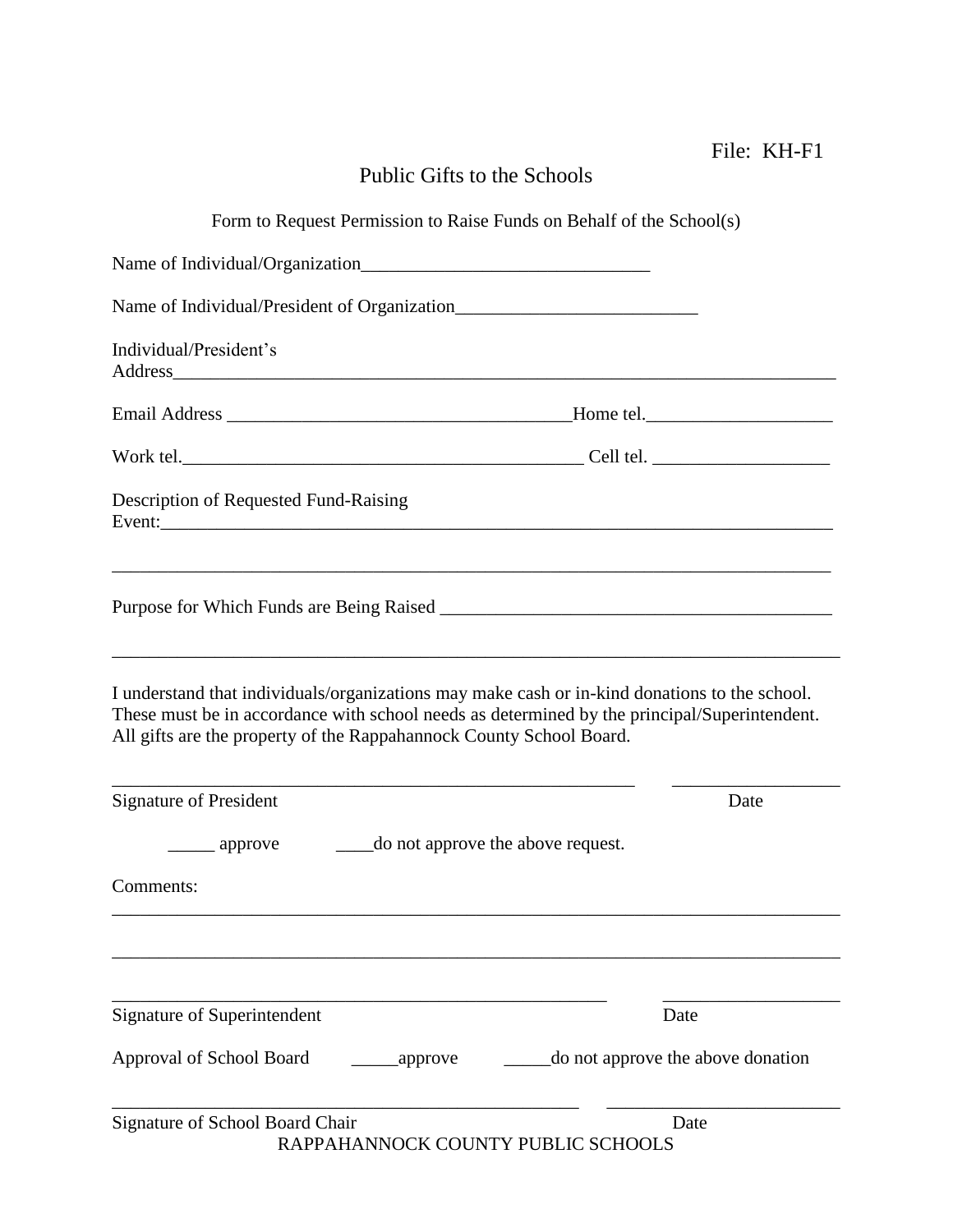File: KH-F1

# Public Gifts to the Schools

Form to Request Permission to Raise Funds on Behalf of the School(s)

Name of Individual/Organization_______________________________

Name of Individual/President of Organization__________________________

Individual/President's Address___________________________________________________________________________

Email Address _____________________________________Home tel.____________________

Work tel.____________________________________________ Cell tel. ___________________

Description of Requested Fund-Raising Event:___________________________________________________________________________

___________________________________________________________________________

Purpose for Which Funds are Being Raised __________________________________________

___________________________________________________________________________

I understand that individuals/organizations may make cash or in-kind donations to the school. These must be in accordance with school needs as determined by the principal/Superintendent. All gifts are the property of the Rappahannock County School Board.

_________________________________________________________ __________________

Signature of President Date

_____ approve ____do not approve the above request.

Comments:

___________________________________________________________________________

___________________________________________________________________________

______________________________________________________ ___________________

Signature of Superintendent Date

Approval of School Board _____approve _____do not approve the above donation

___________________________________________________ _________________________

Signature of School Board Chair Date

RAPPAHANNOCK COUNTY PUBLIC SCHOOLS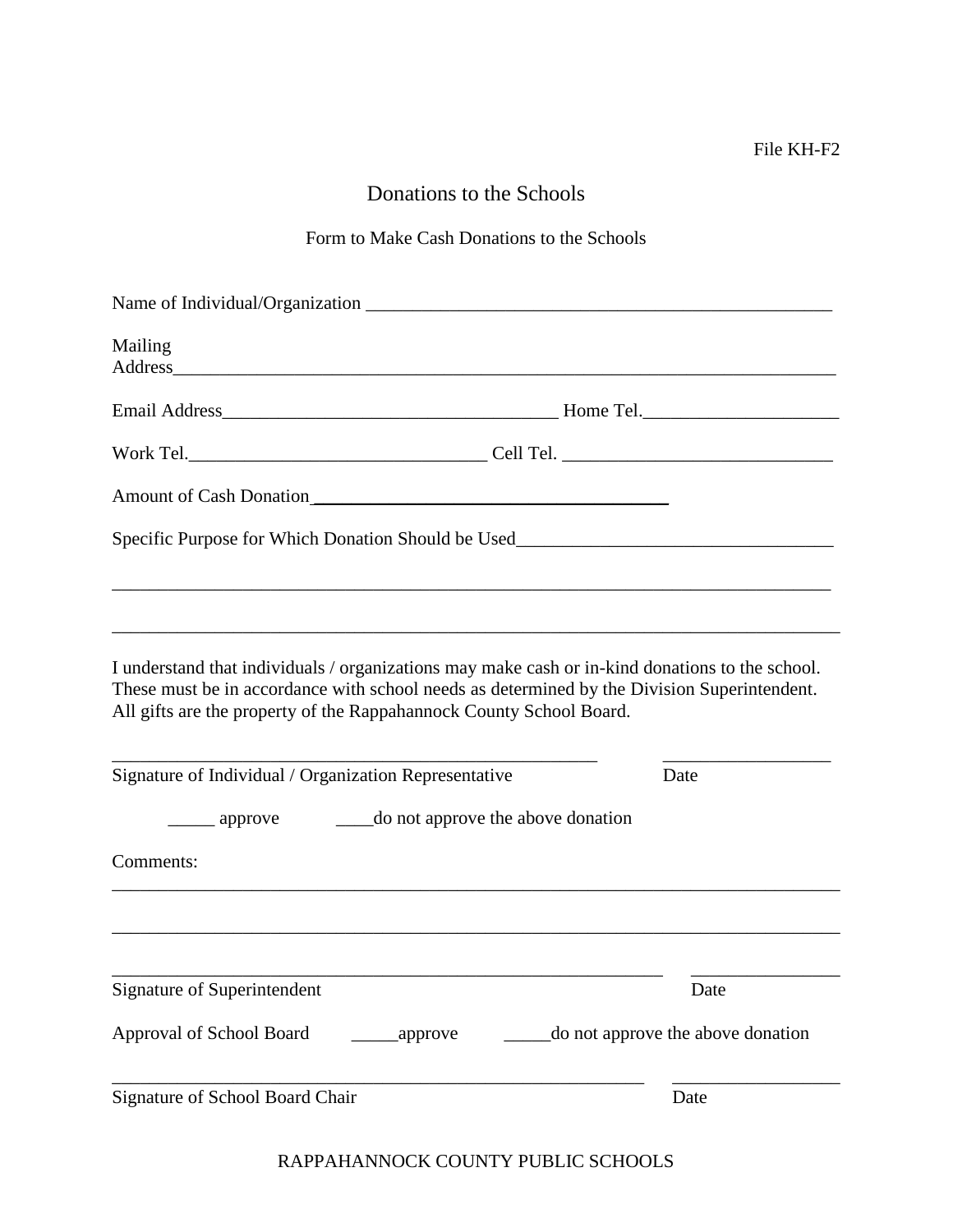File KH-F2

# Donations to the Schools

## Form to Make Cash Donations to the Schools

Name of Individual/Organization ____________________________________________________

Mailing Address_______________________________________________________________________

Email Address____________________________________ Home Tel.____________________

Work Tel._____________________________ Cell Tel. ___________________________

Amount of Cash Donation_______________________________________

Specific Purpose for Which Donation Should be Used________________________________

________________________________________________________________________________

________________________________________________________________________________

I understand that individuals / organizations may make cash or in-kind donations to the school. These must be in accordance with school needs as determined by the Division Superintendent. All gifts are the property of the Rappahannock County School Board.

_______________________________________________________ __________________
Signature of Individual / Organization Representative Date

_____ approve ____do not approve the above donation

Comments:

________________________________________________________________________________

________________________________________________________________________________

_____________________________________________________________ ________________
Signature of Superintendent Date

Approval of School Board _____approve _____do not approve the above donation

___________________________________________________________ __________________
Signature of School Board Chair Date

RAPPAHANNOCK COUNTY PUBLIC SCHOOLS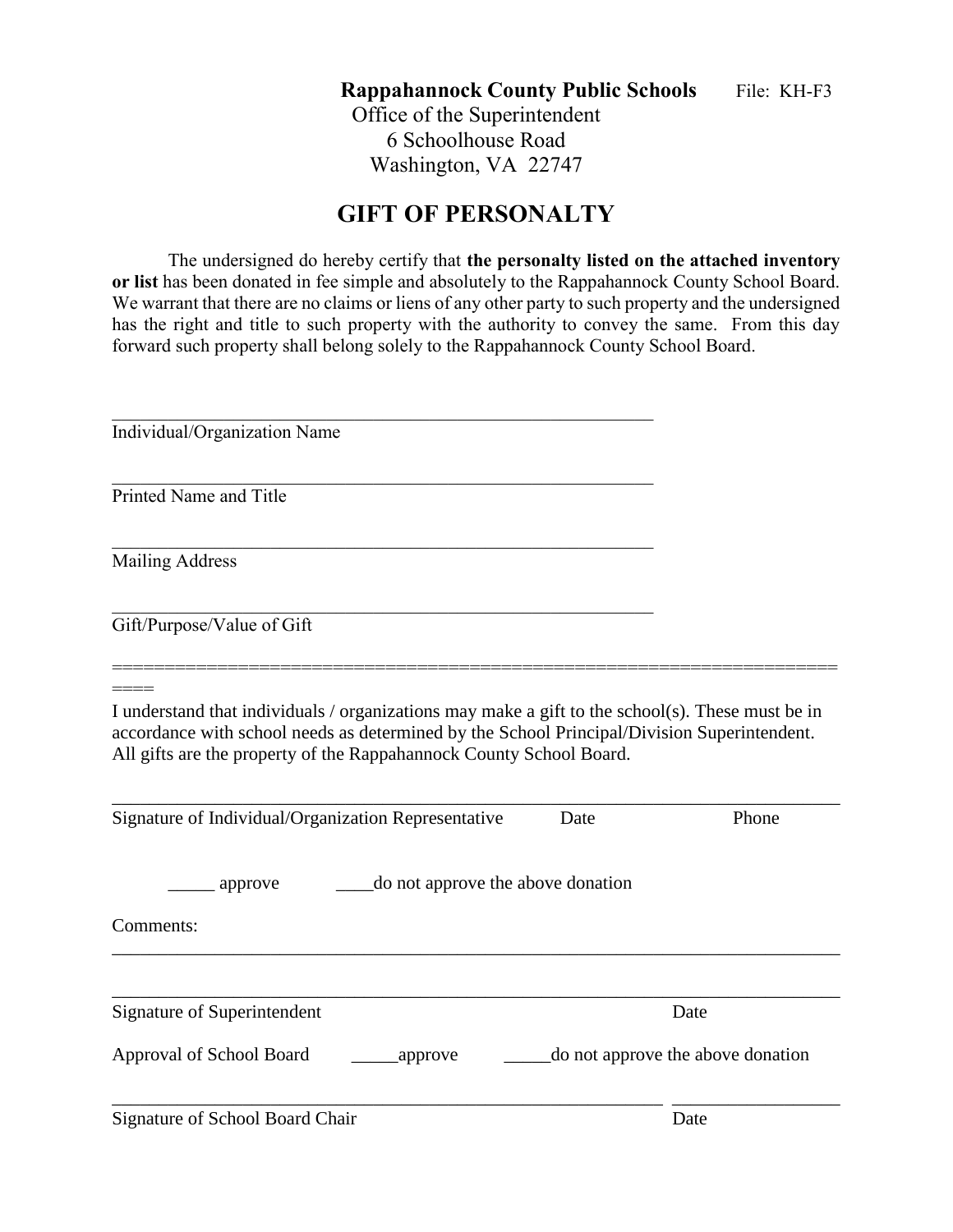**Rappahannock County Public Schools** File: KH-F3

Office of the Superintendent
6 Schoolhouse Road
Washington, VA 22747

# GIFT OF PERSONALTY

The undersigned do hereby certify that **the personalty listed on the attached inventory or list** has been donated in fee simple and absolutely to the Rappahannock County School Board. We warrant that there are no claims or liens of any other party to such property and the undersigned has the right and title to such property with the authority to convey the same. From this day forward such property shall belong solely to the Rappahannock County School Board.

\_\_\_\_\_\_\_\_\_\_\_\_\_\_\_\_\_\_\_\_\_\_\_\_\_\_\_\_\_\_\_\_\_\_\_\_\_\_\_\_\_\_\_\_\_\_\_\_\_\_\_\_\_\_\_\_
Individual/Organization Name

\_\_\_\_\_\_\_\_\_\_\_\_\_\_\_\_\_\_\_\_\_\_\_\_\_\_\_\_\_\_\_\_\_\_\_\_\_\_\_\_\_\_\_\_\_\_\_\_\_\_\_\_\_\_\_\_
Printed Name and Title

\_\_\_\_\_\_\_\_\_\_\_\_\_\_\_\_\_\_\_\_\_\_\_\_\_\_\_\_\_\_\_\_\_\_\_\_\_\_\_\_\_\_\_\_\_\_\_\_\_\_\_\_\_\_\_\_
Mailing Address

\_\_\_\_\_\_\_\_\_\_\_\_\_\_\_\_\_\_\_\_\_\_\_\_\_\_\_\_\_\_\_\_\_\_\_\_\_\_\_\_\_\_\_\_\_\_\_\_\_\_\_\_\_\_\_\_
Gift/Purpose/Value of Gift

========================================================================

I understand that individuals / organizations may make a gift to the school(s). These must be in accordance with school needs as determined by the School Principal/Division Superintendent. All gifts are the property of the Rappahannock County School Board.

\_\_\_\_\_\_\_\_\_\_\_\_\_\_\_\_\_\_\_\_\_\_\_\_\_\_\_\_\_\_\_\_\_\_\_\_\_\_\_\_\_\_\_\_\_\_\_\_\_\_\_\_\_\_\_\_\_\_\_\_\_\_\_\_\_\_\_\_\_\_\_\_\_\_\_\_\_\_
Signature of Individual/Organization Representative Date Phone

\_\_\_\_\_ approve \_\_\_\_do not approve the above donation

Comments:
\_\_\_\_\_\_\_\_\_\_\_\_\_\_\_\_\_\_\_\_\_\_\_\_\_\_\_\_\_\_\_\_\_\_\_\_\_\_\_\_\_\_\_\_\_\_\_\_\_\_\_\_\_\_\_\_\_\_\_\_\_\_\_\_\_\_\_\_\_\_\_\_\_\_\_\_\_\_

\_\_\_\_\_\_\_\_\_\_\_\_\_\_\_\_\_\_\_\_\_\_\_\_\_\_\_\_\_\_\_\_\_\_\_\_\_\_\_\_\_\_\_\_\_\_\_\_\_\_\_\_\_\_\_\_\_\_\_\_\_\_\_\_\_\_\_\_\_\_\_\_\_\_\_\_\_\_
Signature of Superintendent Date

Approval of School Board \_\_\_\_\_approve \_\_\_\_\_do not approve the above donation

\_\_\_\_\_\_\_\_\_\_\_\_\_\_\_\_\_\_\_\_\_\_\_\_\_\_\_\_\_\_\_\_\_\_\_\_\_\_\_\_\_\_\_\_\_\_\_\_\_\_\_\_\_\_\_\_\_\_\_\_ \_\_\_\_\_\_\_\_\_\_\_\_\_\_\_\_\_\_
Signature of School Board Chair Date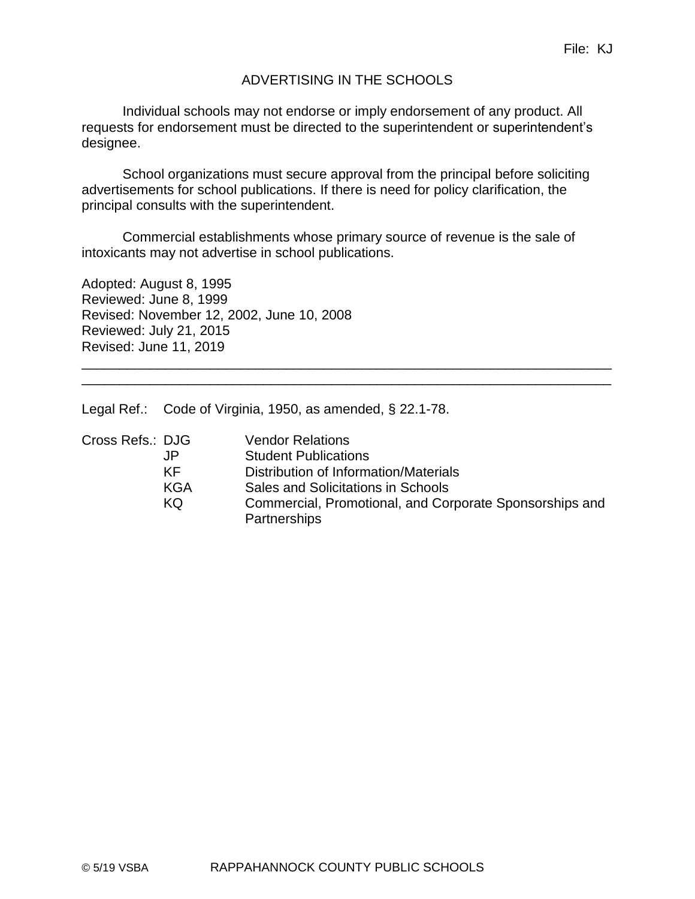File: KJ

# ADVERTISING IN THE SCHOOLS

Individual schools may not endorse or imply endorsement of any product. All requests for endorsement must be directed to the superintendent or superintendent's designee.

School organizations must secure approval from the principal before soliciting advertisements for school publications. If there is need for policy clarification, the principal consults with the superintendent.

Commercial establishments whose primary source of revenue is the sale of intoxicants may not advertise in school publications.

Adopted: August 8, 1995
Reviewed: June 8, 1999
Revised: November 12, 2002, June 10, 2008
Reviewed: July 21, 2015
Revised: June 11, 2019

---

Legal Ref.: Code of Virginia, 1950, as amended, § 22.1-78.

Cross Refs.:
- DJG Vendor Relations
- JP Student Publications
- KF Distribution of Information/Materials
- KGA Sales and Solicitations in Schools
- KQ Commercial, Promotional, and Corporate Sponsorships and Partnerships

© 5/19 VSBA RAPPAHANNOCK COUNTY PUBLIC SCHOOLS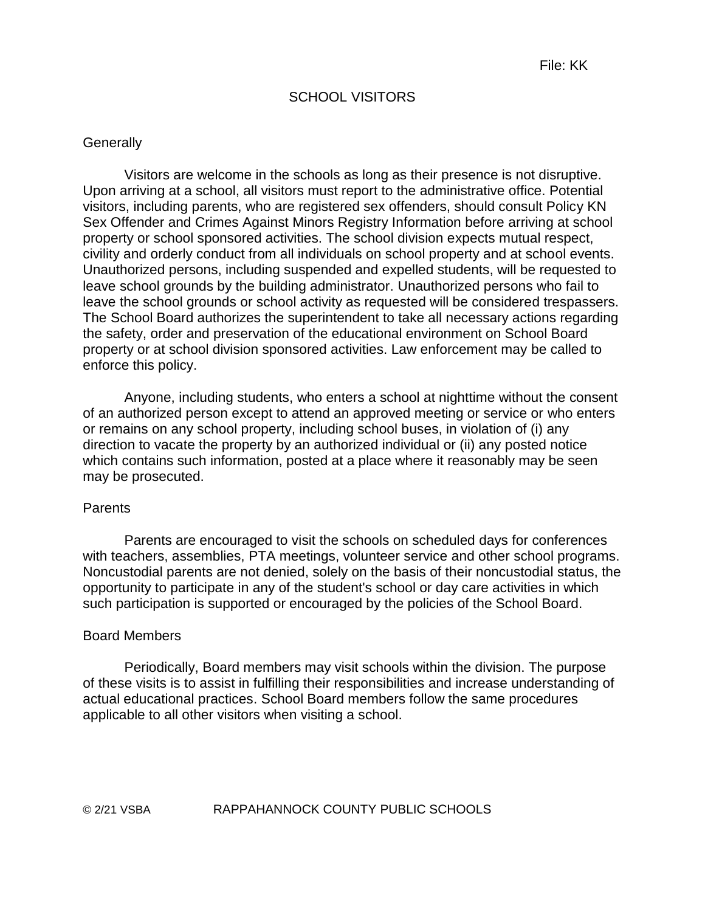File: KK

# SCHOOL VISITORS

## Generally

Visitors are welcome in the schools as long as their presence is not disruptive. Upon arriving at a school, all visitors must report to the administrative office. Potential visitors, including parents, who are registered sex offenders, should consult Policy KN Sex Offender and Crimes Against Minors Registry Information before arriving at school property or school sponsored activities. The school division expects mutual respect, civility and orderly conduct from all individuals on school property and at school events. Unauthorized persons, including suspended and expelled students, will be requested to leave school grounds by the building administrator. Unauthorized persons who fail to leave the school grounds or school activity as requested will be considered trespassers. The School Board authorizes the superintendent to take all necessary actions regarding the safety, order and preservation of the educational environment on School Board property or at school division sponsored activities. Law enforcement may be called to enforce this policy.

Anyone, including students, who enters a school at nighttime without the consent of an authorized person except to attend an approved meeting or service or who enters or remains on any school property, including school buses, in violation of (i) any direction to vacate the property by an authorized individual or (ii) any posted notice which contains such information, posted at a place where it reasonably may be seen may be prosecuted.

## Parents

Parents are encouraged to visit the schools on scheduled days for conferences with teachers, assemblies, PTA meetings, volunteer service and other school programs. Noncustodial parents are not denied, solely on the basis of their noncustodial status, the opportunity to participate in any of the student's school or day care activities in which such participation is supported or encouraged by the policies of the School Board.

## Board Members

Periodically, Board members may visit schools within the division. The purpose of these visits is to assist in fulfilling their responsibilities and increase understanding of actual educational practices. School Board members follow the same procedures applicable to all other visitors when visiting a school.

© 2/21 VSBA RAPPAHANNOCK COUNTY PUBLIC SCHOOLS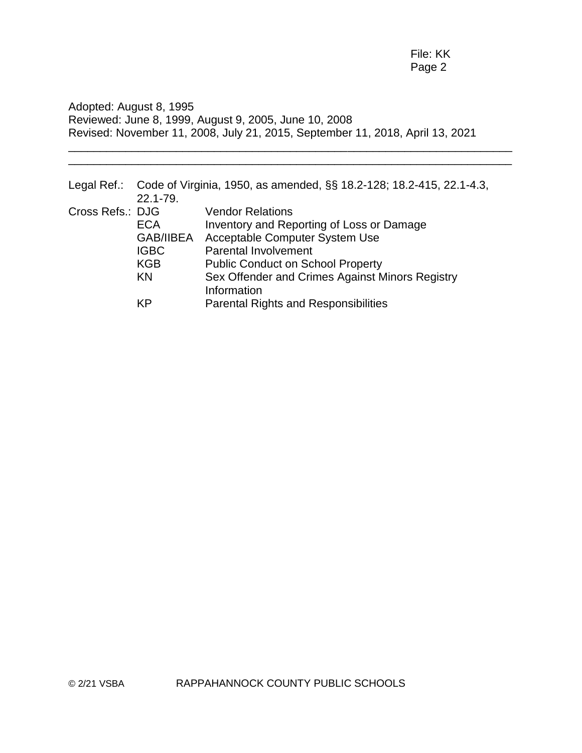Adopted: August 8, 1995
Reviewed: June 8, 1999, August 9, 2005, June 10, 2008
Revised: November 11, 2008, July 21, 2015, September 11, 2018, April 13, 2021

---

---

Legal Ref.: Code of Virginia, 1950, as amended, §§ 18.2-128; 18.2-415, 22.1-4.3, 22.1-79.

Cross Refs.:

| | |
|---|---|
| DJG | Vendor Relations |
| ECA | Inventory and Reporting of Loss or Damage |
| GAB/IIBEA | Acceptable Computer System Use |
| IGBC | Parental Involvement |
| KGB | Public Conduct on School Property |
| KN | Sex Offender and Crimes Against Minors Registry Information |
| KP | Parental Rights and Responsibilities |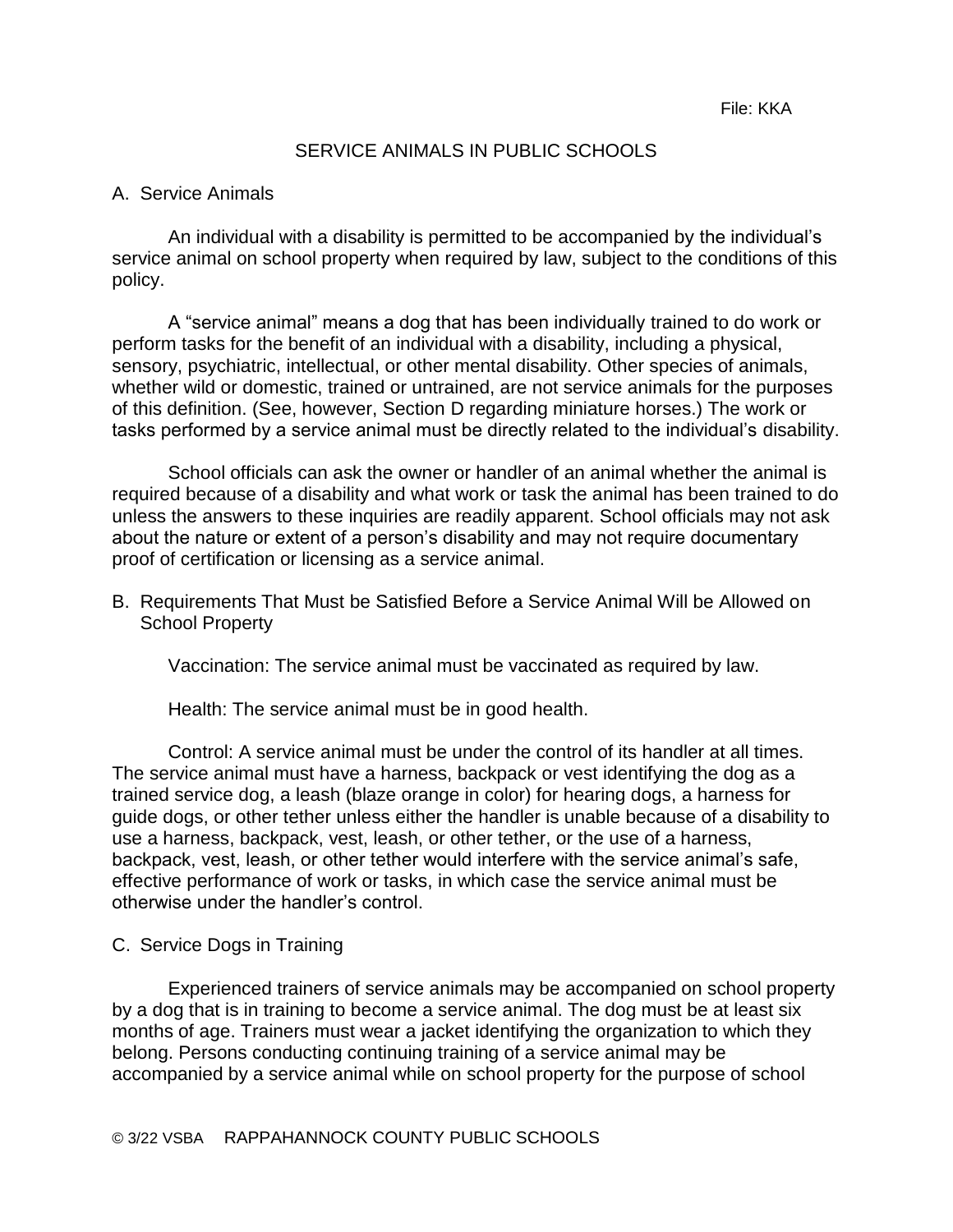File: KKA

# SERVICE ANIMALS IN PUBLIC SCHOOLS

## A. Service Animals

An individual with a disability is permitted to be accompanied by the individual's service animal on school property when required by law, subject to the conditions of this policy.

A "service animal" means a dog that has been individually trained to do work or perform tasks for the benefit of an individual with a disability, including a physical, sensory, psychiatric, intellectual, or other mental disability. Other species of animals, whether wild or domestic, trained or untrained, are not service animals for the purposes of this definition. (See, however, Section D regarding miniature horses.) The work or tasks performed by a service animal must be directly related to the individual's disability.

School officials can ask the owner or handler of an animal whether the animal is required because of a disability and what work or task the animal has been trained to do unless the answers to these inquiries are readily apparent. School officials may not ask about the nature or extent of a person's disability and may not require documentary proof of certification or licensing as a service animal.

## B. Requirements That Must be Satisfied Before a Service Animal Will be Allowed on School Property

Vaccination: The service animal must be vaccinated as required by law.

Health: The service animal must be in good health.

Control: A service animal must be under the control of its handler at all times. The service animal must have a harness, backpack or vest identifying the dog as a trained service dog, a leash (blaze orange in color) for hearing dogs, a harness for guide dogs, or other tether unless either the handler is unable because of a disability to use a harness, backpack, vest, leash, or other tether, or the use of a harness, backpack, vest, leash, or other tether would interfere with the service animal's safe, effective performance of work or tasks, in which case the service animal must be otherwise under the handler's control.

## C. Service Dogs in Training

Experienced trainers of service animals may be accompanied on school property by a dog that is in training to become a service animal. The dog must be at least six months of age. Trainers must wear a jacket identifying the organization to which they belong. Persons conducting continuing training of a service animal may be accompanied by a service animal while on school property for the purpose of school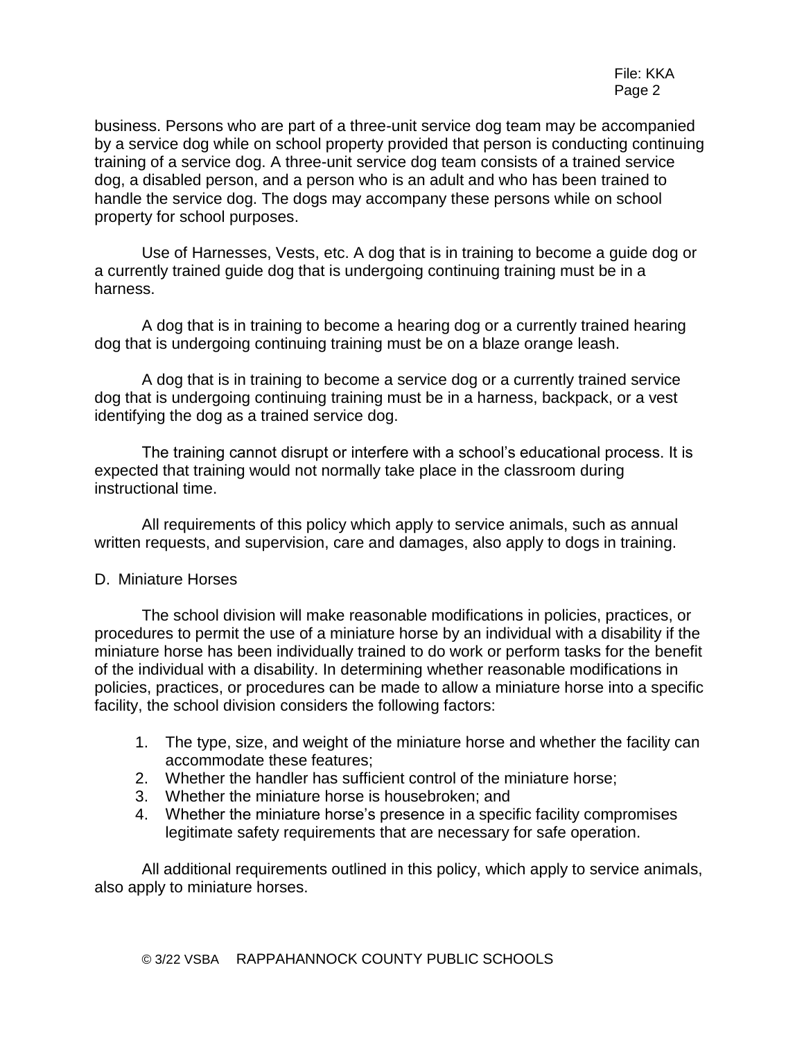business. Persons who are part of a three-unit service dog team may be accompanied by a service dog while on school property provided that person is conducting continuing training of a service dog. A three-unit service dog team consists of a trained service dog, a disabled person, and a person who is an adult and who has been trained to handle the service dog. The dogs may accompany these persons while on school property for school purposes.

Use of Harnesses, Vests, etc. A dog that is in training to become a guide dog or a currently trained guide dog that is undergoing continuing training must be in a harness.

A dog that is in training to become a hearing dog or a currently trained hearing dog that is undergoing continuing training must be on a blaze orange leash.

A dog that is in training to become a service dog or a currently trained service dog that is undergoing continuing training must be in a harness, backpack, or a vest identifying the dog as a trained service dog.

The training cannot disrupt or interfere with a school's educational process. It is expected that training would not normally take place in the classroom during instructional time.

All requirements of this policy which apply to service animals, such as annual written requests, and supervision, care and damages, also apply to dogs in training.

D. Miniature Horses

The school division will make reasonable modifications in policies, practices, or procedures to permit the use of a miniature horse by an individual with a disability if the miniature horse has been individually trained to do work or perform tasks for the benefit of the individual with a disability. In determining whether reasonable modifications in policies, practices, or procedures can be made to allow a miniature horse into a specific facility, the school division considers the following factors:

1. The type, size, and weight of the miniature horse and whether the facility can accommodate these features;
2. Whether the handler has sufficient control of the miniature horse;
3. Whether the miniature horse is housebroken; and
4. Whether the miniature horse's presence in a specific facility compromises legitimate safety requirements that are necessary for safe operation.

All additional requirements outlined in this policy, which apply to service animals, also apply to miniature horses.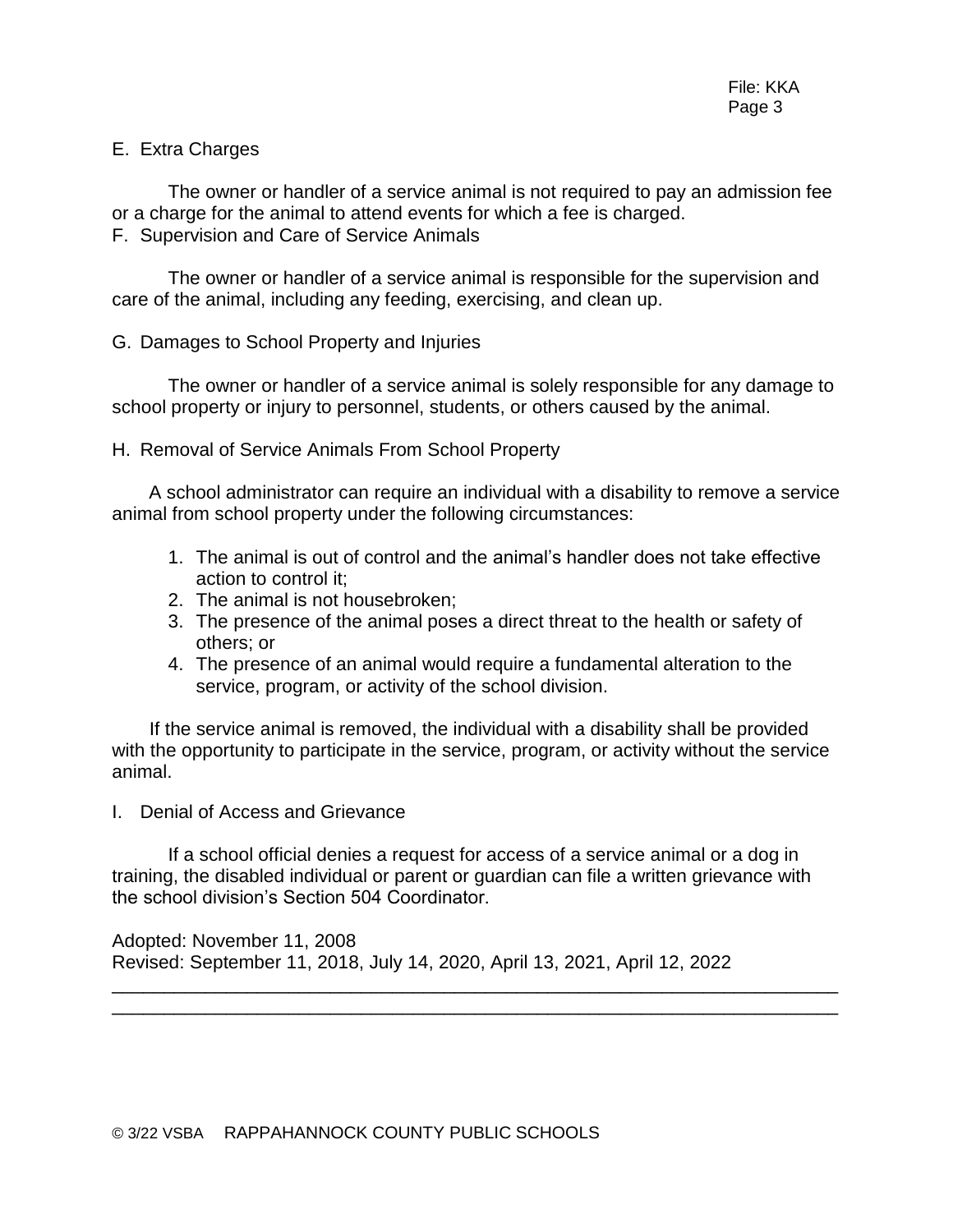E. Extra Charges

The owner or handler of a service animal is not required to pay an admission fee or a charge for the animal to attend events for which a fee is charged.

F. Supervision and Care of Service Animals

The owner or handler of a service animal is responsible for the supervision and care of the animal, including any feeding, exercising, and clean up.

G. Damages to School Property and Injuries

The owner or handler of a service animal is solely responsible for any damage to school property or injury to personnel, students, or others caused by the animal.

H. Removal of Service Animals From School Property

A school administrator can require an individual with a disability to remove a service animal from school property under the following circumstances:

1. The animal is out of control and the animal's handler does not take effective action to control it;
2. The animal is not housebroken;
3. The presence of the animal poses a direct threat to the health or safety of others; or
4. The presence of an animal would require a fundamental alteration to the service, program, or activity of the school division.

If the service animal is removed, the individual with a disability shall be provided with the opportunity to participate in the service, program, or activity without the service animal.

I. Denial of Access and Grievance

If a school official denies a request for access of a service animal or a dog in training, the disabled individual or parent or guardian can file a written grievance with the school division's Section 504 Coordinator.

Adopted: November 11, 2008
Revised: September 11, 2018, July 14, 2020, April 13, 2021, April 12, 2022

---

© 3/22 VSBA RAPPAHANNOCK COUNTY PUBLIC SCHOOLS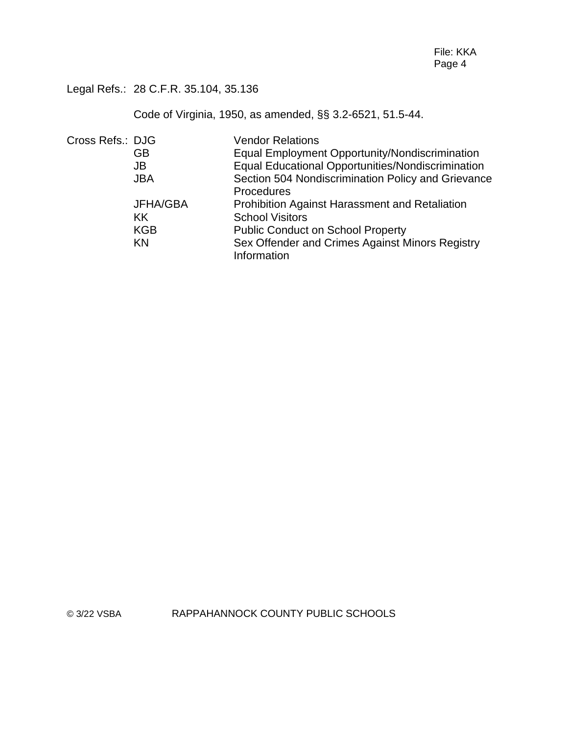Legal Refs.: 28 C.F.R. 35.104, 35.136

Code of Virginia, 1950, as amended, §§ 3.2-6521, 51.5-44.

Cross Refs.:

| | |
|---|---|
| DJG | Vendor Relations |
| GB | Equal Employment Opportunity/Nondiscrimination |
| JB | Equal Educational Opportunities/Nondiscrimination |
| JBA | Section 504 Nondiscrimination Policy and Grievance Procedures |
| JFHA/GBA | Prohibition Against Harassment and Retaliation |
| KK | School Visitors |
| KGB | Public Conduct on School Property |
| KN | Sex Offender and Crimes Against Minors Registry Information |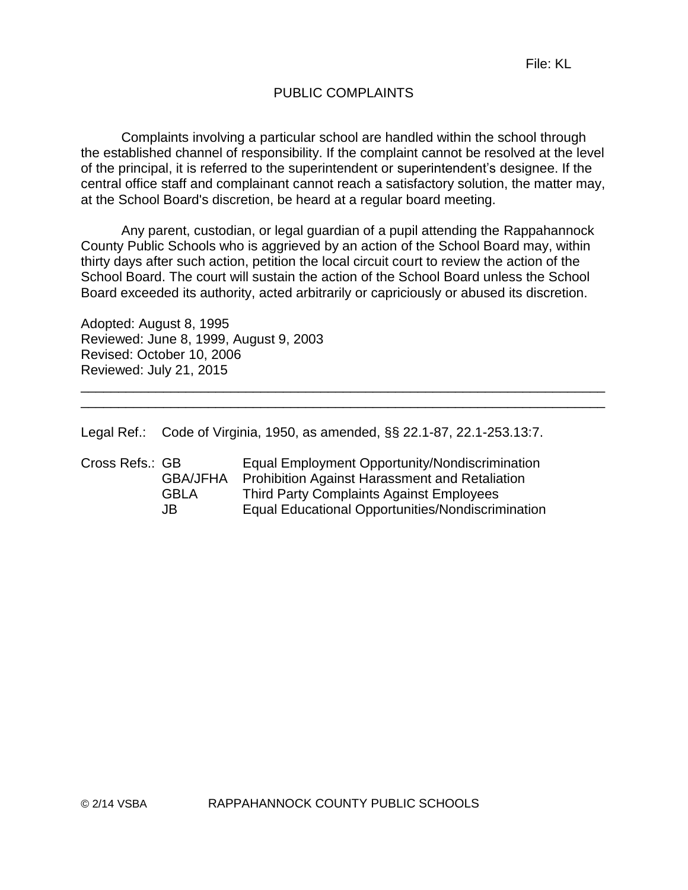File: KL

# PUBLIC COMPLAINTS

Complaints involving a particular school are handled within the school through the established channel of responsibility. If the complaint cannot be resolved at the level of the principal, it is referred to the superintendent or superintendent's designee. If the central office staff and complainant cannot reach a satisfactory solution, the matter may, at the School Board's discretion, be heard at a regular board meeting.

Any parent, custodian, or legal guardian of a pupil attending the Rappahannock County Public Schools who is aggrieved by an action of the School Board may, within thirty days after such action, petition the local circuit court to review the action of the School Board. The court will sustain the action of the School Board unless the School Board exceeded its authority, acted arbitrarily or capriciously or abused its discretion.

Adopted: August 8, 1995
Reviewed: June 8, 1999, August 9, 2003
Revised: October 10, 2006
Reviewed: July 21, 2015

---

Legal Ref.: Code of Virginia, 1950, as amended, §§ 22.1-87, 22.1-253.13:7.

Cross Refs.:
- GB Equal Employment Opportunity/Nondiscrimination
- GBA/JFHA Prohibition Against Harassment and Retaliation
- GBLA Third Party Complaints Against Employees
- JB Equal Educational Opportunities/Nondiscrimination

© 2/14 VSBA RAPPAHANNOCK COUNTY PUBLIC SCHOOLS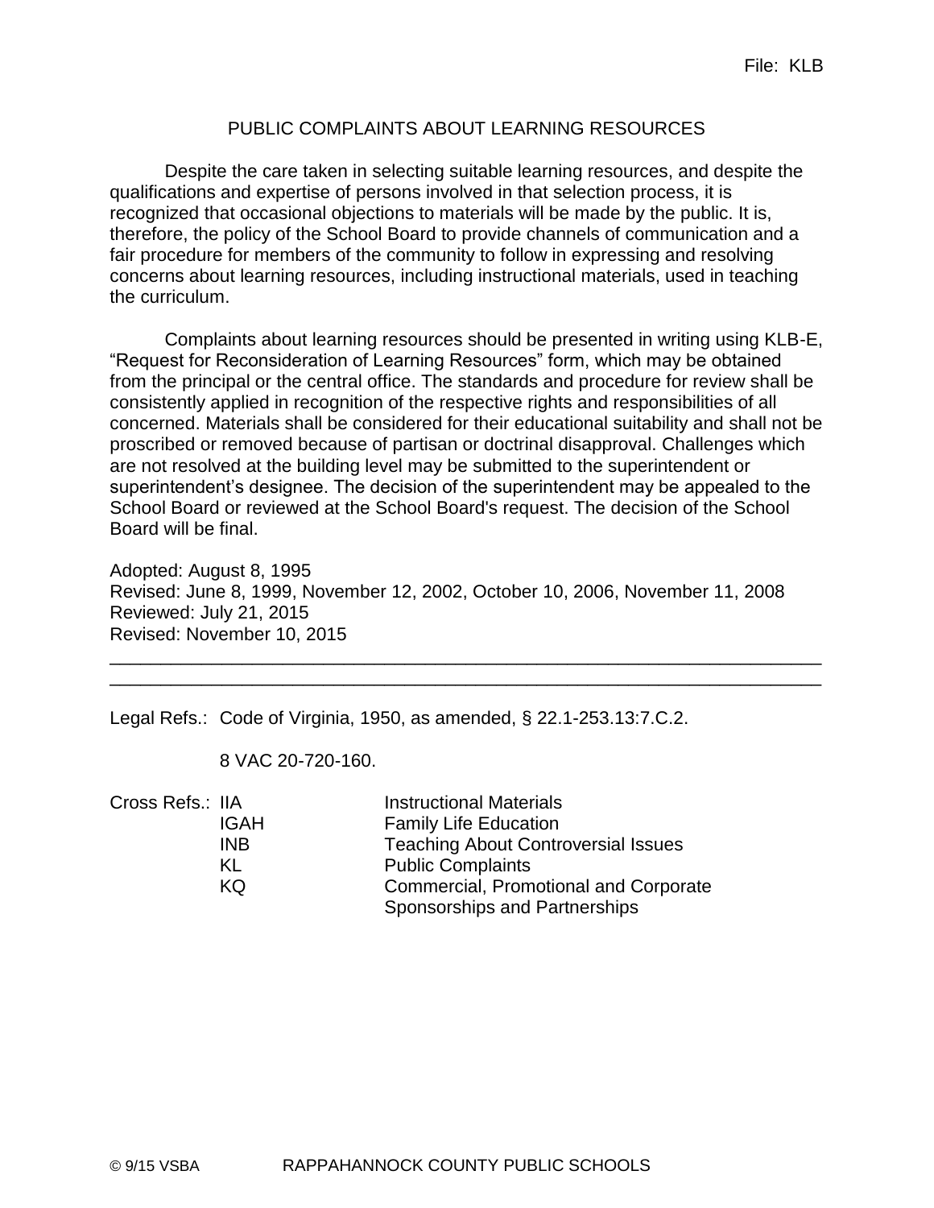File: KLB

# PUBLIC COMPLAINTS ABOUT LEARNING RESOURCES

Despite the care taken in selecting suitable learning resources, and despite the qualifications and expertise of persons involved in that selection process, it is recognized that occasional objections to materials will be made by the public. It is, therefore, the policy of the School Board to provide channels of communication and a fair procedure for members of the community to follow in expressing and resolving concerns about learning resources, including instructional materials, used in teaching the curriculum.

Complaints about learning resources should be presented in writing using KLB-E, "Request for Reconsideration of Learning Resources" form, which may be obtained from the principal or the central office. The standards and procedure for review shall be consistently applied in recognition of the respective rights and responsibilities of all concerned. Materials shall be considered for their educational suitability and shall not be proscribed or removed because of partisan or doctrinal disapproval. Challenges which are not resolved at the building level may be submitted to the superintendent or superintendent's designee. The decision of the superintendent may be appealed to the School Board or reviewed at the School Board's request. The decision of the School Board will be final.

Adopted: August 8, 1995
Revised: June 8, 1999, November 12, 2002, October 10, 2006, November 11, 2008
Reviewed: July 21, 2015
Revised: November 10, 2015

---

Legal Refs.: Code of Virginia, 1950, as amended, § 22.1-253.13:7.C.2.

8 VAC 20-720-160.

Cross Refs.:

| | |
|---|---|
| IIA | Instructional Materials |
| IGAH | Family Life Education |
| INB | Teaching About Controversial Issues |
| KL | Public Complaints |
| KQ | Commercial, Promotional and Corporate Sponsorships and Partnerships |

© 9/15 VSBA RAPPAHANNOCK COUNTY PUBLIC SCHOOLS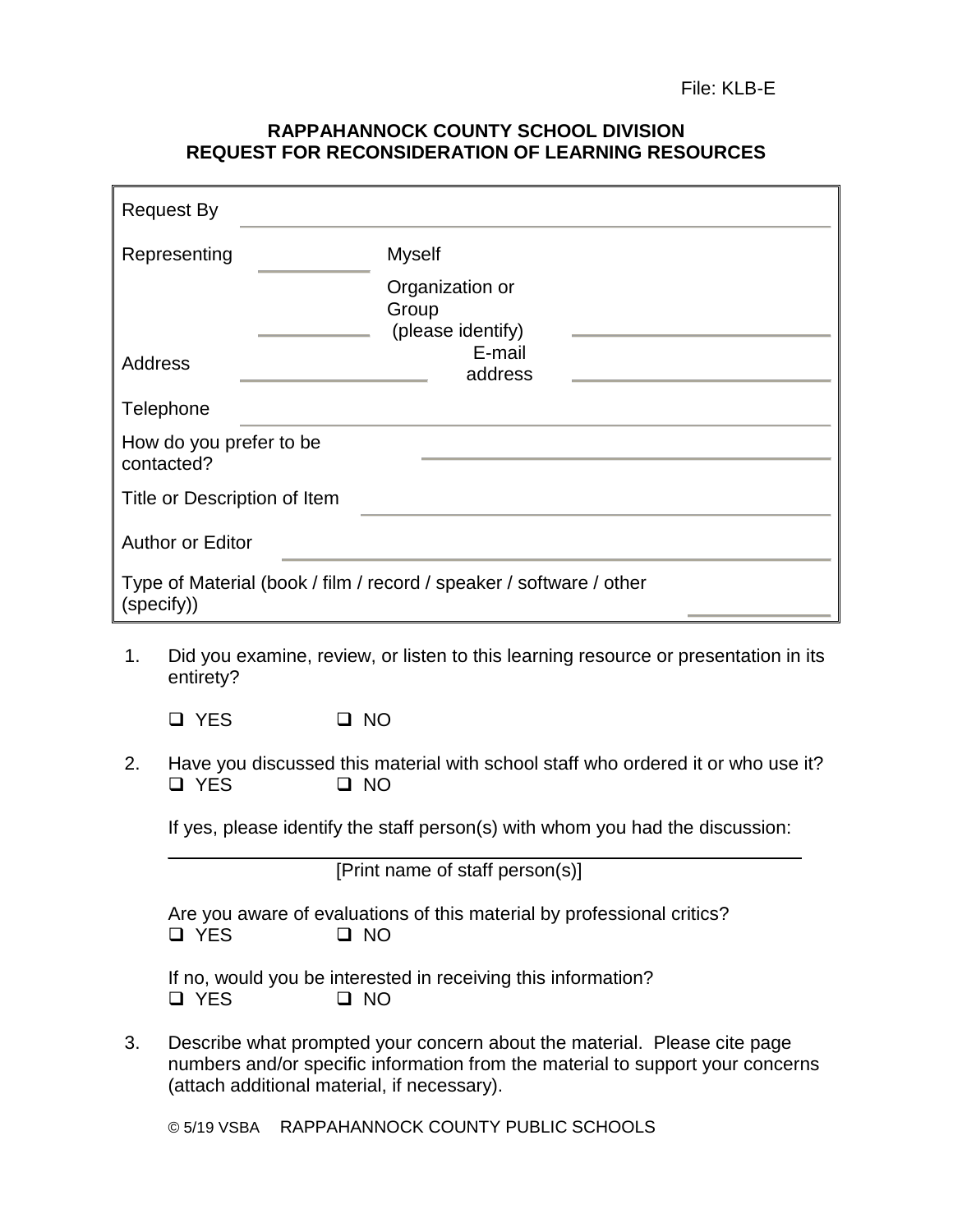File: KLB-E

**RAPPAHANNOCK COUNTY SCHOOL DIVISION**
**REQUEST FOR RECONSIDERATION OF LEARNING RESOURCES**

| | | | |
|---|---|---|---|
| Request By | | | |
| Representing | ______ | Myself | |
| | ______ | Organization or Group (please identify) | ______ |
| Address | ______ | E-mail address | ______ |
| Telephone | | | |
| How do you prefer to be contacted? | | | |
| Title or Description of Item | | | |
| Author or Editor | | | |
| Type of Material (book / film / record / speaker / software / other (specify)) | | | ______ |

1. Did you examine, review, or listen to this learning resource or presentation in its entirety?

   ❑ YES ❑ NO

2. Have you discussed this material with school staff who ordered it or who use it?
   ❑ YES ❑ NO

   If yes, please identify the staff person(s) with whom you had the discussion:

   ______________________________________________
   [Print name of staff person(s)]

   Are you aware of evaluations of this material by professional critics?
   ❑ YES ❑ NO

   If no, would you be interested in receiving this information?
   ❑ YES ❑ NO

3. Describe what prompted your concern about the material. Please cite page numbers and/or specific information from the material to support your concerns (attach additional material, if necessary).

© 5/19 VSBA RAPPAHANNOCK COUNTY PUBLIC SCHOOLS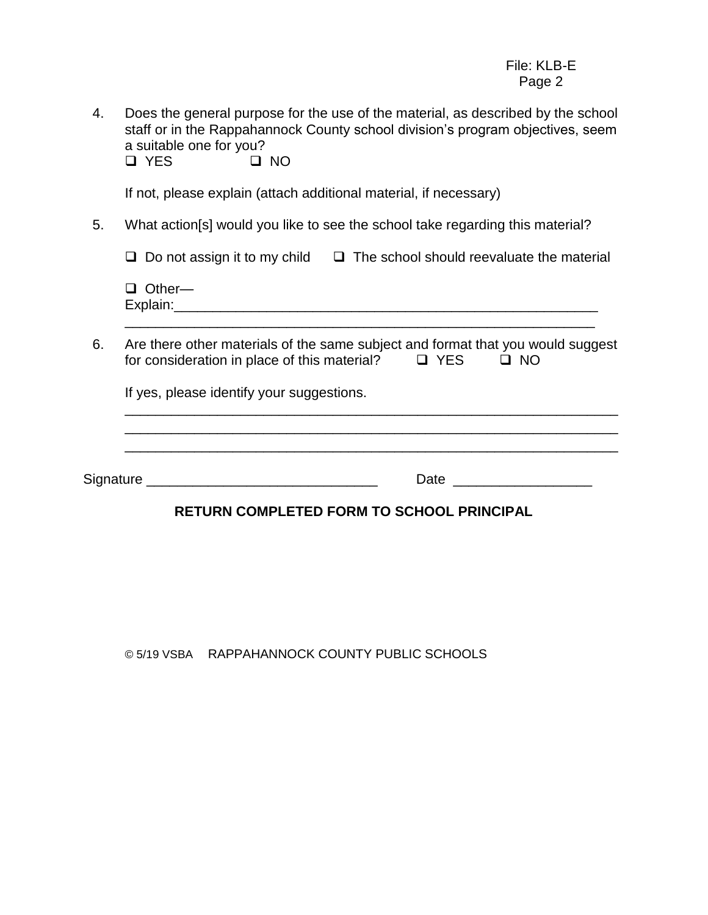4. Does the general purpose for the use of the material, as described by the school staff or in the Rappahannock County school division's program objectives, seem a suitable one for you?

   ❑ YES ❑ NO

   If not, please explain (attach additional material, if necessary)

5. What action[s] would you like to see the school take regarding this material?

   ❑ Do not assign it to my child ❑ The school should reevaluate the material

   ❑ Other—
   Explain:_______________________________________________________
   ______________________________________________________________

6. Are there other materials of the same subject and format that you would suggest for consideration in place of this material? ❑ YES ❑ NO

   If yes, please identify your suggestions.

   ______________________________________________________________
   ______________________________________________________________
   ______________________________________________________________

Signature _____________________________ Date _________________

**RETURN COMPLETED FORM TO SCHOOL PRINCIPAL**

© 5/19 VSBA RAPPAHANNOCK COUNTY PUBLIC SCHOOLS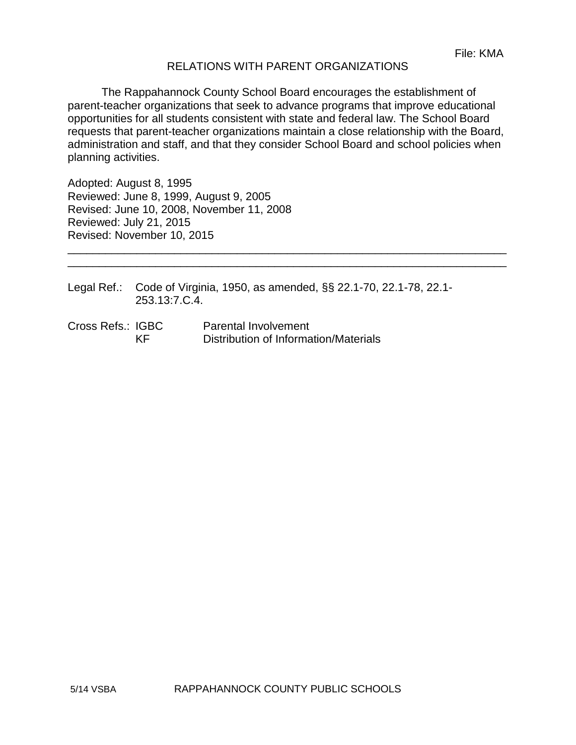File: KMA

# RELATIONS WITH PARENT ORGANIZATIONS

The Rappahannock County School Board encourages the establishment of parent-teacher organizations that seek to advance programs that improve educational opportunities for all students consistent with state and federal law. The School Board requests that parent-teacher organizations maintain a close relationship with the Board, administration and staff, and that they consider School Board and school policies when planning activities.

Adopted: August 8, 1995
Reviewed: June 8, 1999, August 9, 2005
Revised: June 10, 2008, November 11, 2008
Reviewed: July 21, 2015
Revised: November 10, 2015

---

---

Legal Ref.: Code of Virginia, 1950, as amended, §§ 22.1-70, 22.1-78, 22.1-253.13:7.C.4.

Cross Refs.: IGBC Parental Involvement
KF Distribution of Information/Materials

5/14 VSBA RAPPAHANNOCK COUNTY PUBLIC SCHOOLS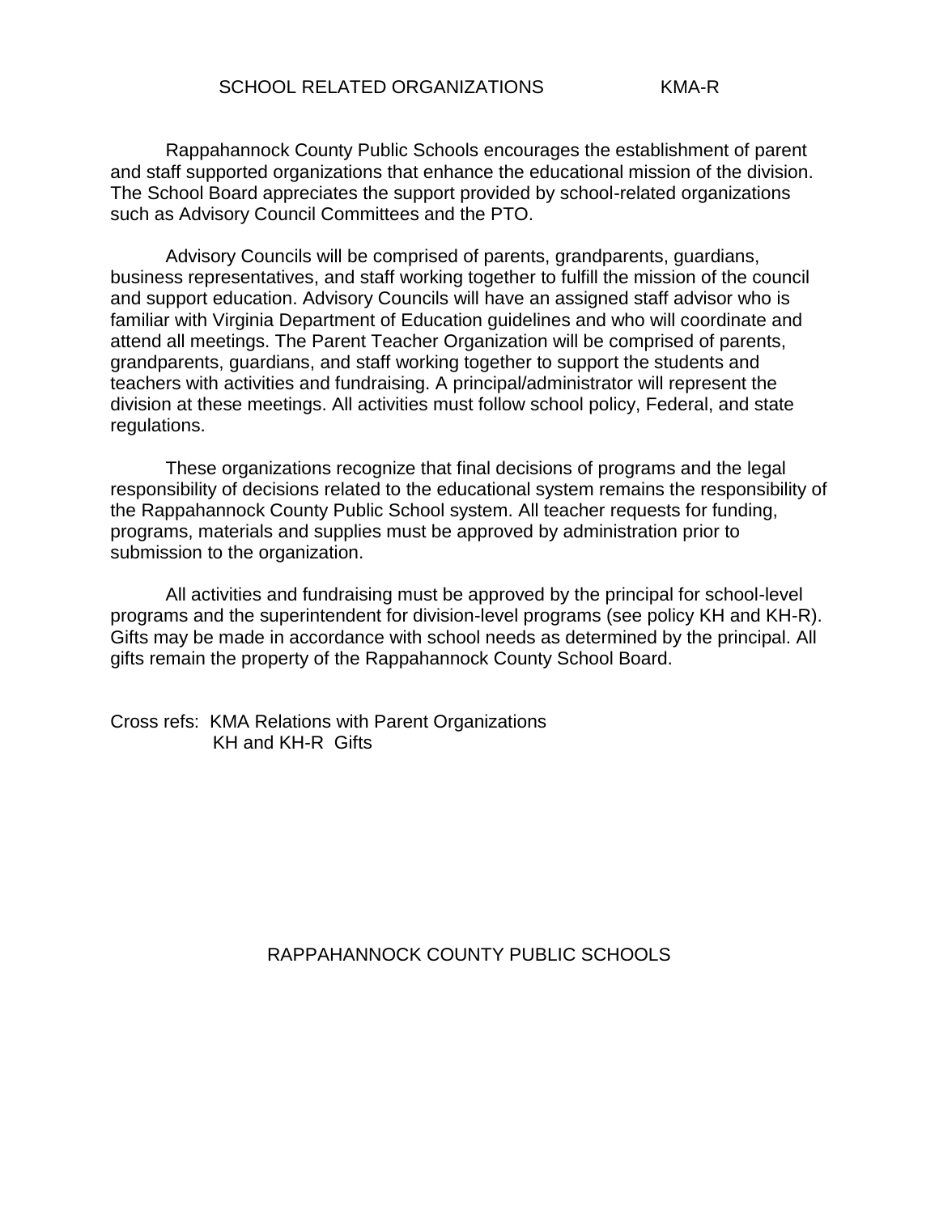## SCHOOL RELATED ORGANIZATIONS KMA-R

Rappahannock County Public Schools encourages the establishment of parent and staff supported organizations that enhance the educational mission of the division. The School Board appreciates the support provided by school-related organizations such as Advisory Council Committees and the PTO.

Advisory Councils will be comprised of parents, grandparents, guardians, business representatives, and staff working together to fulfill the mission of the council and support education. Advisory Councils will have an assigned staff advisor who is familiar with Virginia Department of Education guidelines and who will coordinate and attend all meetings. The Parent Teacher Organization will be comprised of parents, grandparents, guardians, and staff working together to support the students and teachers with activities and fundraising. A principal/administrator will represent the division at these meetings. All activities must follow school policy, Federal, and state regulations.

These organizations recognize that final decisions of programs and the legal responsibility of decisions related to the educational system remains the responsibility of the Rappahannock County Public School system. All teacher requests for funding, programs, materials and supplies must be approved by administration prior to submission to the organization.

All activities and fundraising must be approved by the principal for school-level programs and the superintendent for division-level programs (see policy KH and KH-R). Gifts may be made in accordance with school needs as determined by the principal. All gifts remain the property of the Rappahannock County School Board.

Cross refs: KMA Relations with Parent Organizations
KH and KH-R Gifts

RAPPAHANNOCK COUNTY PUBLIC SCHOOLS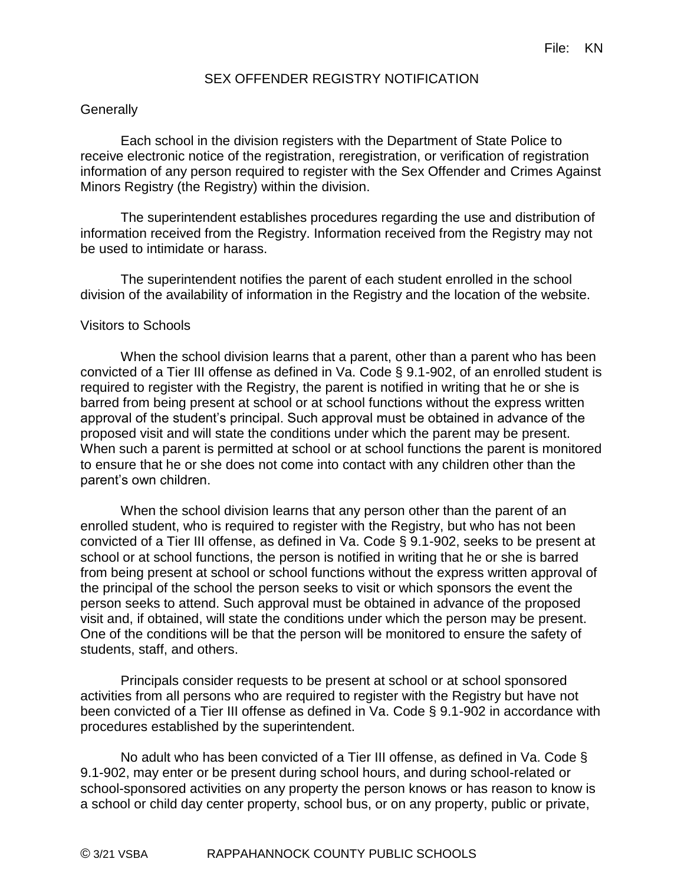File: KN

# SEX OFFENDER REGISTRY NOTIFICATION

## Generally

Each school in the division registers with the Department of State Police to receive electronic notice of the registration, reregistration, or verification of registration information of any person required to register with the Sex Offender and Crimes Against Minors Registry (the Registry) within the division.

The superintendent establishes procedures regarding the use and distribution of information received from the Registry. Information received from the Registry may not be used to intimidate or harass.

The superintendent notifies the parent of each student enrolled in the school division of the availability of information in the Registry and the location of the website.

## Visitors to Schools

When the school division learns that a parent, other than a parent who has been convicted of a Tier III offense as defined in Va. Code § 9.1-902, of an enrolled student is required to register with the Registry, the parent is notified in writing that he or she is barred from being present at school or at school functions without the express written approval of the student's principal. Such approval must be obtained in advance of the proposed visit and will state the conditions under which the parent may be present. When such a parent is permitted at school or at school functions the parent is monitored to ensure that he or she does not come into contact with any children other than the parent's own children.

When the school division learns that any person other than the parent of an enrolled student, who is required to register with the Registry, but who has not been convicted of a Tier III offense, as defined in Va. Code § 9.1-902, seeks to be present at school or at school functions, the person is notified in writing that he or she is barred from being present at school or school functions without the express written approval of the principal of the school the person seeks to visit or which sponsors the event the person seeks to attend. Such approval must be obtained in advance of the proposed visit and, if obtained, will state the conditions under which the person may be present. One of the conditions will be that the person will be monitored to ensure the safety of students, staff, and others.

Principals consider requests to be present at school or at school sponsored activities from all persons who are required to register with the Registry but have not been convicted of a Tier III offense as defined in Va. Code § 9.1-902 in accordance with procedures established by the superintendent.

No adult who has been convicted of a Tier III offense, as defined in Va. Code § 9.1-902, may enter or be present during school hours, and during school-related or school-sponsored activities on any property the person knows or has reason to know is a school or child day center property, school bus, or on any property, public or private,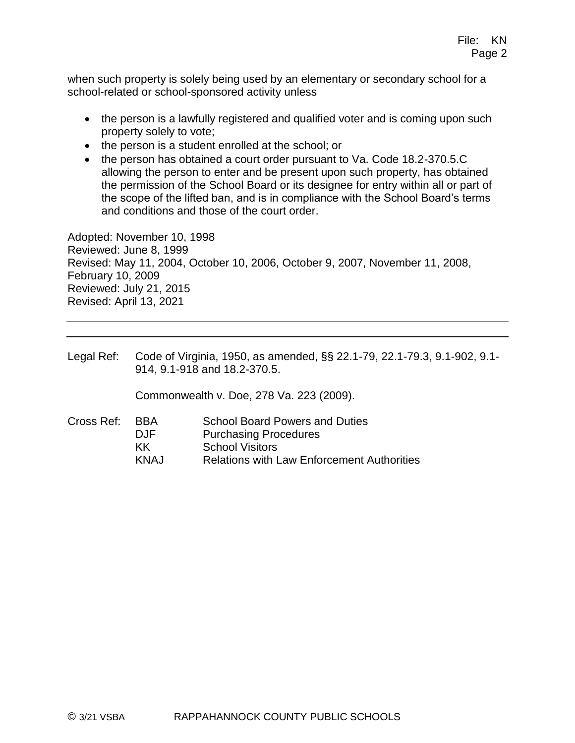when such property is solely being used by an elementary or secondary school for a school-related or school-sponsored activity unless

- the person is a lawfully registered and qualified voter and is coming upon such property solely to vote;
- the person is a student enrolled at the school; or
- the person has obtained a court order pursuant to Va. Code 18.2-370.5.C allowing the person to enter and be present upon such property, has obtained the permission of the School Board or its designee for entry within all or part of the scope of the lifted ban, and is in compliance with the School Board's terms and conditions and those of the court order.

Adopted: November 10, 1998
Reviewed: June 8, 1999
Revised: May 11, 2004, October 10, 2006, October 9, 2007, November 11, 2008, February 10, 2009
Reviewed: July 21, 2015
Revised: April 13, 2021

---

Legal Ref: Code of Virginia, 1950, as amended, §§ 22.1-79, 22.1-79.3, 9.1-902, 9.1-914, 9.1-918 and 18.2-370.5.

Commonwealth v. Doe, 278 Va. 223 (2009).

Cross Ref:

| | |
|---|---|
| BBA | School Board Powers and Duties |
| DJF | Purchasing Procedures |
| KK | School Visitors |
| KNAJ | Relations with Law Enforcement Authorities |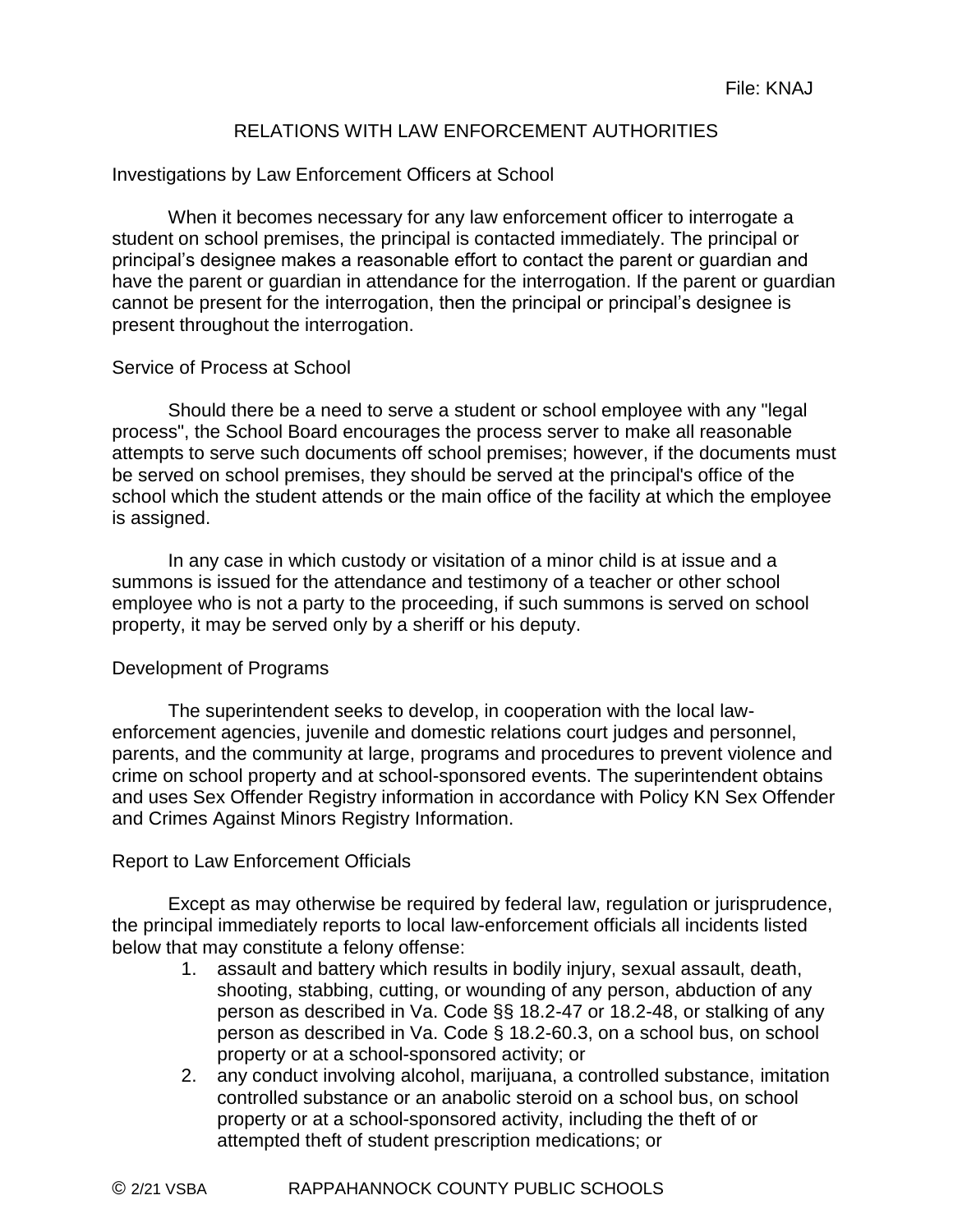File: KNAJ

# RELATIONS WITH LAW ENFORCEMENT AUTHORITIES

## Investigations by Law Enforcement Officers at School

When it becomes necessary for any law enforcement officer to interrogate a student on school premises, the principal is contacted immediately. The principal or principal's designee makes a reasonable effort to contact the parent or guardian and have the parent or guardian in attendance for the interrogation. If the parent or guardian cannot be present for the interrogation, then the principal or principal's designee is present throughout the interrogation.

## Service of Process at School

Should there be a need to serve a student or school employee with any "legal process", the School Board encourages the process server to make all reasonable attempts to serve such documents off school premises; however, if the documents must be served on school premises, they should be served at the principal's office of the school which the student attends or the main office of the facility at which the employee is assigned.

In any case in which custody or visitation of a minor child is at issue and a summons is issued for the attendance and testimony of a teacher or other school employee who is not a party to the proceeding, if such summons is served on school property, it may be served only by a sheriff or his deputy.

## Development of Programs

The superintendent seeks to develop, in cooperation with the local law-enforcement agencies, juvenile and domestic relations court judges and personnel, parents, and the community at large, programs and procedures to prevent violence and crime on school property and at school-sponsored events. The superintendent obtains and uses Sex Offender Registry information in accordance with Policy KN Sex Offender and Crimes Against Minors Registry Information.

## Report to Law Enforcement Officials

Except as may otherwise be required by federal law, regulation or jurisprudence, the principal immediately reports to local law-enforcement officials all incidents listed below that may constitute a felony offense:

1. assault and battery which results in bodily injury, sexual assault, death, shooting, stabbing, cutting, or wounding of any person, abduction of any person as described in Va. Code §§ 18.2-47 or 18.2-48, or stalking of any person as described in Va. Code § 18.2-60.3, on a school bus, on school property or at a school-sponsored activity; or
2. any conduct involving alcohol, marijuana, a controlled substance, imitation controlled substance or an anabolic steroid on a school bus, on school property or at a school-sponsored activity, including the theft of or attempted theft of student prescription medications; or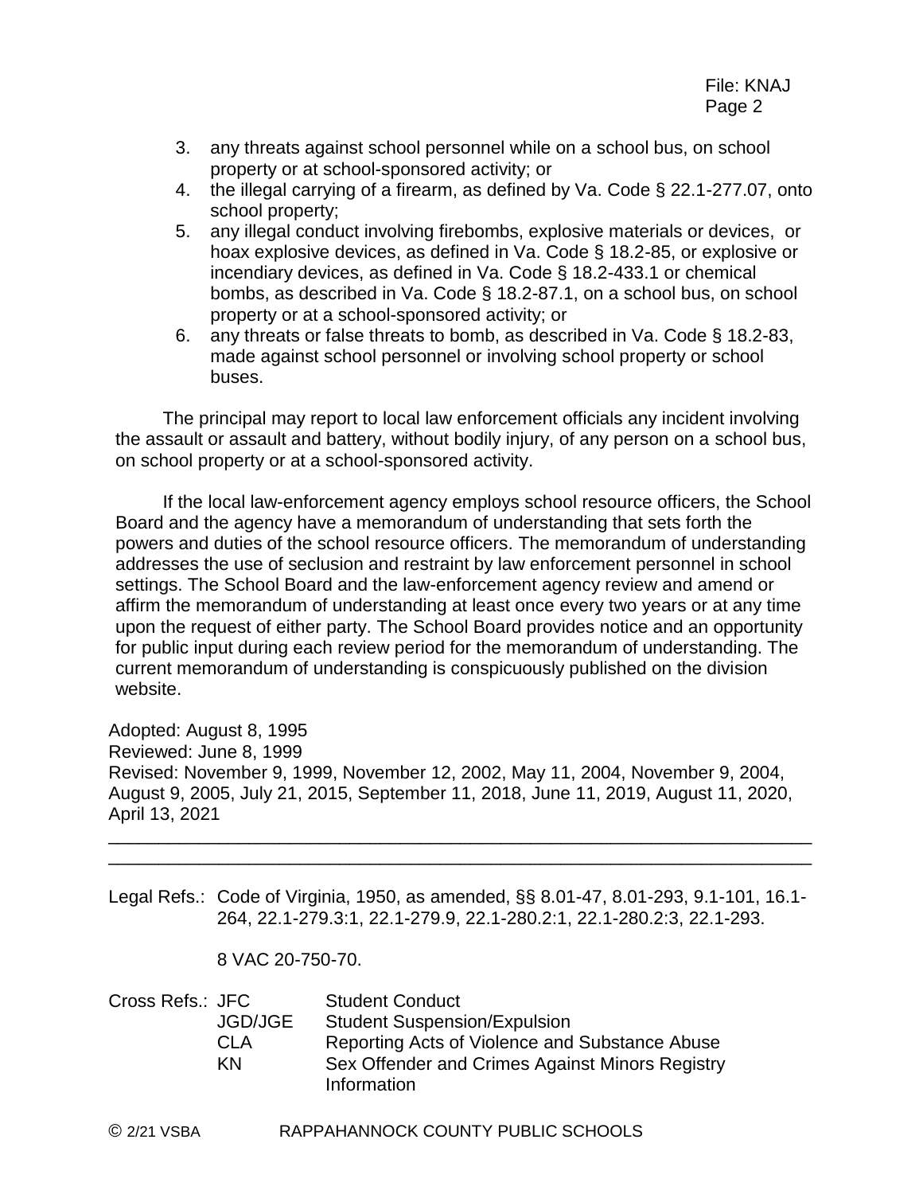3. any threats against school personnel while on a school bus, on school property or at school-sponsored activity; or
4. the illegal carrying of a firearm, as defined by Va. Code § 22.1-277.07, onto school property;
5. any illegal conduct involving firebombs, explosive materials or devices, or hoax explosive devices, as defined in Va. Code § 18.2-85, or explosive or incendiary devices, as defined in Va. Code § 18.2-433.1 or chemical bombs, as described in Va. Code § 18.2-87.1, on a school bus, on school property or at a school-sponsored activity; or
6. any threats or false threats to bomb, as described in Va. Code § 18.2-83, made against school personnel or involving school property or school buses.

The principal may report to local law enforcement officials any incident involving the assault or assault and battery, without bodily injury, of any person on a school bus, on school property or at a school-sponsored activity.

If the local law-enforcement agency employs school resource officers, the School Board and the agency have a memorandum of understanding that sets forth the powers and duties of the school resource officers. The memorandum of understanding addresses the use of seclusion and restraint by law enforcement personnel in school settings. The School Board and the law-enforcement agency review and amend or affirm the memorandum of understanding at least once every two years or at any time upon the request of either party. The School Board provides notice and an opportunity for public input during each review period for the memorandum of understanding. The current memorandum of understanding is conspicuously published on the division website.

Adopted: August 8, 1995
Reviewed: June 8, 1999
Revised: November 9, 1999, November 12, 2002, May 11, 2004, November 9, 2004, August 9, 2005, July 21, 2015, September 11, 2018, June 11, 2019, August 11, 2020, April 13, 2021

---

Legal Refs.: Code of Virginia, 1950, as amended, §§ 8.01-47, 8.01-293, 9.1-101, 16.1-264, 22.1-279.3:1, 22.1-279.9, 22.1-280.2:1, 22.1-280.2:3, 22.1-293.

8 VAC 20-750-70.

Cross Refs.:

| | |
|---|---|
| JFC | Student Conduct |
| JGD/JGE | Student Suspension/Expulsion |
| CLA | Reporting Acts of Violence and Substance Abuse |
| KN | Sex Offender and Crimes Against Minors Registry Information |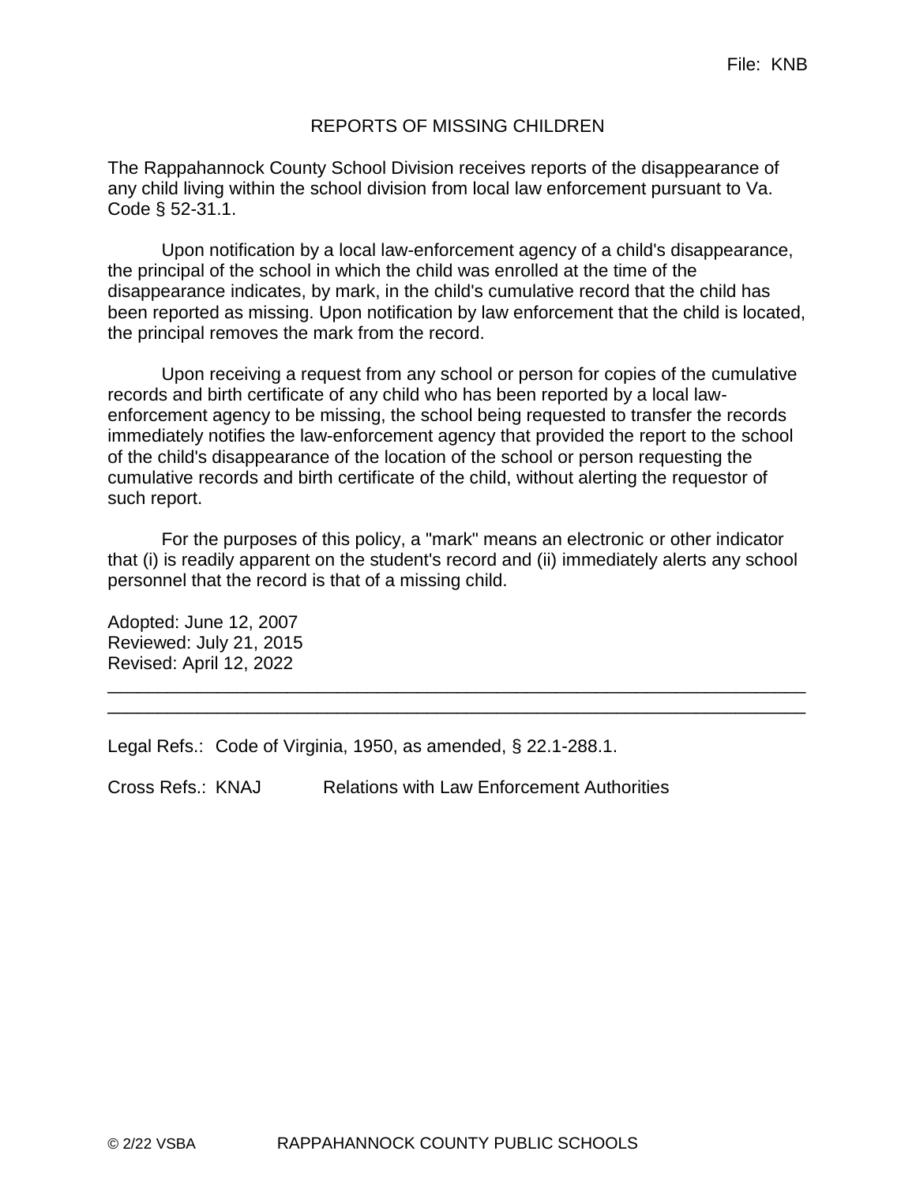File: KNB

# REPORTS OF MISSING CHILDREN

The Rappahannock County School Division receives reports of the disappearance of any child living within the school division from local law enforcement pursuant to Va. Code § 52-31.1.

Upon notification by a local law-enforcement agency of a child's disappearance, the principal of the school in which the child was enrolled at the time of the disappearance indicates, by mark, in the child's cumulative record that the child has been reported as missing. Upon notification by law enforcement that the child is located, the principal removes the mark from the record.

Upon receiving a request from any school or person for copies of the cumulative records and birth certificate of any child who has been reported by a local law-enforcement agency to be missing, the school being requested to transfer the records immediately notifies the law-enforcement agency that provided the report to the school of the child's disappearance of the location of the school or person requesting the cumulative records and birth certificate of the child, without alerting the requestor of such report.

For the purposes of this policy, a "mark" means an electronic or other indicator that (i) is readily apparent on the student's record and (ii) immediately alerts any school personnel that the record is that of a missing child.

Adopted: June 12, 2007
Reviewed: July 21, 2015
Revised: April 12, 2022

---

Legal Refs.: Code of Virginia, 1950, as amended, § 22.1-288.1.

Cross Refs.: KNAJ Relations with Law Enforcement Authorities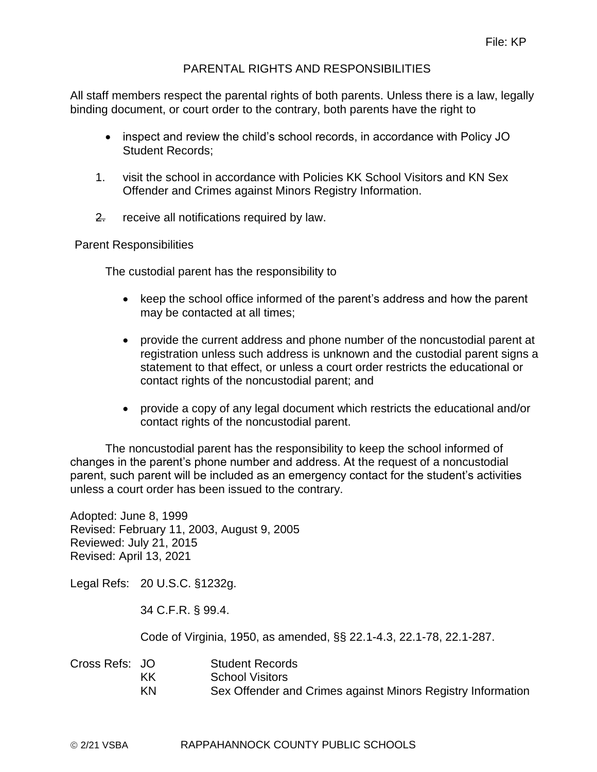File: KP

# PARENTAL RIGHTS AND RESPONSIBILITIES

All staff members respect the parental rights of both parents. Unless there is a law, legally binding document, or court order to the contrary, both parents have the right to

- inspect and review the child's school records, in accordance with Policy JO Student Records;

1. visit the school in accordance with Policies KK School Visitors and KN Sex Offender and Crimes against Minors Registry Information.

2. receive all notifications required by law.

Parent Responsibilities

The custodial parent has the responsibility to

- keep the school office informed of the parent's address and how the parent may be contacted at all times;
- provide the current address and phone number of the noncustodial parent at registration unless such address is unknown and the custodial parent signs a statement to that effect, or unless a court order restricts the educational or contact rights of the noncustodial parent; and
- provide a copy of any legal document which restricts the educational and/or contact rights of the noncustodial parent.

The noncustodial parent has the responsibility to keep the school informed of changes in the parent's phone number and address. At the request of a noncustodial parent, such parent will be included as an emergency contact for the student's activities unless a court order has been issued to the contrary.

Adopted: June 8, 1999
Revised: February 11, 2003, August 9, 2005
Reviewed: July 21, 2015
Revised: April 13, 2021

Legal Refs: 20 U.S.C. §1232g.

34 C.F.R. § 99.4.

Code of Virginia, 1950, as amended, §§ 22.1-4.3, 22.1-78, 22.1-287.

Cross Refs:
JO Student Records
KK School Visitors
KN Sex Offender and Crimes against Minors Registry Information

© 2/21 VSBA RAPPAHANNOCK COUNTY PUBLIC SCHOOLS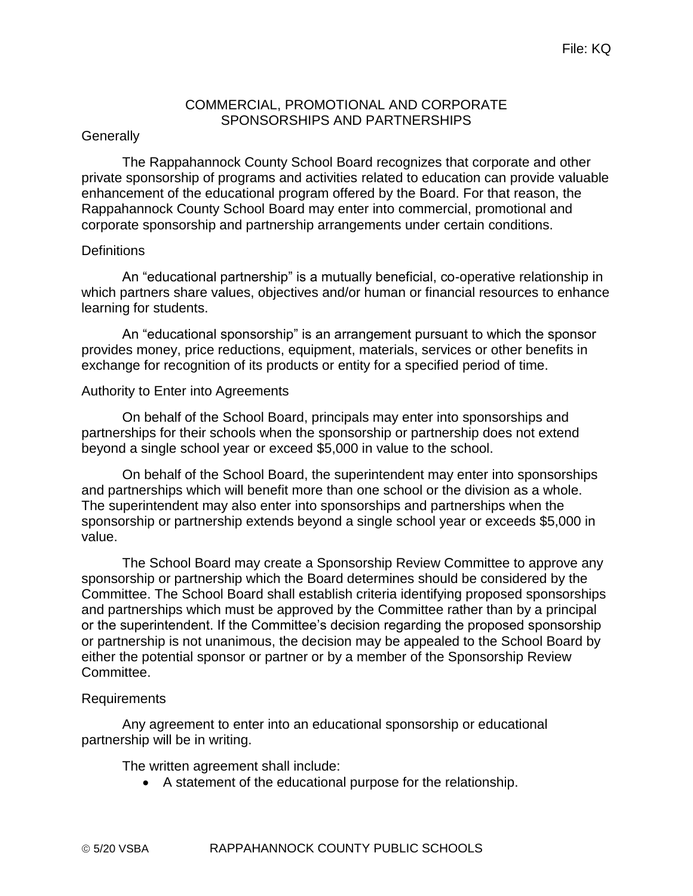File: KQ

# COMMERCIAL, PROMOTIONAL AND CORPORATE SPONSORSHIPS AND PARTNERSHIPS

## Generally

The Rappahannock County School Board recognizes that corporate and other private sponsorship of programs and activities related to education can provide valuable enhancement of the educational program offered by the Board. For that reason, the Rappahannock County School Board may enter into commercial, promotional and corporate sponsorship and partnership arrangements under certain conditions.

## Definitions

An "educational partnership" is a mutually beneficial, co-operative relationship in which partners share values, objectives and/or human or financial resources to enhance learning for students.

An "educational sponsorship" is an arrangement pursuant to which the sponsor provides money, price reductions, equipment, materials, services or other benefits in exchange for recognition of its products or entity for a specified period of time.

## Authority to Enter into Agreements

On behalf of the School Board, principals may enter into sponsorships and partnerships for their schools when the sponsorship or partnership does not extend beyond a single school year or exceed $5,000 in value to the school.

On behalf of the School Board, the superintendent may enter into sponsorships and partnerships which will benefit more than one school or the division as a whole. The superintendent may also enter into sponsorships and partnerships when the sponsorship or partnership extends beyond a single school year or exceeds $5,000 in value.

The School Board may create a Sponsorship Review Committee to approve any sponsorship or partnership which the Board determines should be considered by the Committee. The School Board shall establish criteria identifying proposed sponsorships and partnerships which must be approved by the Committee rather than by a principal or the superintendent. If the Committee's decision regarding the proposed sponsorship or partnership is not unanimous, the decision may be appealed to the School Board by either the potential sponsor or partner or by a member of the Sponsorship Review Committee.

## Requirements

Any agreement to enter into an educational sponsorship or educational partnership will be in writing.

The written agreement shall include:

- A statement of the educational purpose for the relationship.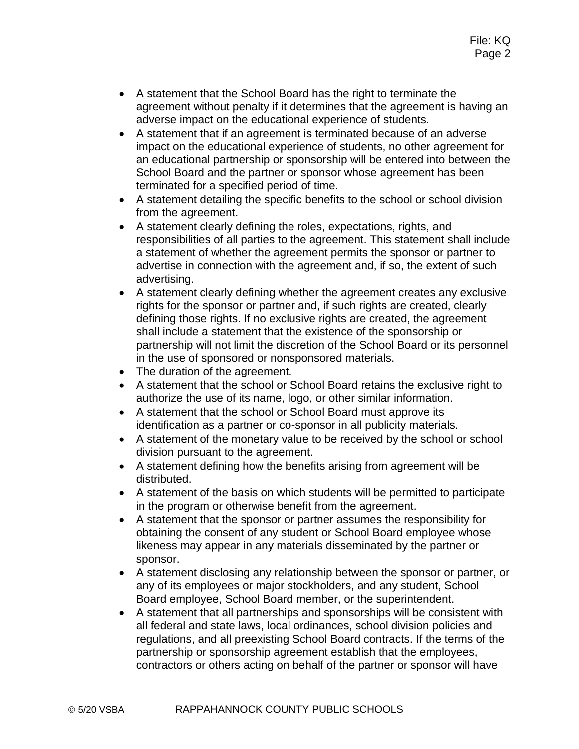- A statement that the School Board has the right to terminate the agreement without penalty if it determines that the agreement is having an adverse impact on the educational experience of students.
- A statement that if an agreement is terminated because of an adverse impact on the educational experience of students, no other agreement for an educational partnership or sponsorship will be entered into between the School Board and the partner or sponsor whose agreement has been terminated for a specified period of time.
- A statement detailing the specific benefits to the school or school division from the agreement.
- A statement clearly defining the roles, expectations, rights, and responsibilities of all parties to the agreement. This statement shall include a statement of whether the agreement permits the sponsor or partner to advertise in connection with the agreement and, if so, the extent of such advertising.
- A statement clearly defining whether the agreement creates any exclusive rights for the sponsor or partner and, if such rights are created, clearly defining those rights. If no exclusive rights are created, the agreement shall include a statement that the existence of the sponsorship or partnership will not limit the discretion of the School Board or its personnel in the use of sponsored or nonsponsored materials.
- The duration of the agreement.
- A statement that the school or School Board retains the exclusive right to authorize the use of its name, logo, or other similar information.
- A statement that the school or School Board must approve its identification as a partner or co-sponsor in all publicity materials.
- A statement of the monetary value to be received by the school or school division pursuant to the agreement.
- A statement defining how the benefits arising from agreement will be distributed.
- A statement of the basis on which students will be permitted to participate in the program or otherwise benefit from the agreement.
- A statement that the sponsor or partner assumes the responsibility for obtaining the consent of any student or School Board employee whose likeness may appear in any materials disseminated by the partner or sponsor.
- A statement disclosing any relationship between the sponsor or partner, or any of its employees or major stockholders, and any student, School Board employee, School Board member, or the superintendent.
- A statement that all partnerships and sponsorships will be consistent with all federal and state laws, local ordinances, school division policies and regulations, and all preexisting School Board contracts. If the terms of the partnership or sponsorship agreement establish that the employees, contractors or others acting on behalf of the partner or sponsor will have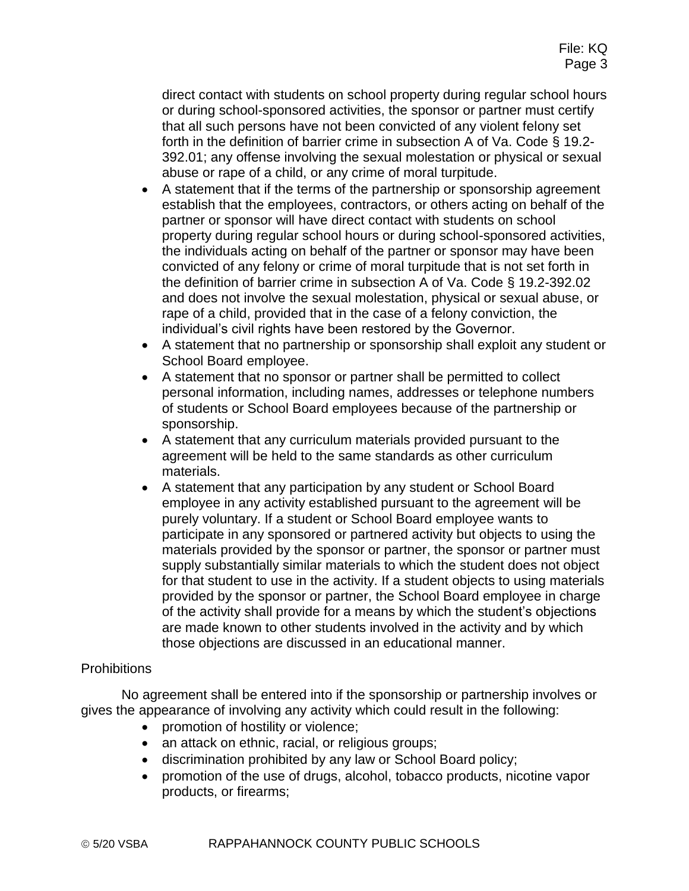direct contact with students on school property during regular school hours or during school-sponsored activities, the sponsor or partner must certify that all such persons have not been convicted of any violent felony set forth in the definition of barrier crime in subsection A of Va. Code § 19.2-392.01; any offense involving the sexual molestation or physical or sexual abuse or rape of a child, or any crime of moral turpitude.

- A statement that if the terms of the partnership or sponsorship agreement establish that the employees, contractors, or others acting on behalf of the partner or sponsor will have direct contact with students on school property during regular school hours or during school-sponsored activities, the individuals acting on behalf of the partner or sponsor may have been convicted of any felony or crime of moral turpitude that is not set forth in the definition of barrier crime in subsection A of Va. Code § 19.2-392.02 and does not involve the sexual molestation, physical or sexual abuse, or rape of a child, provided that in the case of a felony conviction, the individual's civil rights have been restored by the Governor.
- A statement that no partnership or sponsorship shall exploit any student or School Board employee.
- A statement that no sponsor or partner shall be permitted to collect personal information, including names, addresses or telephone numbers of students or School Board employees because of the partnership or sponsorship.
- A statement that any curriculum materials provided pursuant to the agreement will be held to the same standards as other curriculum materials.
- A statement that any participation by any student or School Board employee in any activity established pursuant to the agreement will be purely voluntary. If a student or School Board employee wants to participate in any sponsored or partnered activity but objects to using the materials provided by the sponsor or partner, the sponsor or partner must supply substantially similar materials to which the student does not object for that student to use in the activity. If a student objects to using materials provided by the sponsor or partner, the School Board employee in charge of the activity shall provide for a means by which the student's objections are made known to other students involved in the activity and by which those objections are discussed in an educational manner.

Prohibitions

No agreement shall be entered into if the sponsorship or partnership involves or gives the appearance of involving any activity which could result in the following:

- promotion of hostility or violence;
- an attack on ethnic, racial, or religious groups;
- discrimination prohibited by any law or School Board policy;
- promotion of the use of drugs, alcohol, tobacco products, nicotine vapor products, or firearms;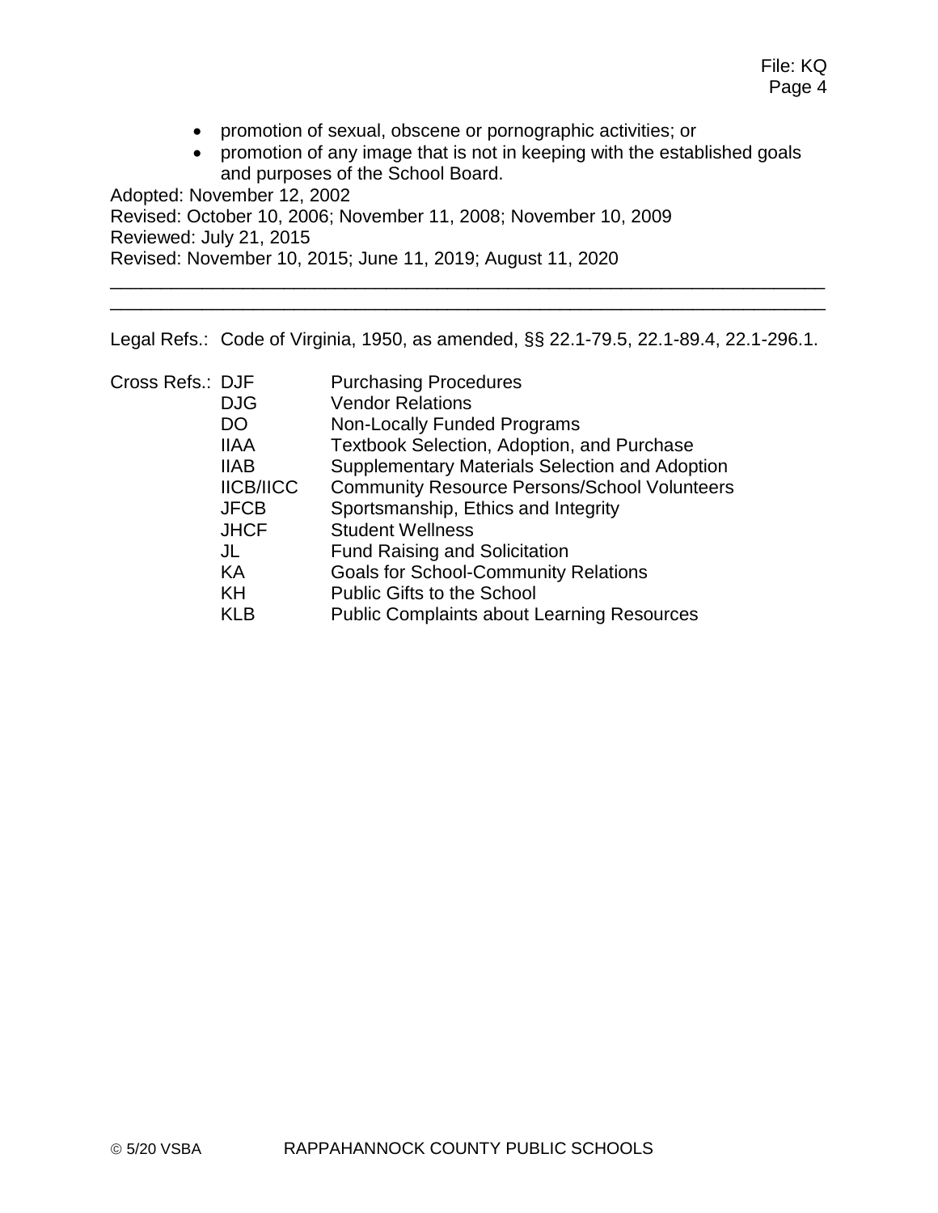- promotion of sexual, obscene or pornographic activities; or
- promotion of any image that is not in keeping with the established goals and purposes of the School Board.

Adopted: November 12, 2002
Revised: October 10, 2006; November 11, 2008; November 10, 2009
Reviewed: July 21, 2015
Revised: November 10, 2015; June 11, 2019; August 11, 2020

---

Legal Refs.: Code of Virginia, 1950, as amended, §§ 22.1-79.5, 22.1-89.4, 22.1-296.1.

Cross Refs.:

| | |
|---|---|
| DJF | Purchasing Procedures |
| DJG | Vendor Relations |
| DO | Non-Locally Funded Programs |
| IIAA | Textbook Selection, Adoption, and Purchase |
| IIAB | Supplementary Materials Selection and Adoption |
| IICB/IICC | Community Resource Persons/School Volunteers |
| JFCB | Sportsmanship, Ethics and Integrity |
| JHCF | Student Wellness |
| JL | Fund Raising and Solicitation |
| KA | Goals for School-Community Relations |
| KH | Public Gifts to the School |
| KLB | Public Complaints about Learning Resources |